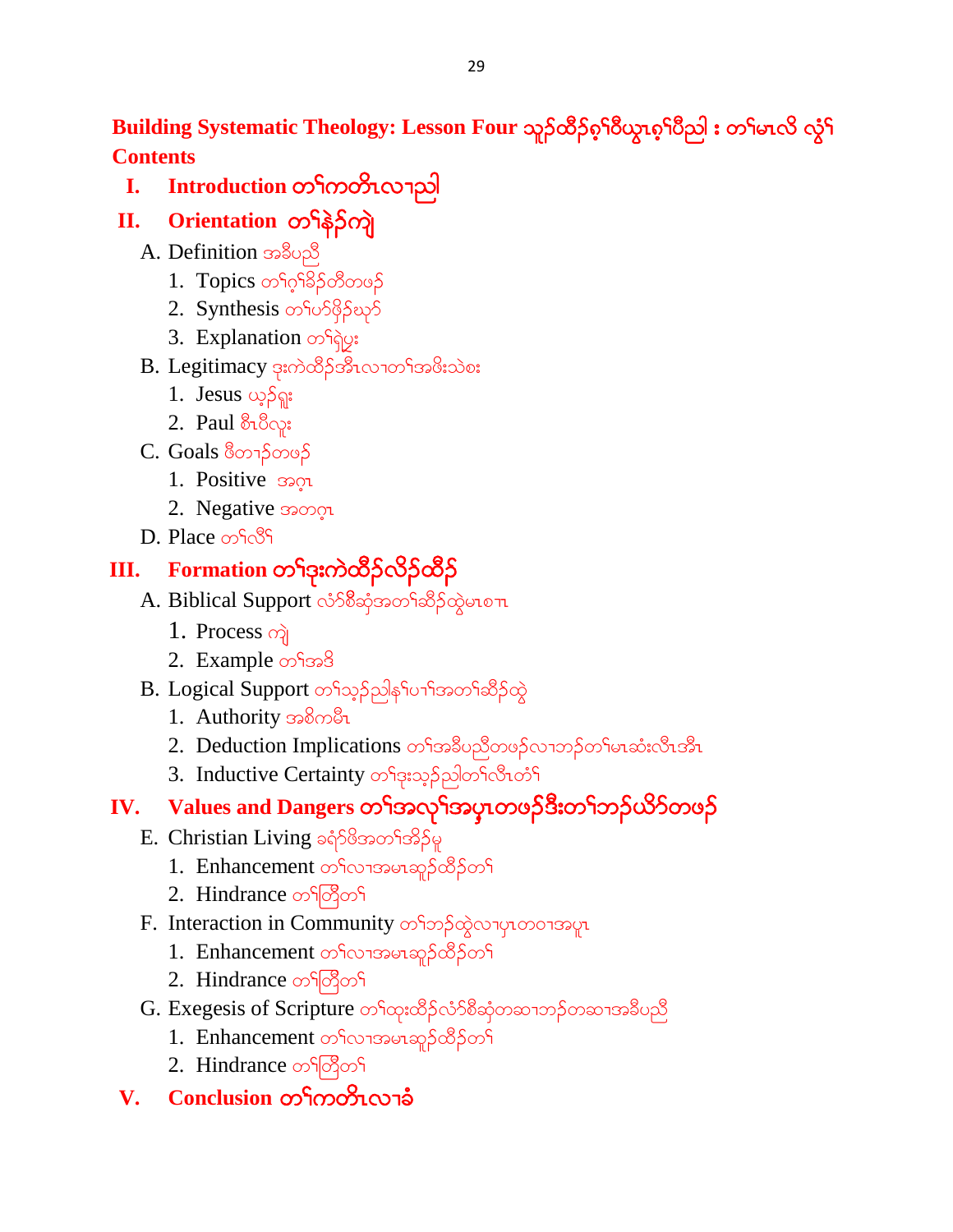# Building Systematic Theology: Lesson Four သူဉ်ထီဉ်စ့ၢ်ဝီယွၤစ့ၢ်ပီညါ : တၢ်မၤလိ လွံၢ်

## Contents

**I. Introduction တၢ်ကတီၤလၢညါ**

**II. Orientation တၢ်နဲဉ်ကျဲ**

- A. Definition အခီပညီ
  1. Topics တၢ်ဂ့ၢ်ခိဉ်တီတဖဉ်
  2. Synthesis တၢ်ဟ်ဖှိဉ်ဃှာ်
  3. Explanation တၢ်ရဲပွး
- B. Legitimacy ဒုးကဲထီဉ်အီၤလၢတၢ်အဖိးသဲစး
  1. Jesus ယ့ဉ်ရှူး
  2. Paul စီၤပီလူး
- C. Goals ဖီတၢဉ်တဖဉ်
  1. Positive အဂ္ၤ
  2. Negative အတဂ္ၤ
- D. Place တၢ်လီၢ်

**III. Formation တၢ်ဒုးကဲထီဉ်လိဉ်ထီဉ်**

- A. Biblical Support လံာ်စီဆုံအတၢ်ဆီဉ်ထွဲမၤစၢၤ
  1. Process ကျဲ
  2. Example တၢ်အဒိ
- B. Logical Support တၢ်သ့ဉ်ညါနၢ်ပၢၢ်အတၢ်ဆီဉ်ထွဲ
  1. Authority အစိကမီၤ
  2. Deduction Implications တၢ်အခီပညီတဖဉ်လၢဘဉ်တၢ်မၤဆံးလီၤအီၤ
  3. Inductive Certainty တၢ်ဒုးသ့ဉ်ညါတၢ်လီၤတံၢ်

**IV. Values and Dangers တၢ်အလုၢ်အပှၤတဖဉ်ဒီးတၢ်ဘဉ်ယိာ်တဖဉ်**

- E. Christian Living ခရံာ်ဖိအတၢ်အိဉ်မူ
  1. Enhancement တၢ်လၢအမၤဆူဉ်ထီဉ်တၢ်
  2. Hindrance တၢ်တြီတၢ်
- F. Interaction in Community တၢ်ဘဉ်ထွဲလၢပှၤတဝၢအပူၤ
  1. Enhancement တၢ်လၢအမၤဆူဉ်ထီဉ်တၢ်
  2. Hindrance တၢ်တြီတၢ်
- G. Exegesis of Scripture တၢ်ထုးထီဉ်လံာ်စီဆုံတဆၢဘဉ်တဆၢအခီပညီ
  1. Enhancement တၢ်လၢအမၤဆူဉ်ထီဉ်တၢ်
  2. Hindrance တၢ်တြီတၢ်

**V. Conclusion တၢ်ကတီၤလၢခံ**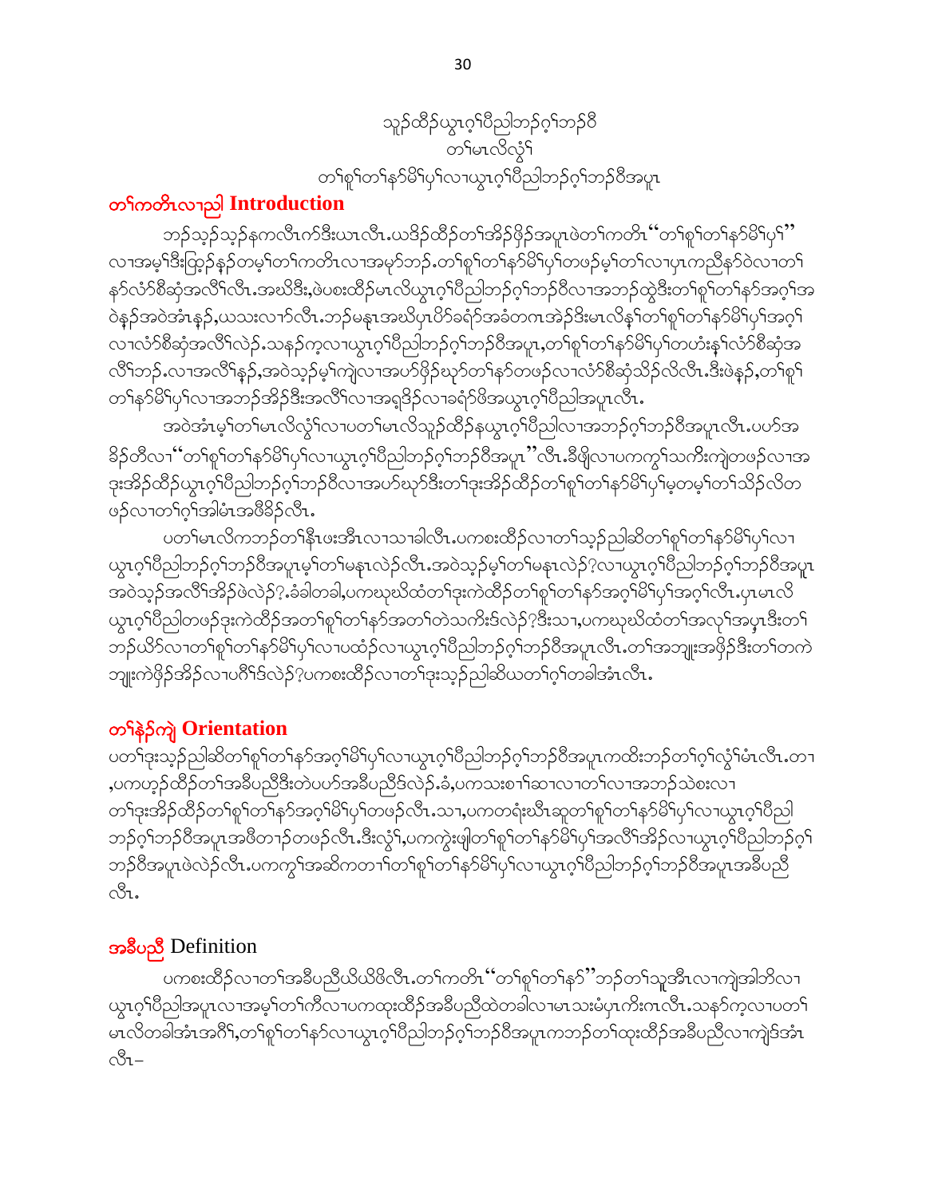သုဉ်ထိဉ်ယွၤဂ့ၢ်ပီညါဘဉ်ဂ့ၢ်ဘဉ်ဝီ
တၢ်မၤလိလွံၢ်
တၢ်စူၢ်တၢ်နာ်မိၢ်ပှၢ်လၢယွၤဂ့ၢ်ပီညါဘဉ်ဂ့ၢ်ဘဉ်ဝီအပူၤ

## တၢ်ကတိၤလၢညါ Introduction

ဘဉ်သ့ဉ်သ့ဉ်နကလီၤက်ဒီးယၤလီၤ.ယဒိဉ်ထိဉ်တၢ်အိဉ်ဖှိဉ်အပူၤဖဲတၢ်ကတိၤ"တၢ်စူၢ်တၢ်နာ်မိၢ်ပှၢ်" လၢအမ့ၢ်ဒီးထွဲဉ်နဉ်တမ့ၢ်တၢ်ကတိၤလၢအမှာ်ဘဉ်.တၢ်စူၢ်တၢ်နာ်မိၢ်ပှၢ်တဖဉ်မ့ၢ်တၢ်လၢပှၤကညီနာ်ဝဲလၢတၢ်နာ်လံာ်စီဆုံအလီၢ်လီၤ.အဃိဒီး,ဖဲပစးထိဉ်မၤလိယွၤဂ့ၢ်ပီညါဘဉ်ဂ့ၢ်ဘဉ်ဝီလၢအဘဉ်ထွဲဒီးတၢ်စူၢ်တၢ်နာ်အဂ့ၢ်အ ဝဲနဉ်အဝဲအံၤနဉ်,ယသးလၢာ်လီၤ.ဘဉ်မနုၤအဃိပှၤပိာ်ခရံာ်အခံတကၤအဲဉ်ဒိးမၤလိန့ၢ်တၢ်စူၢ်တၢ်နာ်မိၢ်ပှၢ်အဂ့ၢ် လၢလံာ်စီဆုံအလီၢ်လဲဉ်.သနၣ်က့လၢယွၤဂ့ၢ်ပီညါဘဉ်ဂ့ၢ်ဘဉ်ဝီအပူၤ,တၢ်စူၢ်တၢ်နာ်မိၢ်ပှၢ်တဟံးနှၢ်လံာ်စီဆုံအ လီၢ်ဘဉ်.လၢအလီၢ်နဉ်,အဝဲသ့ဉ်မ့ၢ်ကျဲလၢအပာ်ဖှိဉ်ဃုာ်တၢ်နာ်တဖဉ်လၢလံာ်စီဆုံသိဉ်လိလီၤ.ဒီးဖဲနဉ်,တၢ်စူၢ် တၢ်နာ်မိၢ်ပှၢ်လၢအဘဉ်အိဉ်ဒီးအလီၢ်လၢအရှဒိဉ်လၢခရံာ်ဖိအယွၤဂ့ၢ်ပီညါအပူၤလီၤ.

အဝဲအံၤမ့ၢ်တၢ်မၤလိလွံၢ်လၢပတၢ်မၤလိသုဉ်ထိဉ်နယွၤဂ့ၢ်ပီညါလၢအဘဉ်ဂ့ၢ်ဘဉ်ဝီအပူၤလီၤ.ပပာ်အ ခိဉ်တီလၢ"တၢ်စူၢ်တၢ်နာ်မိၢ်ပှၢ်လၢယွၤဂ့ၢ်ပီညါဘဉ်ဂ့ၢ်ဘဉ်ဝီအပူၤ"လီၤ.ခီဖျိလၢပကကွၢ်သကိးကျဲတဖဉ်လၢအ ဒုးအိဉ်ထိဉ်ယွၤဂ့ၢ်ပီညါဘဉ်ဂ့ၢ်ဘဉ်ဝီလၢအပာ်ဃုာ်ဒီးတၢ်ဒုးအိဉ်ထိဉ်တၢ်စူၢ်တၢ်နာ်မိၢ်ပှၢ်မ့တမ့ၢ်တၢ်သိဉ်လိတ ဖဉ်လၢတၢ်ဂ့ၢ်အါမံၤအဖီခိဉ်လီၤ.

ပတၢ်မၤလိကဘဉ်တၢ်နီၤဖးအီၤလၢသၢခါလီၤ.ပကစးထိဉ်လၢတၢ်သ့ဉ်ညါဆိတၢ်စူၢ်တၢ်နာ်မိၢ်ပှၢ်လၢ ယွၤဂ့ၢ်ပီညါဘဉ်ဂ့ၢ်ဘဉ်ဝီအပူၤမ့ၢ်တၢ်မနုၤလဲဉ်လီၤ.အဝဲသ့ဉ်မ့ၢ်တၢ်မနုၤလဲဉ်?လၢယွၤဂ့ၢ်ပီညါဘဉ်ဂ့ၢ်ဘဉ်ဝီအပူၤ အဝဲသ့ဉ်အလီၢ်အိဉ်ဖဲလဲဉ်?.ခံခါတခါ,ပကဃုဃိထံတၢ်ဒုးကဲထိဉ်တၢ်စူၢ်တၢ်နာ်အဂ့ၢ်မိၢ်ပှၢ်အဂ့ၢ်လီၤ.ပှၤမၤလိ ယွၤဂ့ၢ်ပီညါတဖဉ်ဒုးကဲထိဉ်အတၢ်စူၢ်တၢ်နာ်အတၢ်တဲသကိးဒ်လဲဉ်?ဒီးသၢ,ပကဃုဃိထံတၢ်အလုၢ်အပှၤဒီးတၢ် ဘဉ်ယိာ်လၢတၢ်စူၢ်တၢ်နာ်မိၢ်ပှၢ်လၢပထံဉ်လၢယွၤဂ့ၢ်ပီညါဘဉ်ဂ့ၢ်ဘဉ်ဝီအပူၤလီၤ.တၢ်အဘျုးအဖှိဉ်ဒီးတၢ်တကဲ ဘျုးကဲဖှိဉ်အိဉ်လၢပဂီၢ်ဒ်လဲဉ်?ပကစးထိဉ်လၢတၢ်ဒုးသ့ဉ်ညါဆိယတၢ်ဂ့ၢ်တခါအံၤလီၤ.

## တၢ်နဲဉ်ကျဲ Orientation

ပတၢ်ဒုးသ့ဉ်ညါဆိတၢ်စူၢ်တၢ်နာ်အဂ့ၢ်မိၢ်ပှၢ်လၢယွၤဂ့ၢ်ပီညါဘဉ်ဂ့ၢ်ဘဉ်ဝီအပူၤကထိးဘဉ်တၢ်ဂ့ၢ်လွံၢ်မံၤလီၤ.တၢ ,ပကဟ့ဉ်ထိဉ်တၢ်အခီပညီဒီးတဲပပာ်အခီပညီဒ်လဲဉ်.ခံ,ပကသးစၢ်ဆၢလၢတၢ်လၢအဘဉ်သဲစးလၢ တၢ်ဒုးအိဉ်ထိဉ်တၢ်စူၢ်တၢ်နာ်အဂ့ၢ်မိၢ်ပှၢ်တဖဉ်လီၤ.သၢ,ပကတရံးဃီၤဆူတၢ်စူၢ်တၢ်နာ်မိၢ်ပှၢ်လၢယွၤဂ့ၢ်ပီညါ ဘဉ်ဂ့ၢ်ဘဉ်ဝီအပူၤအဖီတၢဉ်တဖဉ်လီၤ.ဒီးလွံၢ်,ပကကွဲးဖျါတၢ်စူၢ်တၢ်နာ်မိၢ်ပှၢ်အလီၢ်အိဉ်လၢယွၤဂ့ၢ်ပီညါဘဉ်ဂ့ၢ် ဘဉ်ဝီအပူၤဖဲလဲဉ်လီၤ.ပကကွၢ်အဆိကတၢၢ်တၢ်စူၢ်တၢ်နာ်မိၢ်ပှၢ်လၢယွၤဂ့ၢ်ပီညါဘဉ်ဂ့ၢ်ဘဉ်ဝီအပူၤအခီပညီ လီၤ.

## အခီပညီ Definition

ပကစးထိဉ်လၢတၢ်အခီပညီယိယိဖိလီၤ.တၢ်ကတိၤ"တၢ်စူၢ်တၢ်နာ်"ဘဉ်တၢ်သူအီၤလၢကျဲအါဘိလၢ ယွၤဂ့ၢ်ပီညါအပူၤလၢအမ့ၢ်တၢ်ကီလၢပကထုးထိဉ်အခီပညီထဲတခါလၢမၤသးမံပှၤကိးဂၤလီၤ.သနာ်က့လၢပတၢ် မၤလိတခါအံၤအဂီၢ်,တၢ်စူၢ်တၢ်နာ်လၢယွၤဂ့ၢ်ပီညါဘဉ်ဂ့ၢ်ဘဉ်ဝီအပူၤကဘဉ်တၢ်ထုးထိဉ်အခီပညီလၢကျဲဒ်အံၤ လီၤ–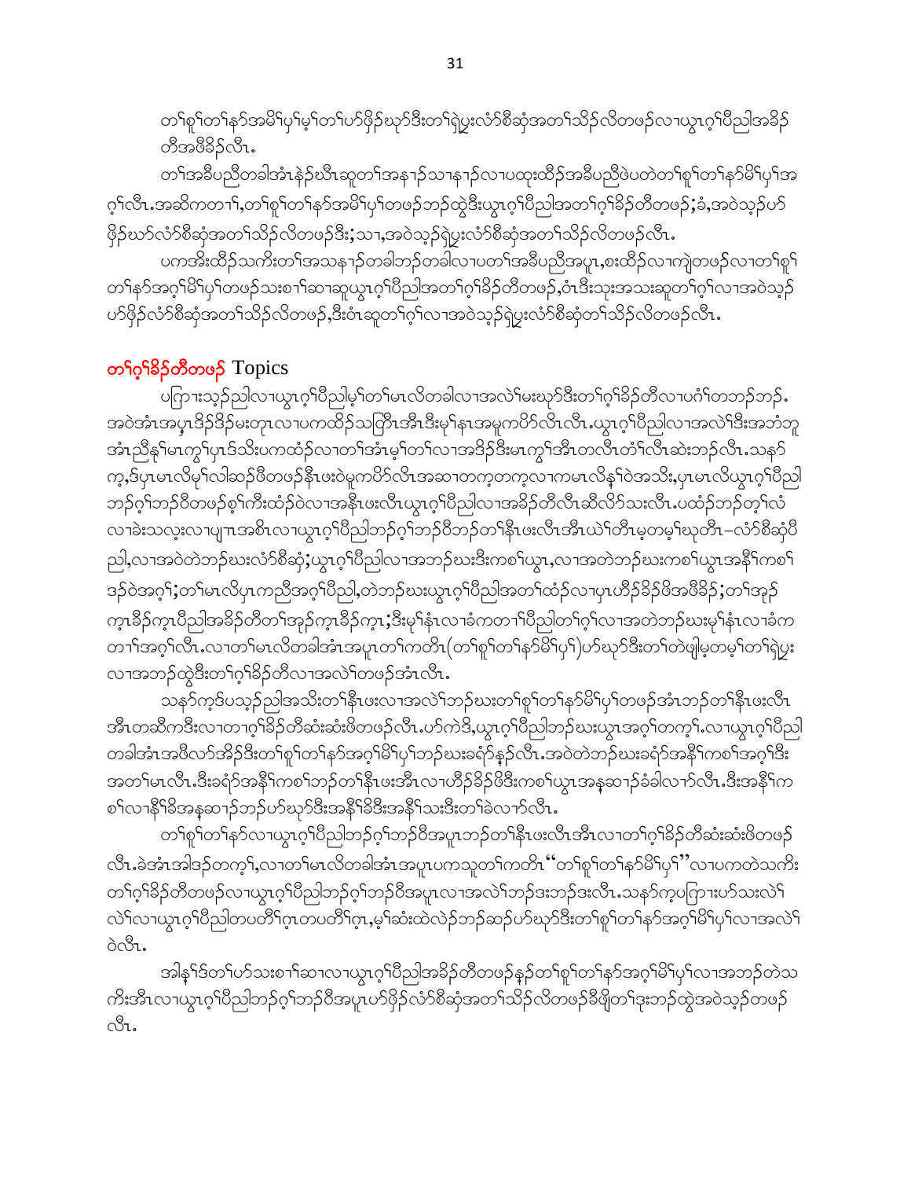တၢ်စူၢ်တၢ်နာ်အမိၢ်ပှၢ်မ့ၢ်တၢ်ဟ်ဖှိဉ်ဃုာ်ဒီးတၢ်ရဲပွးလံာ်စီဆှံအတၢ်သိဉ်လိတဖဉ်လၢယွၤဂ့ၢ်ပီညါအခိဉ်တီအဖီခိဉ်လီၤ.

တၢ်အခီပညီတခါအံၤနဲဉ်ဃီၤဆူတၢ်အနၢဉ်သၢနၢဉ်လၢပထုးထိဉ်အခီပညီဖဲပတဲတၢ်စူၢ်တၢ်နာ်မိၢ်ပှၢ်အဂ့ၢ်လီၤ.အဆိကတၢၢ်,တၢ်စူၢ်တၢ်နာ်အမိၢ်ပှၢ်တဖဉ်ဘဉ်ထွဲဒီးယွၤဂ့ၢ်ပီညါအတၢ်ဂ့ၢ်ခိဉ်တီတဖဉ်;ခံ,အဝဲသ့ဉ်ဟ်ဖှိဉ်ဃုာ်လံာ်စီဆှံအတၢ်သိဉ်လိတဖဉ်ဒီး;သၢ,အဝဲသ့ဉ်ရဲပွးလံာ်စီဆှံအတၢ်သိဉ်လိတဖဉ်လီၤ.

ပကအိးထိဉ်သကိးတၢ်အသနၢဉ်တခါဘဉ်တခါလၢပတၢ်အခီပညီအပူၤ,စးထိဉ်လၢကျဲတဖဉ်လၢတၢ်စူၢ်တၢ်နာ်အဂ့ၢ်မိၢ်ပှၢ်တဖဉ်သးစၢ်ဆၢဆူယွၤဂ့ၢ်ပီညါအတၢ်ဂ့ၢ်ခိဉ်တီတဖဉ်,ဝံၤဒီးသုးအသးဆူတၢ်ဂ့ၢ်လၢအဝဲသ့ဉ်ဟ်ဖှိဉ်လံာ်စီဆှံအတၢ်သိဉ်လိတဖဉ်,ဒီးဝံၤဆူတၢ်ဂ့ၢ်လၢအဝဲသ့ဉ်ရဲပွးလံာ်စီဆှံတၢ်သိဉ်လိတဖဉ်လီၤ.

## တၢ်ဂ့ၢ်ခိဉ်တီတဖဉ် Topics

ပကြၢးသ့ဉ်ညါလၢယွၤဂ့ၢ်ပီညါမ့ၢ်တၢ်မၤလိတခါလၢအလဲၢ်မးဃုာ်ဒီးတၢ်ဂ့ၢ်ခိဉ်တီလၢပဂံၢ်တဘဉ်ဘဉ်.အဝဲအံၤအပှၤဒိဉ်ဒိဉ်မးတုၤလၢပကထိဉ်သတြီၤအီၤဒီးမ့ၢ်နၤအမူကပိာ်လီၤလီၤ.ယွၤဂ့ၢ်ပီညါလၢအလဲၢ်ဒီးအဘံဘူအံၤညီနှၢ်မၤကွၢ်ပှၤဒ်သိးပကထံဉ်လၢတၢ်အံၤမ့ၢ်တၢ်လၢအဒိဉ်ဒီးမၤကွၢ်အီၤတလီၤတံၢ်လီၤဆဲးဘဉ်လီၤ.သနာ်က့,ဒ်ပှၤမၤလိမ့ၢ်လါဆဉ်ဖိတဖဉ်နီၤဖးဝဲမူကပိာ်လီၤအဆၢတကူတကူလၢကမၤလိန့ၢ်ဝဲအသိး,ပှၤမၤလိယွၤဂ့ၢ်ပီညါဘဉ်ဂ့ၢ်ဘဉ်ဝီတဖဉ်စ့ၢ်ကီးထံဉ်ဝဲလၢအနီၤဖးလီၤယွၤဂ့ၢ်ပီညါလၢအခိဉ်တီလီၤဆီလိာ်သးလီၤ.ပထံဉ်ဘဉ်တ့ၢ်လံလၢခဲးသလ့းလၢပျπအစိၤလၢယွၤဂ့ၢ်ပီညါဘဉ်ဂ့ၢ်ဘဉ်ဝီဘဉ်တၢ်နီၤဖးလီၤအီၤယဲၢ်တီၤမ့တမ့ၢ်ဃုတီၤ–လံာ်စီဆှံပီညါ,လၢအဝဲတဲဘဉ်ဃးလံာ်စီဆှံ;ယွၤဂ့ၢ်ပီညါလၢအဘဉ်ဃးဒီးကစၢ်ယွၤ,လၢအတဲဘဉ်ဃးကစၢ်ယွၤအနီၢ်ကစၢ်ဒဉ်ဝဲအဂ့ၢ်;တၢ်မၤလိပှၤကညီအဂ့ၢ်ပီညါ,တဲဘဉ်ဃးယွၤဂ့ၢ်ပီညါအတၢ်ထံဉ်လၢပှၤဟီဉ်ခိဉ်ဖိအဖီခိဉ်;တၢ်အှဉ်က့ၤခီဉ်က့ၤပီညါအခိဉ်တီတၢ်အှဉ်က့ၤခီဉ်က့ၤ;ဒီးမ့ၢ်နံၤလၢခံကတၢၢ်ပီညါတၢ်ဂ့ၢ်လၢအတဲဘဉ်ဃးမ့ၢ်နံၤလၢခံကတၢၢ်အဂ့ၢ်လီၤ.လၢတၢ်မၤလိတခါအံၤအပူၤတၢ်ကတိၤ(တၢ်စူၢ်တၢ်နာ်မိၢ်ပှၢ်)ဟ်ဃုာ်ဒီးတၢ်တဲဖျါမ့တမ့ၢ်တၢ်ရဲပွးလၢအဘဉ်ထွဲဒီးတၢ်ဂ့ၢ်ခိဉ်တီလၢအလဲၢ်တဖဉ်အံၤလီၤ.

သနာ်က့ဒ်ပသ့ဉ်ညါအသိးတၢ်နီၤဖးလၢအလဲၢ်ဘဉ်ဃးတၢ်စူၢ်တၢ်နာ်မိၢ်ပှၢ်တဖဉ်အံၤဘဉ်တၢ်နီၤဖးလီၤအီၤတဆီကဒီးလၢတၢဂ့ၢ်ခိဉ်တီဆံးဆံးဖိတဖဉ်လီၤ.ဟ်ကဲဒိ,ယွၤဂ့ၢ်ပီညါဘဉ်ဃးယွၤအဂ့ၢ်တက့ၢ်.လၢယွၤဂ့ၢ်ပီညါတခါအံၤအဖီလာ်အိဉ်ဒီးတၢ်စူၢ်တၢ်နာ်အဂ့ၢ်မိၢ်ပှၢ်ဘဉ်ဃးခရံာ်နှဉ်လီၤ.အဝဲတဲဘဉ်ဃးခရံာ်အနီၢ်ကစၢ်အဂ့ၢ်ဒီးအတၢ်မၤလီၤ.ဒီးခရံာ်အနီၢ်ကစၢ်ဘဉ်တၢ်နီၤဖးအီၤလၢဟီဉ်ခိဉ်ဖိဒီးကစၢ်ယွၤအနုဆၢဉ်ခံခါလၢာ်လီၤ.ဒီးအနီၢ်ကစၢ်လၢနီၢ်ခိအနုဆၢဉ်ဘဉ်ဟ်ဃုာ်ဒီးအနီၢ်ခိဒီးအနီၢ်သးဒီးတၢ်ခဲလၢာ်လီၤ.

တၢ်စူၢ်တၢ်နာ်လၢယွၤဂ့ၢ်ပီညါဘဉ်ဂ့ၢ်ဘဉ်ဝီအပူၤဘဉ်တၢ်နီၤဖးလီၤအီၤလၢတၢ်ဂ့ၢ်ခိဉ်တီဆံးဆံးဖိတဖဉ်လီၤ.ခဲအံၤအါဒဉ်တက့ၢ်,လၢတၢ်မၤလိတခါအံၤအပူၤပကသူတၢ်ကတိၤ“တၢ်စူၢ်တၢ်နာ်မိၢ်ပှၢ်”လၢပကတဲသကိးတၢ်ဂ့ၢ်ခိဉ်တီတဖဉ်လၢယွၤဂ့ၢ်ပီညါဘဉ်ဂ့ၢ်ဘဉ်ဝီအပူၤလၢအလဲၢ်ဘဉ်ဒးဘဉ်ဒးလီၤ.သနာ်က့ပကြၢးဟ်သးလဲၢ်လဲၢ်လၢယွၤဂ့ၢ်ပီညါတပတီၢ်ဂ့ၤတပတီၢ်ဂ့ၤ,မ့ၢ်ဆံးထဲလဲဉ်ဘဉ်ဆဉ်ဟ်ဃုာ်ဒီးတၢ်စူၢ်တၢ်နာ်အဂ့ၢ်မိၢ်ပှၢ်လၢအလဲၢ်ဝဲလီၤ.

အါနၢ်ဒ်တၢ်ဟ်သးစၢ်ဆၢလၢယွၤဂ့ၢ်ပီညါအခိဉ်တီတဖဉ်နဉ်တၢ်စူၢ်တၢ်နာ်အဂ့ၢ်မိၢ်ပှၢ်လၢအဘဉ်တဲသကိးအီၤလၢယွၤဂ့ၢ်ပီညါဘဉ်ဂ့ၢ်ဘဉ်ဝီအပူၤဟ်ဖှိဉ်လံာ်စီဆှံအတၢ်သိဉ်လိတဖဉ်ခီဖျိတၢ်ဒုးဘဉ်ထွဲအဝဲသ့ဉ်တဖဉ်လီၤ.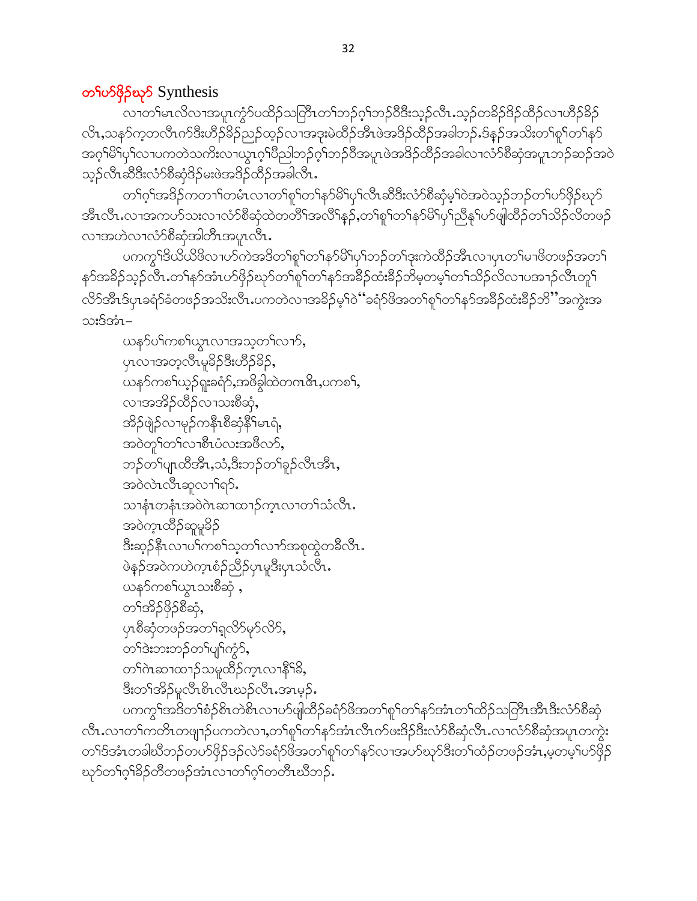## တၢ်ပာ်ဖှိဉ်ဃုာ် Synthesis

လၢတၢ်မၤလိလၢအပူၤကွံာ်ပထိဉ်သတြီၤတၢ်ဘဉ်ဂ့ၢ်ဘဉ်ဝီဒီးသ့ဉ်လီၤ.သ့ဉ်တခိဉ်ဒိဉ်ထိဉ်လၢဟီဉ်ခိဉ်လီၤ,သနၥ်က့တလီၤက်ဒီးဟီဉ်ခိဉ်ညဉ်ထ့ဉ်လၢအဒုးမဲထိဉ်အီၤဖဲအဒိဉ်ထိဉ်အခါဘဉ်.ဒ်န့ဉ်အသိးတၢ်စူၢ်တၢ်နာ်အဂ့ၢ်မိၢ်ပှၢ်လၢပကတဲသကိးလၢယွၤဂ့ၢ်ပီညါဘဉ်ဂ့ၢ်ဘဉ်ဝီအပူၤဖဲအဒိဉ်ထိဉ်အခါလၢလံာ်စီဆှံအပူၤဘဉ်ဆဉ်အဝဲသ့ဉ်လီၤဆီဒီးလံာ်စီဆှံဒိဉ်မးဖဲအဒိဉ်ထိဉ်အခါလီၤ.

တၢ်ဂ့ၢ်အဒိဉ်ကတၢၢ်တမံၤလၢတၢ်စူၢ်တၢ်နာ်မိၢ်ပှၢ်လီၤဆီဒီးလံာ်စီဆှံမ့ၢ်ဝဲအဝဲသ့ဉ်ဘဉ်တၢ်ပာ်ဖှိဉ်ဃုာ်အီၤလီၤ.လၢအကပာ်သးလၢလံာ်စီဆှံထဲတတီၢ်အလိၢ်န့ဉ်,တၢ်စူၢ်တၢ်နာ်မိၢ်ပှၢ်ညီနုၢ်ပာ်ဖျါထိဉ်တၢ်သိဉ်လိတဖဉ်လၢအဟဲလၢလံာ်စီဆှံအါတီၤအပူၤလီၤ.

ပကကွၢ်ဒ်ယိယိဖိလၢပာ်ကဲအဒိတၢ်စူၢ်တၢ်နာ်မိၢ်ပှၢ်ဘဉ်တၢ်ဒုးကဲထိဉ်အီၤလၢပှၤတၢ်မၢဖိတဖဉ်အတၢ်နာ်အခိဉ်သ့ဉ်လီၤ.တၢ်နာ်အံၤပာ်ဖှိဉ်ဃုာ်တၢ်စူၢ်တၢ်နာ်အခီဉ်ထံးခီဉ်ဘိမ့တမ့ၢ်တၢ်သိဉ်လိလၢပအၢဉ်လီၤတူၢ်လိာ်အီၤဒ်ပှၤခရံာ်ခံတဖဉ်အသိးလီၤ.ပကတဲလၢအခိဉ်မ့ၢ်ဝဲ"ခရံာ်ဖိအတၢ်စူၢ်တၢ်နာ်အခီဉ်ထံးခီဉ်ဘိ"အကွဲးအသးဒ်အံၤ–

ယနာ်ပၢ်ကစၢ်ယွၤလၢအသ့တၢ်လၢာ်,
ပှၤလၢအတ့လီၤမူခိဉ်ဒီးဟီဉ်ခိဉ်,
ယနာ်ကစၢ်ယ့ဉ်ရှူးခရံာ်,အဖိခွါထဲတဂၤဇိၤ,ပကစၢ်,
လၢအအိဉ်ထိဉ်လၢသးစီဆှံ,
အိဉ်ဖျဲဉ်လၢမုဉ်ကနီၤစီဆှံနီၢ်မၤရံ,
အဝဲတူၢ်တၢ်လၢစီၤပံလးအဖီလာ်,
ဘဉ်တၢ်ပျၢထီအီၤ,သံ,ဒီးဘဉ်တၢ်ခူဉ်လီၤအီၤ,
အဝဲလဲၤလီၤဆူလၢၢ်ရာ်.
သၢနံၤတနံၤအဝဲဂဲၤဆၢထၢဉ်က့ၤလၢတၢ်သံလီၤ.
အဝဲက့ၤထိဉ်ဆူမူခိဉ်
ဒီးဆ့ဉ်နီၤလၢပၢ်ကစၢ်သ့တၢ်လၢာ်အစုထွဲတခီလီၤ.
ဖဲန့ဉ်အဝဲကဟဲက့ၤစံဉ်ညီဉ်ပှၤမူဒီးပှၤသံလီၤ.
ယနာ်ကစၢ်ယွၤသးစီဆှံ ,
တၢ်အိဉ်ဖှိဉ်စီဆှံ,
ပှၤစီဆှံတဖဉ်အတၢ်ရှလိာ်မုာ်လိာ်,
တၢ်ဒဲးဘးဘဉ်တၢ်ပျၢ်ကွံာ်,
တၢ်ဂဲၤဆၢထၢဉ်သမူထိဉ်က့ၤလၢနီၢ်ခိ,
ဒီးတၢ်အိဉ်မူလီၤစိၤလီၤဃဉ်လီၤ.အာမ့ဉ်.

ပကကွၢ်အဒိတၢ်စံဉ်စိၤတဲစိၤလၢပာ်ဖျါထိဉ်ခရံာ်ဖိအတၢ်စူၢ်တၢ်နာ်အံၤတၢ်ထိဉ်သတြီၤအီၤဒီးလံာ်စီဆှံလီၤ.လၢတၢ်ကတိၤတဖျၢဉ်ပကတဲလၢ,တၢ်စူၢ်တၢ်နာ်အံၤလီၤက်ဖးဒိဉ်ဒီးလံာ်စီဆှံလီၤ.လၢလံာ်စီဆှံအပူၤတကွဲးတၢ်ဒ်အံၤတခါဃီဘဉ်တပာ်ဖှိဉ်ဒဉ်လဲာ်ခရံာ်ဖိအတၢ်စူၢ်တၢ်နာ်လၢအပာ်ဃုာ်ဒီးတၢ်ထံဉ်တဖဉ်အံၤ,မ့တမ့ၢ်ပာ်ဖှိဉ်ဃုာ်တၢ်ဂ့ၢ်ခိဉ်တီတဖဉ်အံၤလၢတၢ်ဂ့ၢ်တတီၤဃီဘဉ်.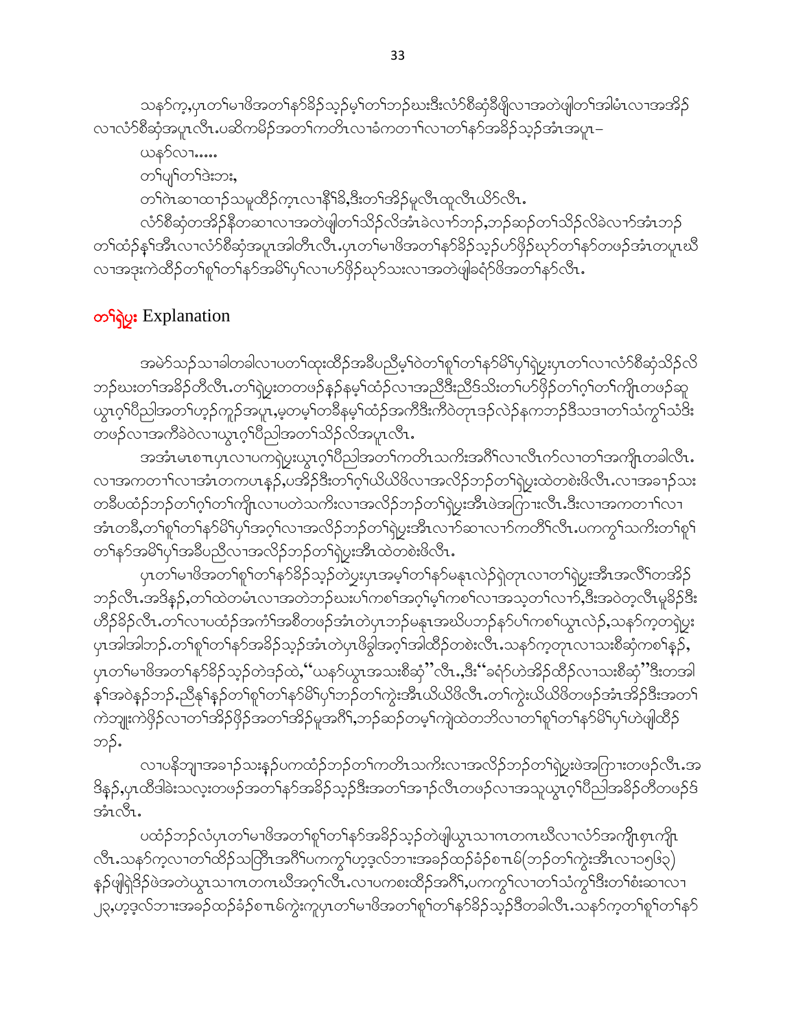သနၣ်က့,ပှၤတၢ်မၢဖိအတၢ်နာ်ခီဉ်သ့ဉ်မ့ၢ်တၢ်ဘဉ်ဃးဒီးလံာ်စီဆှံခီဖျိလၢအတဲဖျါတၢ်အါမံၤလၢအအိဉ်လၢလံာ်စီဆှံအပူၤလီၤ.ပဆိကမိဉ်အတၢ်ကတိၤလၢခံကတၢၢ်လၢတၢ်နာ်အခီဉ်သ့ဉ်အံၤအပူၤ–

ယနာ်လၢ.....

တၢ်ပျၢ်တၢ်ဒဲးဘး,

တၢ်ဂဲၤဆၢထၢဉ်သမူထီဉ်ကူၤလၢနီၢ်ခိ,ဒီးတၢ်အိဉ်မူလီၤထူလီၤယိာ်လီၤ.

လံာ်စီဆှံတအိဉ်နီတဆၢလၢအတဲဖျါတၢ်သိဉ်လိအံၤခဲလၢာ်ဘဉ်,ဘဉ်ဆဉ်တၢ်သိဉ်လိခဲလၢာ်အံၤဘဉ်တၢ်ထံဉ်နှၢ်အီၤလၢလံာ်စီဆှံအပူၤအါတီၤလီၤ.ပှၤတၢ်မၢဖိအတၢ်နာ်ခီဉ်သ့ဉ်ဟ်ဖှိဉ်ဃုာ်တၢ်နာ်တဖဉ်အံၤတပူၤဃီလၢအဒုးကဲထီဉ်တၢ်စူၢ်တၢ်နာ်အမိၢ်ပှ်လၢဟ်ဖှိဉ်ဃုာ်သးလၢအတဲဖျါခရံာ်ဖိအတၢ်နာ်လီၤ.

## တၢ်ရဲပွး Explanation

အမဲာ်သဉ်သၢခါတခါလၢပတၢ်ထုးထီဉ်အခီပညီမ့ၢ်ဝဲတၢ်စူၢ်တၢ်နာ်မိၢ်ပှ်ရဲပွးပှၤတၢ်လၢလံာ်စီဆှံသိဉ်လိဘဉ်ဃးတၢ်အခိဉ်တီလီၤ.တၢ်ရဲပွးတတဖဉ်နဉ်နမ့ၢ်ထံဉ်လၢအညီဒီးညီဒ်သိးတၢ်ဟ်ဖှိဉ်တၢ်ဂ့ၢ်တၢ်ကျိၤတဖဉ်ဆူယွၤဂ့ၢ်ပီညါအတၢ်ဟ့ဉ်ကူဉ်အပူၤ,မ့တမ့ၢ်တခီနမ့ၢ်ထံဉ်အကီဒီးကီဝဲတုၤဒဉ်လဲဉ်နကဘဉ်ဒိသဒၢတၢ်သံကွၢ်သံဒိးတဖဉ်လၢအကီခဲဝဲလၢယွၤဂ့ၢ်ပီညါအတၢ်သိဉ်လိအပူၤလီၤ.

အအံၤမၤစၢၤပှၤလၢပကရဲပွးယွၤဂ့ၢ်ပီညါအတၢ်ကတိၤသကိးအဂီၢ်လၢလီၤက်လၢတၢ်အကျိၤတခါလီၤ.လၢအကတၢၢ်လၢအံၤတကပၤနဉ်,ပအိဉ်ဒီးတၢ်ဂ့ၢ်ယိယိဖိလၢအလိဉ်ဘဉ်တၢ်ရဲပွးထဲတစဲးဖိလီၤ.လၢအခၢဉ်သးတခီပထံဉ်ဘဉ်တၢ်ဂ့ၢ်တၢ်ကျိၤလၢပတဲသကိးလၢအလိဉ်ဘဉ်တၢ်ရဲပွးအီၤဖဲအကြၢးလီၤ.ဒီးလၢအကတၢၢ်လၢအံၤတခီ,တၢ်စူၢ်တၢ်နာ်မိၢ်ပှ်အဂ့ၢ်လၢအလိဉ်ဘဉ်တၢ်ရဲပွးအီၤလၢာ်ဆၢလၢာ်ကတိၢ်လီၤ.ပကကွၢ်သကိးတၢ်စူၢ်တၢ်နာ်အမိၢ်ပှ်အခီပညီလၢအလိဉ်ဘဉ်တၢ်ရဲပွးအီၤထဲတစဲးဖိလီၤ.

ပှၤတၢ်မၢဖိအတၢ်စူၢ်တၢ်နာ်ခီဉ်သ့ဉ်တဲပွးပှၤအမ့ၢ်တၢ်နာ်မနုၤလဲဉ်ရဲတုၤလၢတၢ်ရဲပွးအီၤအလီၢ်တအိဉ်ဘဉ်လီၤ.အဒိနဉ်,တၢ်ထဲတမံၤလၢအတဲဘဉ်ဃးပၢ်ကစၢ်အဂ့ၢ်မ့ၢ်ကစၢ်လၢအသ့တၢ်လၢာ်,ဒီးအဝဲတ့လီၤမူခိဉ်ဒီးဟိဉ်ခိဉ်လီၤ.တၢ်လၢပထံဉ်အကံၢ်အစီတဖဉ်အံၤတဲပှၤဘဉ်မနုၤအဃိပဘဉ်နာ်ပၢ်ကစၢ်ယွၤလဲဉ်,သနာ်က့တရဲပွးပှၤအါအါဘဉ်.တၢ်စူၢ်တၢ်နာ်အခီဉ်သ့ဉ်အံၤတဲပှၤဖိခွါအဂ့ၢ်အါထီဉ်တစဲးလီၤ.သနာ်က့တုၤလၢသးစီဆှံကစၢ်နဉ်,ပှၤတၢ်မၢဖိအတၢ်နာ်ခီဉ်သ့ဉ်တဲဒဉ်ထဲ,"ယနာ်ယွၤအသးစီဆှံ" လီၤ.,ဒီး"ခရံာ်ဟဲအိဉ်ထီဉ်လၢသးစီဆှံ"ဒီးတအါန့ၢ်အဝဲနဉ်ဘဉ်.ညီနုၢ်နဉ်တၢ်စူၢ်တၢ်နာ်မိၢ်ပှ်ဘဉ်တၢ်ကွဲးအီၤယိယိဖိလီၤ.တၢ်ကွဲးယိယိဖိတဖဉ်အံၤအိဉ်ဒီးအတၢ်ကဲဘျုးကဲဖှိဉ်လၢတၢ်အိဉ်ဖှိဉ်အတၢ်အိဉ်မူအဂီၢ်,ဘဉ်ဆဉ်တမ့ၢ်ကျဲထဲတဘိလၢတၢ်စူၢ်တၢ်နာ်မိၢ်ပှ်ဟဲဖျါထီဉ်ဘဉ်.

လၢပနိဘျၢအခၢဉ်သးနဉ်ပကထံဉ်ဘဉ်တၢ်ကတိၤသကိးလၢအလိဉ်ဘဉ်တၢ်ရဲပွးဖဲအကြၢးတဖဉ်လီၤ.အဒိနဉ်,ပှၤထီဒါခဲးသလ့းတဖဉ်အတၢ်နာ်အခီဉ်သ့ဉ်ဒီးအတၢ်အၢဉ်လီၤတဖဉ်လၢအသူယွၤဂ့ၢ်ပီညါအခိဉ်တီတဖဉ်ဒ်အံၤလီၤ.

ပထံဉ်ဘဉ်လံပှၤတၢ်မၢဖိအတၢ်စူၢ်တၢ်နာ်အခီဉ်သ့ဉ်တဲဖျါယွၤသၢဂၤတဂၤဃီလၢလံာ်အကျိၤစှၤကျိၤလီၤ.သနာ်က့လၢတၢ်ထိဉ်သတြီၤအဂီၢ်ပကကွၢ်ဟ့ဒ့လ်ဘၢးအခၣ်ထၣ်ခံၣ်စ႑ၤမ်(ဘဉ်တၢ်ကွဲးအီၤလၢ၁၅၆၃)နဉ်ဖျါရှဲဒိဉ်ဖဲအတဲယွၤသၢဂၤတဂၤဃီအဂ့ၢ်လီၤ.လၢပကစးထီဉ်အဂီၢ်,ပကကွၢ်လၢတၢ်သံကွၢ်ဒီးတၢ်စံးဆၢလၢ၂၃,ဟ့ဒ့လ်ဘၢးအခၣ်ထၣ်ခံၣ်စ႑ၤမ်ကွဲးကူပှၤတၢ်မၢဖိအတၢ်စူၢ်တၢ်နာ်ခီဉ်သ့ဉ်ဒီတခါလီၤ.သနာ်က့တၢ်စူၢ်တၢ်နာ်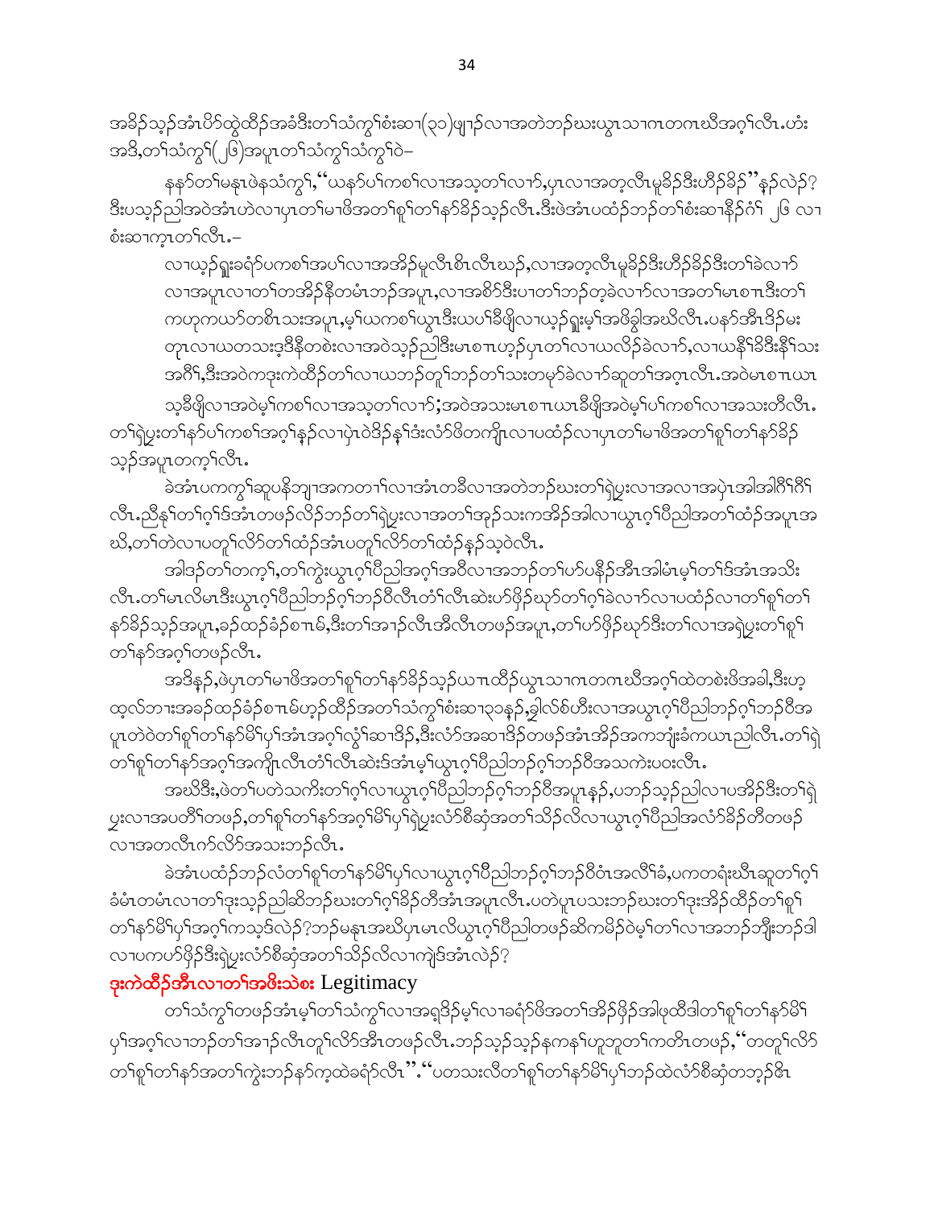အခိၣ်သ့ၣ်အံၤပိာ်ထွဲထီၣ်အခံဒီးတၢ်သံကွၢ်စံးဆၢ(၃၁)ဖျၢၣ်လၢအတဲဘၣ်ဃးယွၤသၢဂၤတဂၤဃီအဂ့ၢ်လီၤ.ဟံး အဒိ,တၢ်သံကွၢ်(၂၆)အပူၤတၢ်သံကွၢ်သံကွၢ်ဝဲ–

နနာ်တၢ်မနၤဖဲနသံကွၢ်,"ယနာ်ပၢ်ကစၢ်လၢအသ့တၢ်လၢာ်,ပှၤလၢအတ့လီၤမူခိၣ်ဒီးဟီၣ်ခိၣ်"နၣ်လဲၣ်? ဒီးပသ့ၣ်ညါအဝဲအံၤဟဲလၢပှၤတၢ်မၢဖိအတၢ်စူၢ်တၢ်နာ်ခိၣ်သ့ၣ်လီၤ.ဒီးဖဲအံၤပထံၣ်ဘၣ်တၢ်စံးဆၢနီၣ်ဂံၢ် ၂၆ လၢ စံးဆၢက့ၤတၢ်လီၤ.–

လၢယ့ၣ်ရှူးခရံာ်ပကစၢ်အပၢ်လၢအအိၣ်မူလီၤစိၤလီၤဃၣ်,လၢအတ့လီၤမူခိၣ်ဒီးဟီၣ်ခိၣ်ဒီးတၢ်ခဲလၢာ် လၢအပူၤလၢတၢ်တအိၣ်နီတမံၤဘၣ်အပူၤ,လၢအစိာ်ဒီးပၢတၢ်ဘၣ်တ့ခဲလၢာ်လၢအတၢ်မၤစၢၤဒီးတၢ် ကဟုကယာ်တစိၤသးအပူၤ,မ့ၢ်ယကစၢ်ယွၤဒီးယပၢ်ခီဖျိလၢယ့ၣ်ရှူးမ့ၢ်အဖိခွါအဃိလီၤ.ပနာ်အီၤဒိၣ်မး တုၤလၢယတသးဒ့ဒီနီတစံးလၢအဝဲသ့ၣ်ညါဒီးမၤစၢၤဟ့ၣ်ပှၤတၢ်လၢယလိၣ်ခဲလၢာ်,လၢယနီၢ်ခိဒီးနီၢ်သး အဂီၢ်,ဒီးအဝဲကဒုးကဲထီၣ်တၢ်လၢယဘၣ်တူၢ်ဘၣ်တၢ်သးတမုာ်ခဲလၢာ်ဆူတၢ်အဂ့ၤလီၤ.အဝဲမၤစၢၤယၤ သ့ခီဖျိလၢအဝဲမ့ၢ်ကစၢ်လၢအသ့တၢ်လၢာ်;အဝဲအသးမၤစၢၤယၤခီဖျိအဝဲမ့ၢ်ပၢ်ကစၢ်လၢအသးတီလီၤ.

တၢ်ရဲပူးတၢ်နာ်ပၢ်ကစၢ်အဂ့ၢ်နၣ်လၢပှဲၤဝဲဒိၣ်နှၢ်ဒံးလံာ်ဖိတကျိၤလၢပထံၣ်လၢပှၤတၢ်မၢဖိအတၢ်စူၢ်တၢ်နာ်ခိၣ် သ့ၣ်အပူၤတက့ၢ်လီၤ.

ခဲအံၤပကကွၢ်ဆူပနိဘျၢအကတၢၢ်လၢအံၤတခီလၢအတဲဘၣ်ဃးတၢ်ရဲပူးလၢအလၢအပှဲၤအါအါဂီၢ်ဂီၢ် လီၤ.ညီနှၢ်တၢ်ဂ့ၢ်ဒ်အံၤတဖၣ်လိၣ်ဘၣ်တၢ်ရဲပူးလၢအတၢ်အှၣ်သးကအိၣ်အါလၢယွၤဂ့ၢ်ပီညါအတၢ်ထံၣ်အပူၤအ ဃိ,တၢ်တဲလၢပတူၢ်လိာ်တၢ်ထံၣ်အံၤပတူၢ်လိာ်တၢ်ထံၣ်နၣ်သ့ဝဲလီၤ.

အါဒၣ်တၢ်တက့ၢ်,တၢ်ကွဲးယွၤဂ့ၢ်ပီညါအဂ့ၢ်အဝိလၢအဘၣ်တၢ်ပာ်ပနီၣ်အီၤအါမံၤမ့ၢ်တၢ်ဒ်အံၤအသိး လီၤ.တၢ်မၤလိမၤဒီးယွၤဂ့ၢ်ပီညါဘၣ်ဂ့ၢ်ဘၣ်ဝီလီၤတံၢ်လီၤဆဲးဟ်ဖှိၣ်ဃုာ်တၢ်ဂ့ၢ်ခဲလၢာ်လၢပထံၣ်လၢတၢ်စူၢ်တၢ် နာ်ခိၣ်သ့ၣ်အပူၤ,ခၣ်ထၣ်ခံၣ်စၢၤမ်,ဒီးတၢ်အၢၣ်လီၤအီလီၤတဖၣ်အပူၤ,တၢ်ပာ်ဖှိၣ်ဃုာ်ဒီးတၢ်လၢအရဲပူးတၢ်စူၢ် တၢ်နာ်အဂ့ၢ်တဖၣ်လီၤ.

အဒိနၣ်,ဖဲပှၤတၢ်မၢဖိအတၢ်စူၢ်တၢ်နာ်ခိၣ်သ့ၣ်ယπထီၣ်ယွၤသၢဂၤတဂၤဃီအဂ့ၢ်ထဲတစဲးဖိအခါ,ဒီးဟ့ ထုလ်ဘၢးအခၣ်ထၣ်ခံၣ်စၢၤမ်ဟ့ၣ်ထီၣ်အတၢ်သံကွၢ်စံးဆၢ၃၁နၣ်,ခွါလ်စ်ဟီးလၢအယွၤဂ့ၢ်ပီညါဘၣ်ဂ့ၢ်ဘၣ်ဝီအ ပူၤတဲဝဲတၢ်စူၢ်တၢ်နာ်မိၢ်ပှၢ်အံၤအဂ့ၢ်လွံၢ်ဆၢဒိၣ်,ဒီးလံာ်အဆၢဒိၣ်တဖၣ်အံၤအဒိၣ်အကဘျံးခံကယၤညါလီၤ.တၢ်ရဲ တၢ်စူၢ်တၢ်နာ်အဂ့ၢ်အကျိၤလီၤတံၢ်လီၤဆဲးဒ်အံၤမ့ၢ်ယွၤဂ့ၢ်ပီညါဘၣ်ဂ့ၢ်ဘၣ်ဝီအသကဲးပဝးလီၤ.

အဃိဒီး,ဖဲတၢ်ပတဲသကိးတၢ်ဂ့ၢ်လၢယွၤဂ့ၢ်ပီညါဘၣ်ဂ့ၢ်ဘၣ်ဝီအပူၤနၣ်,ပဘၣ်သ့ၣ်ညါလၢပအိၣ်ဒီးတၢ်ရဲ ပူးလၢအပတိၢ်တဖၣ်,တၢ်စူၢ်တၢ်နာ်အဂ့ၢ်မိၢ်ပှၢ်ရဲပူးလံာ်စီဆုံအတၢ်သိၣ်လိလၢယွၤဂ့ၢ်ပီညါအလံာ်ခိၣ်တီတဖၣ် လၢအတလီၤက်လိာ်အသးဘၣ်လီၤ.

ခဲအံၤပထံၣ်ဘၣ်လံတၢ်စူၢ်တၢ်နာ်မိၢ်ပှၢ်လၢယွၤဂ့ၢ်ပီညါဘၣ်ဂ့ၢ်ဘၣ်ဝီဝံၤအလိၢ်ခံ,ပကတရံးဃီၤဆူတၢ်ဂ့ၢ် ခံမံၤတမံၤလၢတၢ်ဒုးသ့ၣ်ညါဆိဘၣ်ဃးတၢ်ဂ့ၢ်ခိၣ်တီအံၤအပူၤလီၤ.ပတဲပှၤပသးဘၣ်ဃးတၢ်ဒုးအိၣ်ထီၣ်တၢ်စူၢ် တၢ်နာ်မိၢ်ပှၢ်အဂ့ၢ်ကသ့ဒ်လဲၣ်?ဘၣ်မနုၤအဃိပှၤမၤလိယွၤဂ့ၢ်ပီညါတဖၣ်ဆိကမိၣ်ဝဲမ့ၢ်တၢ်လၢအဘၣ်ဘျီးဘၣ်ဒါ လၢပကဟ်ဖှိၣ်ဒီးရဲပူးလံာ်စီဆုံအတၢ်သိၣ်လိလၢကျဲဒ်အံၤလဲၣ်?

## ဒုးကဲထီၣ်အီၤလၢတၢ်အဖိးသဲစး Legitimacy

တၢ်သံကွၢ်တဖၣ်အံၤမ့ၢ်တၢ်သံကွၢ်လၢအရှဒိၣ်မ့ၢ်လၢခရံာ်ဖိအတၢ်အိၣ်ဖှိၣ်အါဖုထီဒါတၢ်စူၢ်တၢ်နာ်မိၢ် ပှၢ်အဂ့ၢ်လၢဘၣ်တၢ်အၢၣ်လီၤတူၢ်လိာ်အီၤတဖၣ်လီၤ.ဘၣ်သ့ၣ်သ့ၣ်နကနၢ်ဟူဘူတၢ်ကတိၤတဖၣ်,"တတူၢ်လိာ် တၢ်စူၢ်တၢ်နာ်အတၢ်ကွဲးဘၣ်နာ်က့ထဲခရံာ်လီၤ"."ပတသးလီတၢ်စူၢ်တၢ်နာ်မိၢ်ပှၢ်ဘၣ်ထဲလံာ်စီဆုံတဘ့ၣ်ဇိၤ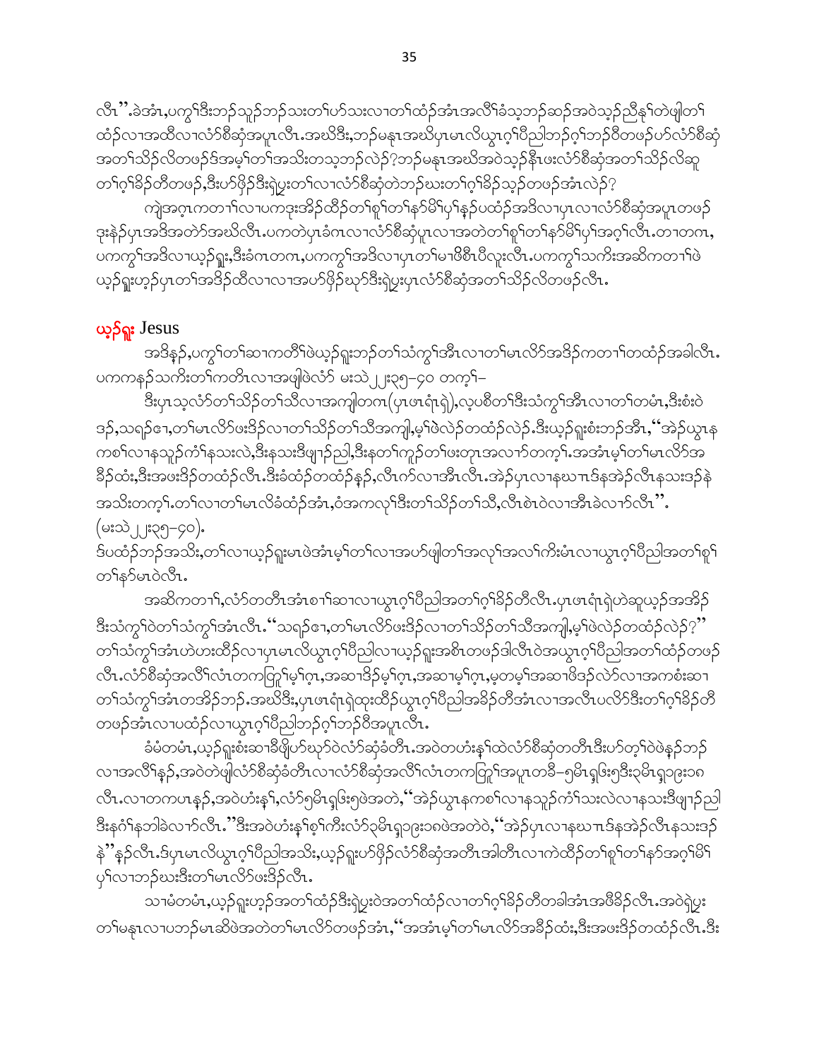လီၤ".ခဲအံၤ,ပကွၢ်ဒီးဘဉ်သူဉ်ဘဉ်သးတၢ်ပာ်သးလၢတၢ်ထံဉ်အံၤအလီၢ်ခံသ့ဘဉ်ဆဉ်အဝဲသ့ဉ်ညီနုၢ်တဲဖျါတၢ် ထံဉ်လၢအတီလၢလံာ်စီဆှံအပူၤလီၤ.အဃိဒီး,ဘဉ်မနုၤအဃိပှၤမၤလိယွၤဂ့ၢ်ပီညါဘဉ်ဂ့ၢ်ဘဉ်ဝီတဖဉ်ပာ်လံာ်စီဆှံ အတၢ်သိဉ်လိတဖဉ်ဒ်အမ့ၢ်တၢ်အသိးတသ့ဘဉ်လဲဉ်?ဘဉ်မနုၤအဃိအဝဲသ့ဉ်နီၤဖးလံာ်စီဆှံအတၢ်သိဉ်လိဆူ တၢ်ဂ့ၢ်ခိဉ်တီတဖဉ်,ဒီးပာ်ဖှိဉ်ဒီးရဲပွးတၢ်လၢလံာ်စီဆှံတဲဘဉ်ဃးတၢ်ဂ့ၢ်ခိဉ်သ့ဉ်တဖဉ်အံၤလဲဉ်?

ကျဲအဂ္ၤကတၢၢ်လၢပကဒုးအိဉ်ထိဉ်တၢ် စူၢ်တၢ်နာ်မိၢ်ပှၢ်နှဉ်ပထံဉ်အဒိလၢပှၤလၢလံာ်စီဆှံအပူၤတဖဉ် ဒုးနဲဉ်ပှၤအဒိအတဲာ်အဃိလီၤ.ပကတဲပှၤခံဂၤလၢလံာ်စီဆှံပူၤလၢအတဲတၢ်စူၢ်တၢ်နာ်မိၢ်ပှၢ်အဂ့ၢ်လီၤ.တၢတဂၤ, ပကကွၢ်အဒိလၢယ့ဉ်ရှူး,ဒီးခံဂၤတဂၤ,ပကကွၢ်အဒိလၢပှၤတၢ်မၢဖိစီၤပီလူးလီၤ.ပကကွၢ်သကိးအဆိကတၢၢ်ဖဲ ယ့ဉ်ရှူးဟ့ဉ်ပှၤတၢ်အဒိဉ်ထိလၢလၢအပာ်ဖှိဉ်ဃုာ်ဒီးရဲပွးပှၤလံာ်စီဆှံအတၢ်သိဉ်လိတဖဉ်လီၤ.

## ယ့ဉ်ရှူး Jesus

အဒိနှဉ်,ပကွၢ်တၢ်ဆၢကတီၢ်ဖဲယ့ဉ်ရှူးဘဉ်တၢ်သံကွၢ်အီၤလၢတၢ်မၤလိာ်အဒိဉ်ကတၢၢ်တထံဉ်အခါလီၤ. ပကကနဉ်သကိးတၢ်ကတိၤလၢအဖျါဖဲလံာ် မးသဲ ၂၂:၃၅–၄၀ တကု့ၢ်–

ဒီးပှၤသ့လံာ်တၢ်သိဉ်တၢ်သိလၢအကျါတဂၤ(ပှၤဖၢရံၤရှ့),လ့ပစီတၢ်ဒီးသံကွၢ်အီၤလၢတၢ်တမံၤ,ဒီးစံးဝဲ ဒဉ်,သရဉ်ဧ,တၢ်မၤလိာ်ဖးဒိဉ်လၢတၢ်သိဉ်တၢ်သိအကျါ,မ့ၢ်ဖဲလဲဉ်တထံဉ်လဲဉ်.ဒီးယ့ဉ်ရှူးစံးဘဉ်အီၤ,"အဲဉ်ယွၤန ကစၢ်လၢနသူဉ်ကံၢ်နသးလဲ,ဒီးနသးဒီဖျၢဉ်ညါ,ဒီးနတၢ်ကူဉ်တၢ်ဖးတုၤအလၢာ်တကု့ၢ်.အအံၤမ့ၢ်တၢ်မၤလိာ်အ ခိဉ်ထံး,ဒီးအဖးဒိဉ်တထံဉ်လီၤ.ဒီးခံထံဉ်တထံဉ်နှဉ်,လီၤက်လၢအီၤလီၤ.အဲဉ်ပှၤလၢနဃၤဒ်နအဲဉ်လီၤနသးဒဉ်နဲ အသိးတကု့ၢ်.တၢ်လၢတၢ်မၤလိခံထံဉ်အံၤ,ဝံအကလုၢ်ဒီးတၢ်သိဉ်တၢ်သိ,လီၤစဲၤဝဲလၢအီၤခဲလၢာ်လီၤ". (မးသဲ ၂၂:၃၅–၄၀).

ဒ်ပထံဉ်ဘဉ်အသိး,တၢ်လၢယ့ဉ်ရှူးမၤဖဲအံၤမ့ၢ်တၢ်လၢအပာ်ဖျါတၢ်အလုၢ်အလၢ်ကိးမံၤလၢယွၤဂ့ၢ်ပီညါအတၢ်စူၢ် တၢ်နာ်မၤဝဲလီၤ.

အဆိကတၢၢ်,လံာ်တတီၤအံၤစၢၢ်ဆၢလၢယွၤဂ့ၢ်ပီညါအတၢ်ဂ့ၢ်ခိဉ်တီလီၤ.ပှၤဖၢရံၤရှဲဟဲဆူယ့ဉ်အအိဉ် ဒီးသံကွၢ်ဝဲတၢ်သံကွၢ်အံၤလီၤ."သရဉ်ဧ,တၢ်မၤလိာ်ဖးဒိဉ်လၢတၢ်သိဉ်တၢ်သိအကျါ,မ့ၢ်ဖဲလဲဉ်တထံဉ်လဲဉ်?" တၢ်သံကွၢ်အံၤဟဲဟးထိဉ်လၢပှၤမၤလိယွၤဂ့ၢ်ပီညါလၢယ့ဉ်ရှူးအစိၤတဖဉ်ဒါလီၤဝဲအယွၤဂ့ၢ်ပီညါအတၢ်ထံဉ်တဖဉ် လီၤ.လံာ်စီဆှံအလီၢ်လံၤတကတြူၢ်မ့ၢ်ဂ့ၤ,အဆၢဒိဉ်မ့ၢ်ဂ့ၤ,အဆၢမ့ၢ်ဂ့ၤ,မ့တမ့ၢ်အဆၢဖိဒဉ်လဲာ်လၢအကစံးဆၢ တၢ်သံကွၢ်အံၤတအိဉ်ဘဉ်.အဃိဒီး,ပှၤဖၢရံၤရှဲထုးထိဉ်ယွၤဂ့ၢ်ပီညါအခိဉ်တီအံၤလၢအလီၤပလိာ်ဒီးတၢ်ဂ့ၢ်ခိဉ်တီ တဖဉ်အံၤလၢပထံဉ်လၢယွၤဂ့ၢ်ပီညါဘဉ်ဂ့ၢ်ဘဉ်ဝီအပူၤလီၤ.

ခံမံတမံၤ,ယ့ဉ်ရှူးစံးဆၢခီဖျိပာ်ဃုာ်ဝဲလံာ်ဆုံခံတီၤ.အဝဲတဟံးနှၢ်ထဲလံာ်စီဆှံတတီၤဒီးပာ်တ့ၢ်ဝဲဖဲနှဉ်ဘဉ် လၢအလီၢ်နှဉ်,အဝဲတဲဖျါလံာ်စီဆှံခံတီၤလၢလံာ်စီဆှံအလီၢ်လံၤတကတြူၢ်အပူၤတခီ–၅မိၤရှဖြး၅ဒီး၃မိၤရှ၁၉း၁၈ လီၤ.လၢတကပၤနှဉ်,အဝဲဟံးနှၢ်,လံာ်၅မိၤရှဖြး၅ဖဲအတဲ,"အဲဉ်ယွၤနကစၢ်လၢနသူဉ်ကံၢ်သးလဲလၢနသးဒီဖျၢဉ်ညါ ဒီးနဂံၢ်နဘါခဲလၢာ်လီၤ."ဒီးအဝဲဟံးနှၢ်စ့ၢ်ကီးလံာ်၃မိၤရှ၁၉း၁၈ဖဲအတဲဝဲ,"အဲဉ်ပှၤလၢနဃၤဒ်နအဲဉ်လီၤနသးဒဉ် နဲ"နှဉ်လီၤ.ဒ်ပှၤမၤလိယွၤဂ့ၢ်ပီညါအသိး,ယ့ဉ်ရှူးပာ်ဖှိဉ်လံာ်စီဆှံအတီၤအါတီၤလၢကဲထိဉ်တၢ်စူၢ်တၢ်နာ်အဂ့ၢ်မိၢ် ပှၢ်လၢဘဉ်ဃးဒီးတၢ်မၤလိာ်ဖးဒိဉ်လီၤ.

သၢမံတမံၤ,ယ့ဉ်ရှူးဟ့ဉ်အတၢ်ထံဉ်ဒီးရဲပွးဝဲအတၢ်ထံဉ်လၢတၢ်ဂ့ၢ်ခိဉ်တီတခါအံၤအဖိခိဉ်လီၤ.အဝဲရဲပွး တၢ်မနုၤလၢပဘဉ်မၤဆိဖဲအတဲတၢ်မၤလိာ်တဖဉ်အံၤ,"အအံၤမ့ၢ်တၢ်မၤလိာ်အခိဉ်ထံး,ဒီးအဖးဒိဉ်တထံဉ်လီၤ.ဒီး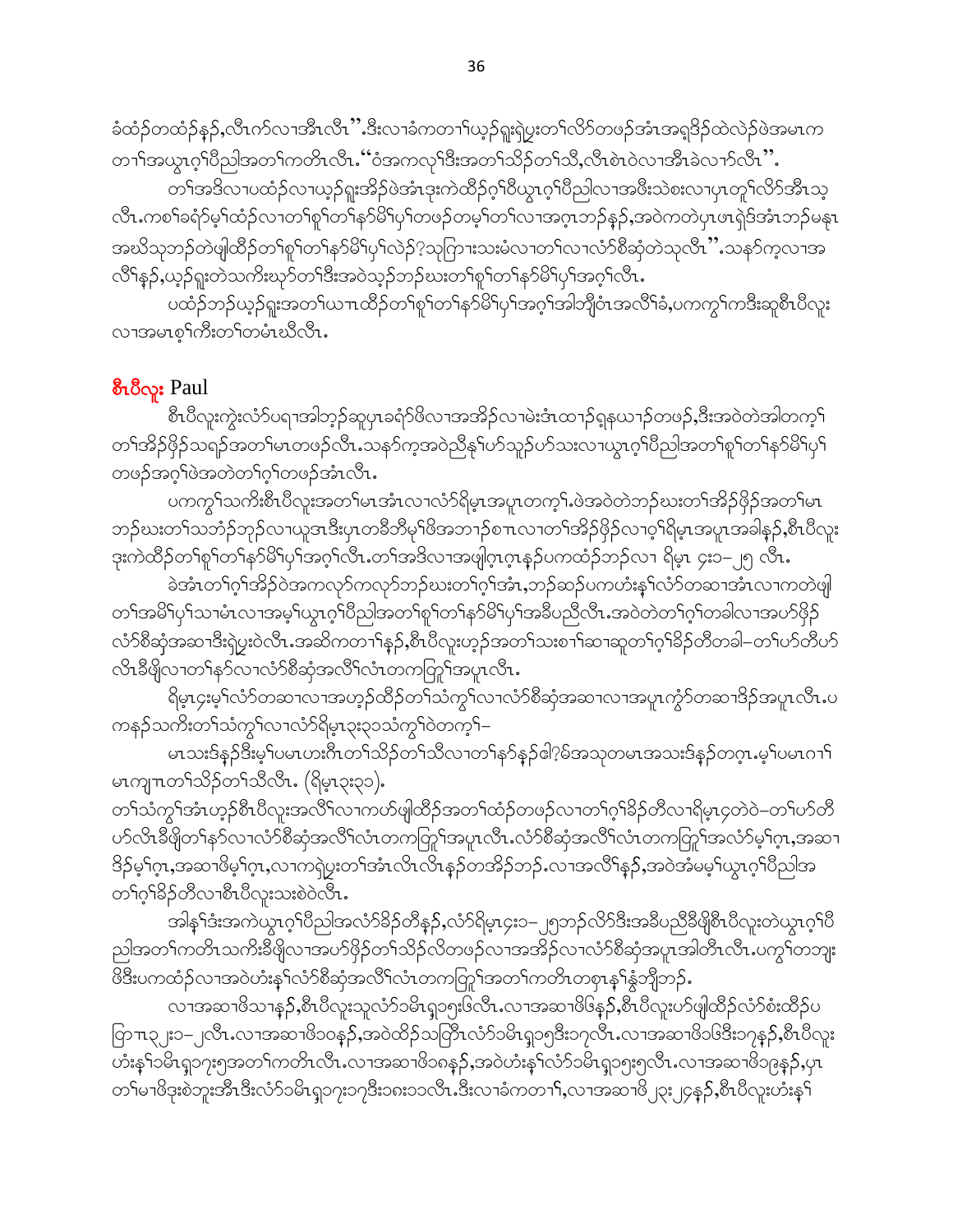ခဲထံဉ်တထံဉ်နှဉ်,လီၤက်လၢအီၤလီၤ''.ဒီးလၢခံကတၢၢ်ယှဉ်ရူးရဲပူးတၢ်လိာ်တဖဉ်အံၤအရှုဒိဉ်ထဲလဲဉ်ဖဲအမၤက တၢ်အယွၤဂ့ၢ်ပီညါအတၢ်ကတိၤလီၤ.''ဝံအကလုၢ်ဒီးအတၢ်သိဉ်တၢ်သီ,လီၤစဲၤဝဲလၢအီၤခဲလၢာ်လီၤ''.

တၢ်အဒိလၢပထံဉ်လၢယှဉ်ရူးအိဉ်ဖဲအံၤဒုးကဲထိဉ်ဂ့ၢ်ဝီယွၤဂ့ၢ်ပီညါလၢအဖီးသဲစးလၢပှၤတုၢ်လိာ်အီၤသ့ လီၤ.ကစၢ်ခရံာ်မ့ၢ်ထံဉ်လၢတၢ်စူၢ်တၢ်နာ်မိၢ်ပှၢ်တဖဉ်တမ့ၢ်တၢ်လၢအဂ့ၤဘဉ်နှဉ်,အဝဲကတဲပှၤဖၢရဲၣ်အံၤဘဉ်မနုၤ အဃိသုဘဉ်တဲဖျါထိဉ်တၢ်စူၢ်တၢ်နာ်မိၢ်ပှၢ်လဲဉ်?သုကြၢးသးမံလၢတၢ်လၢလံာ်စီဆှံတဲသုလီၤ''.သနာ်က့လၢအ လီၢ်နှဉ်,ယှဉ်ရူးတဲသကိးဃုာ်တၢ်ဒီးအဝဲသ့ဉ်ဘဉ်ဃးတၢ်စူၢ်တၢ်နာ်မိၢ်ပှၢ်အဂ့ၢ်လီၤ.

ပထံဉ်ဘဉ်ယှဉ်ရူးအတၢ်ယπထိဉ်တၢ်စူၢ်တၢ်နာ်မိၢ်ပှၢ်အဂ့ၢ်အါဘျီဝံၤအလီၢ်ခံ,ပကကွၢ်ကဒီးဆူစီၤပီလူး လၢအမၤစ့ၢ်ကီးတၢ်တမံၤဃီလီၤ.

## စီၤပီလူး Paul

စီၤပီလူးကွဲးလံာ်ပရၢအါဘ့ဉ်ဆူပှၤခရံာ်ဖိလၢအအိဉ်လၢမဲးဒံၤထၢဉ်ရှနယၢဉ်တဖဉ်,ဒီးအဝဲတဲအါတက့ၢ် တၢ်အိဉ်ဖှိဉ်သရဉ်အတၢ်မၤတဖဉ်လီၤ.သနာ်က့အဝဲညီနှၢ်ဟ်သူဉ်ဟ်သးလၢယွၤဂ့ၢ်ပီညါအတၢ်စူၢ်တၢ်နာ်မိၢ်ပှၢ် တဖဉ်အဂ့ၢ်ဖဲအတဲတၢ်ဂ့ၢ်တဖဉ်အံၤလီၤ.

ပကကွၢ်သကိးစီၤပီလူးအတၢ်မၤအံၤလၢလံာ်ရိမ့ၤအပူၤတက့ၢ်.ဖဲအဝဲတဲဘဉ်ဃးတၢ်အိဉ်ဖှိဉ်အတၢ်မၤ ဘဉ်ဃးတၢ်သဘံဉ်ဘုဉ်လၢယူအၤဒီးပှၤတခီဘီမုၢ်ဖိအဘၢဉ်စπလၢတၢ်အိဉ်ဖှိဉ်လၢဝ့ၢ်ရိမ့ၤအပူၤအခါနှဉ်,စီၤပီလူး ဒုးကဲထိဉ်တၢ်စူၢ်တၢ်နာ်မိၢ်ပှၢ်အဂ့ၢ်လီၤ.တၢ်အဒိလၢအဖျါဂ့ၤဂ့ၤနှဉ်ပကထံဉ်ဘဉ်လၢ ရိမ့ၤ ၄း၁–၂၅ လီၤ.

ခဲအံၤတၢ်ဂ့ၢ်အိဉ်ဝဲအကလုာ်ကလုာ်ဘဉ်ဃးတၢ်ဂ့ၢ်အံၤ,ဘဉ်ဆဉ်ပကဟံးနှၢ်လံာ်တဆၢအံၤလၢကတဲဖျါ တၢ်အမိၢ်ပှၢ်သၢမံၤလၢအမ့ၢ်ယွၤဂ့ၢ်ပီညါအတၢ်စူၢ်တၢ်နာ်မိၢ်ပှၢ်အခီပညီလီၤ.အဝဲတဲတၢ်ဂ့ၢ်တခါလၢအဟ်ဖှိဉ် လံာ်စီဆှံအဆၢဒီးရဲပူးဝဲလီၤ.အဆိကတၢၢ်နှဉ်,စီၤပီလူးဟ့ဉ်အတၢ်သးစၢၢ်ဆၢဆူတၢ်ဂ့ၢ်ခိဉ်တီတခါ–တၢ်ဟ်တီဟ် လီၤခီဖျိလၢတၢ်နာ်လၢလံာ်စီဆှံအလီၢ်လံၤတကတြူၢ်အပူၤလီၤ.

ရိမ့ၤ၄းမ့ၢ်လံာ်တဆၢလၢအဟ့ဉ်ထိဉ်တၢ်သံကွၢ်လၢလံာ်စီဆှံအဆၢလၢအပူၤကွံာ်တဆၢဒိဉ်အပူၤလီၤ.ပ ကနဉ်သကိးတၢ်သံကွၢ်လၢလံာ်ရိမ့ၤ၃း၃၁သံကွၢ်ဝဲတက့ၢ်–

မၤသးဒ်နှဉ်ဒီးမ့ၢ်ပမၤဟးဂီၤတၢ်သိဉ်တၢ်သီလၢတၢ်နာ်နှဉ်ဧါ?မ်အသုတမၤအသးဒ်နှဉ်တဂ့ၤ.မ့ၢ်ပမၤဂၢၢ် မၤကျπတၢ်သိဉ်တၢ်သီလီၤ. (ရိမ့ၤ၃း၃၁).

တၢ်သံကွၢ်အံၤဟ့ဉ်စီၤပီလူးအလီၢ်လၢကဟ်ဖျါထိဉ်အတၢ်ထံဉ်တဖဉ်လၢတၢ်ဂ့ၢ်ခိဉ်တီလၢရိမ့ၤ၄တဲဝဲ–တၢ်ဟ်တီ ဟ်လီၤခီဖျိတၢ်နာ်လၢလံာ်စီဆှံအလီၢ်လံၤတကတြူၢ်အပူၤလီၤ.လံာ်စီဆှံအလီၢ်လံၤတကတြူၢ်အလံာ်မ့ၢ်ဂ့ၤ,အဆၢ ဒိဉ်မ့ၢ်ဂ့ၤ,အဆၢဖိမ့ၢ်ဂ့ၤ,လၢကရဲပူးတၢ်အံၤလီၤလီၤနှဉ်တအိဉ်ဘဉ်.လၢအလီၢ်နှဉ်,အဝဲအံမမ့ၢ်ယွၤဂ့ၢ်ပီညါအ တၢ်ဂ့ၢ်ခိဉ်တီလၢစီၤပီလူးသးစဲဝဲလီၤ.

အါနှၢ်ဒံးအကဲယွၤဂ့ၢ်ပီညါအလံာ်ခိဉ်တီနှဉ်,လံာ်ရိမ့ၤ၄း၁–၂၅ဘဉ်လိာ်ဒီးအခီပညီခီဖျိစီၤပီလူးတဲယွၤဂ့ၢ်ပီ ညါအတၢ်ကတိၤသကိးခီဖျိလၢအဟ်ဖှိဉ်တၢ်သိဉ်လိတဖဉ်လၢအအိဉ်လၢလံာ်စီဆှံအပူၤအါတီၤလီၤ.ပကွၢ်တဘျး ဖိဒီးပကထံဉ်လၢအဝဲဟံးနှၢ်လံာ်စီဆှံအလီၢ်လံၤတကတြူၢ်အတၢ်ကတိၤတစုၤနှၢ်ခွံဘျီဘဉ်.

လၢအဆၢဖိသၢနှဉ်,စီၤပီလူးသူလံာ်၁မိၤရှ၁၅း၆လီၤ.လၢအဆၢဖိ၆နှဉ်,စီၤပီလူးဟ်ဖျါထိဉ်လံာ်စံးထိဉ်ပ ဒြπ၃၂း၁–၂လီၤ.လၢအဆၢဖိ၁၀နှဉ်,အဝဲထိဉ်သတြီၤလံာ်၁မိၤရှ၁၅ဒီး၁၇လီၤ.လၢအဆၢဖိ၁၆ဒီး၁၇နှဉ်,စီၤပီလူး ဟံးနှၢ်၁မိၤရှ၁၇း၅အတၢ်ကတိၤလီၤ.လၢအဆၢဖိ၁၈နှဉ်,အဝဲဟံးနှၢ်လံာ်၁မိၤရှ၁၅း၅လီၤ.လၢအဆၢဖိ၁၉နှဉ်,ပှၤ တၢ်မၢဖိဒုးစဲဘူးအီၤဒီးလံာ်၁မိၤရှ၁၇း၁၇ဒီး၁၈း၁၁လီၤ.ဒီးလၢခံကတၢၢ်,လၢအဆၢဖိ၂၃း၂၄နှဉ်,စီၤပီလူးဟံးနှၢ်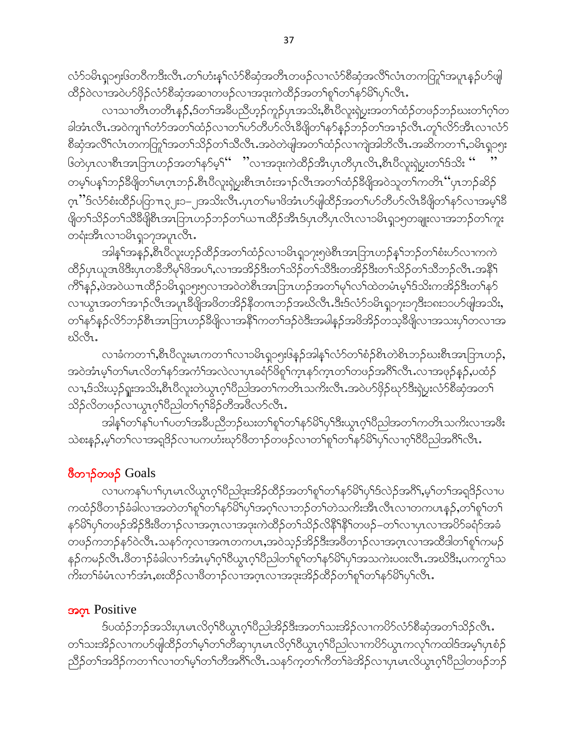လံာ်ဝမိၤရှၥ၅းဖိတဝီကဒီးလီၤ.တၢ်ဟံးန့ၢ်လံာ်စီဆှံအတီၤတဖဉ်လၢလံာ်စီဆှံအလိၢ်လံၤတကတြူၢ်အပူၤနဉ်ဟ်ဖျါထီဉ်ဝဲလၢအဝဲဟ်ဖိုဉ်လံာ်စီဆှံအဆၢတဖဉ်လၢအဒုးကဲထီဉ်အတၢ်စူၢ်တၢ်နာ်မိၢ်ပှၢ်လီၤ.

လၢသၢတီၤတတီၤနဉ်,ဒ်တၢ်အခီပညီဟ့ဉ်ကူဉ်ပှၤအသိး,စီၤပီလူးရဲပွးအတၢ်ထံဉ်တဖဉ်ဘဉ်ဃးတၢ်ဂ့ၢ်တခါအံၤလီၤ.အဝဲကျπၢ်တံာ်အတၢ်ထံဉ်လၢတၢ်ဟ်တီဟ်လီၤခီဖျိတၢ်နာ်နဉ်ဘဉ်တၢ်အၢဉ်လီၤ.တူၢ်လိာ်အီၤလၢလံာ်စီဆှံအလိၢ်လံၤတကတြူၢ်အတၢ်သိဉ်တၢ်သီလီၤ.အဝဲတဲဖျါအတၢ်ထံဉ်လၢကျဲအါတီလီၤ.အဆိကတၢၢ်,ဝမိၤရှၥ၅းဖိတဲပှၤလၢစီၤအၤဘြၤဟဉ်အတၢ်နာ်မ့ၢ်" "လၢအဒုးကဲထီဉ်အီၤပှၤတီပှၤလိၤ,စီၤပီလူးရဲပွးတၢ်ဒ်သိး " " တမ့ၢ်ပန့ၢ်ဘဉ်ခီဖျိတၢ်မၤဂ့ၤဘဉ်.စီၤပီလူးရဲပွးစီၤအၤဝံးအၢဉ်လီၤအတၢ်ထံဉ်ခီဖျိအဝဲသူတၢ်ကတိၤ"ပှၤဘဉ်ဆိဉ်ဂ့ၤ"ဒ်လံာ်စံးထီဉ်ပတြၢၤ၃၂း၁-၂အသိးလီၤ.ပှၤတၢ်မၢဖိအံၤဟ်ဖျါထီဉ်အတၢ်ဟ်တီဟ်လီၤခီဖျိတၢ်နာ်လၢအမ့ၢ်ခီဖျိတၢ်သိဉ်တၢ်သီခီဖျိစီၤအၤဘြၤဟဉ်ဘဉ်တၢ်ယπထီဉ်အီၤဒ်ပှၤတီပှၤလိၤလၢဝမိၤရှၥ၅တချုးလၢအဘဉ်တၢ်ကူးတရံးအီၤလၢဝမိၤရှၥ၇အပူၤလီၤ.

အါန့ၢ်အနဉ်,စီၤပီလူးဟ့ဉ်ထီဉ်အတၢ်ထံဉ်လၢဝမိၤရှၥ၇း၅ဖဲစီၤအၤဘြၤဟဉ်န့ၢ်ဘဉ်တၢ်စံးဟ်လၢကကဲထီဉ်ပှၤယူအဖိဒီးပှၤတခီဘီမု၊်ဖိအဖၢ်,လၢအအိဉ်ဒီးတၢ်သိဉ်တၢ်သီဒီးတအိဉ်ဒီးတၢ်သိဉ်တၢ်သီဘဉ်လီၤ.အနိၢ်ကိၢ်နဉ်,ဖဲအဝဲယπထီဉ်ဝမိၤရှၥ၅း၅လၢအဝဲတဲစီၤအၤဘြၤဟဉ်အတၢ်မု၊်လၢ်ထဲတမံၤမ့ၢ်ဒ်သိးကအိဉ်ဒီးတၢ်နာ်လၢယွၤအတၢ်အၢဉ်လီၤအပူၤခီဖျိအဖိတအိဉ်နီတဂၤဘဉ်အဃိလီၤ.ဒီးဒ်လံာ်ဝမိၤရှၥ၇း၁၇ဒီး၁၈း၁၁ဟ်ဖျါအသိး,တၢ်နာ်နဉ်လိာ်ဘဉ်စီၤအၤဘြၤဟဉ်ခီဖျိလၢအနိၢ်ကတၢ်ဒဉ်ဝဲဒီးအမါနဉ်အဖိအိဉ်တသ့ခီဖျိလၢအသးပှၢ်တလၢအဃိလီၤ.

လၢခံကတၢၢ်,စီၤပီလူးမၤကတၢၢ်လၢဝမိၤရှၥ၅းဖိနဉ်အါန့ၢ်လံာ်တၢ်စံဉ်စိၤတဲစီၤဘဉ်ဃးစီၤအၤဘြၤဟဉ်,အဝဲအံၤမ့ၢ်တၢ်မၤလိတၢ်နာ်အကံၢ်အလဲလၢပှၤခရံာ်ဖိစူၢ်ကွၤနာ်ကွၤတၢ်တဖဉ်အဂီၢ်လီၤ.လၢအဖုဉ်နဉ်,ပထံဉ်လၢ,ဒ်သိးယ့ဉ်ရှူးအသိး,စီၤပီလူးတဲယွၤဂ့ၢ်ပီညါအတၢ်ကတိၤသကိးလီၤ.အဝဲဟ်ဖိုဉ်ဃုာ်ဒီးရဲပွးလံာ်စီဆှံအတၢ်သိဉ်လိတဖဉ်လၢယွၤဂ့ၢ်ပီညါတၢ်ဂ့ၢ်ခိဉ်တီအဖီလာ်လီၤ.

အါန့ၢ်တၢ်နၢ်ပၢၢ်ပတၢ်အခီပညီဘဉ်ဃးတၢ်စူၢ်တၢ်နာ်မိၢ်ပှၢ်ဒီးယွၤဂ့ၢ်ပီညါအတၢ်ကတိၤသကိးလၢအဖီးသဲစးနဉ်,မ့ၢ်တၢ်လၢအရှဲဉ်လၢပကဟံးဃုာ်ဖီတၢဉ်တဖဉ်လၢတၢ်စူၢ်တၢ်နာ်မိၢ်ပှၢ်လၢဂ့ၢ်ဝီပီညါအဂီၢ်လီၤ.

## ဖီတၢဉ်တဖဉ် Goals

လၢပကနၢ်ပၢၢ်ပှၤမၤလိယွၤဂ့ၢ်ပီညါဒုးအိဉ်ထီဉ်အတၢ်စူၢ်တၢ်နာ်မိၢ်ပှၢ်ဒ်လဲဉ်အဂီၢ်,မ့ၢ်တၢ်အရှဲဉ်လၢပကထံဉ်ဖီတၢဉ်ခံခါလၢအတဲတၢ်စူၢ်တၢ်နာ်မိၢ်ပှၢ်အဂ့ၢ်လၢဘဉ်တၢ်တဲသကိးအီၤလီၤလၢတကပၤနဉ်,တၢ်စူၢ်တၢ်နာ်မိၢ်ပှၢ်တဖဉ်အိဉ်ဒီးဖီတၢဉ်လၢအဂ့ၤလၢအဒုးကဲထီဉ်တၢ်သိဉ်လိနိၢ်နိၢ်တဖဉ်–တၢ်လၢပှၤလၢအပိာ်ခရံာ်အခံတဖဉ်ကဘဉ်နာ်ဝဲလီၤ.သနာ်က့လၢအဂၤတကပၤ,အဝဲသ့ဉ်အိဉ်ဒီးအဖီတၢဉ်လၢအဂ့ၤလၢအထီဒါတၢ်စူၢ်ကမဉ်နဉ်ကမဉ်လီၤ.ဖီတၢဉ်ခံခါလၢာ်အံၤမ့ၢ်ဂ့ၢ်ဝီယွၤဂ့ၢ်ပီညါတၢ်စူၢ်တၢ်နာ်မိၢ်ပှၢ်အသကဲးပဝးလီၤ.အဃိဒီး,ပကကွၢ်သကိးတၢ်ခံမံၤလၢာ်အံၤ,စးထီဉ်လၢဖီတၢဉ်လၢအဂ့ၤလၢအဒုးအိဉ်ထီဉ်တၢ်စူၢ်တၢ်နာ်မိၢ်ပှၢ်လီၤ.

## အဂ့ၤ Positive

ဒ်ပထံဉ်ဘဉ်အသိးပှၤမၤလိဂ့ၢ်ဝီယွၤဂ့ၢ်ပီညါအိဉ်ဒီးအတၢ်သးအိဉ်လၢကပိာ်လံာ်စီဆှံအတၢ်သိဉ်လီၤ.တၢ်သးအိဉ်လၢကဟ်ဖျါထီဉ်တၢ်မ့ၢ်တၢ်တီဆ့ၢပှၤမၤလိဂ့ၢ်ဝီယွၤဂ့ၢ်ပီညါလၢကပိာ်ယွၤကလုၢ်ကထါဒ်အမ့ၢ်ပှၤစံဉ်ညီဉ်တၢ်အဒိဉ်ကတၢၢ်လၢတၢ်မ့ၢ်တၢ်တီအဂီၢ်လီၤ.သနာ်က့တၢ်ကိတၢ်ခဲအိဉ်လၢပှၤမၤလိယွၤဂ့ၢ်ပီညါတဖဉ်ဘဉ်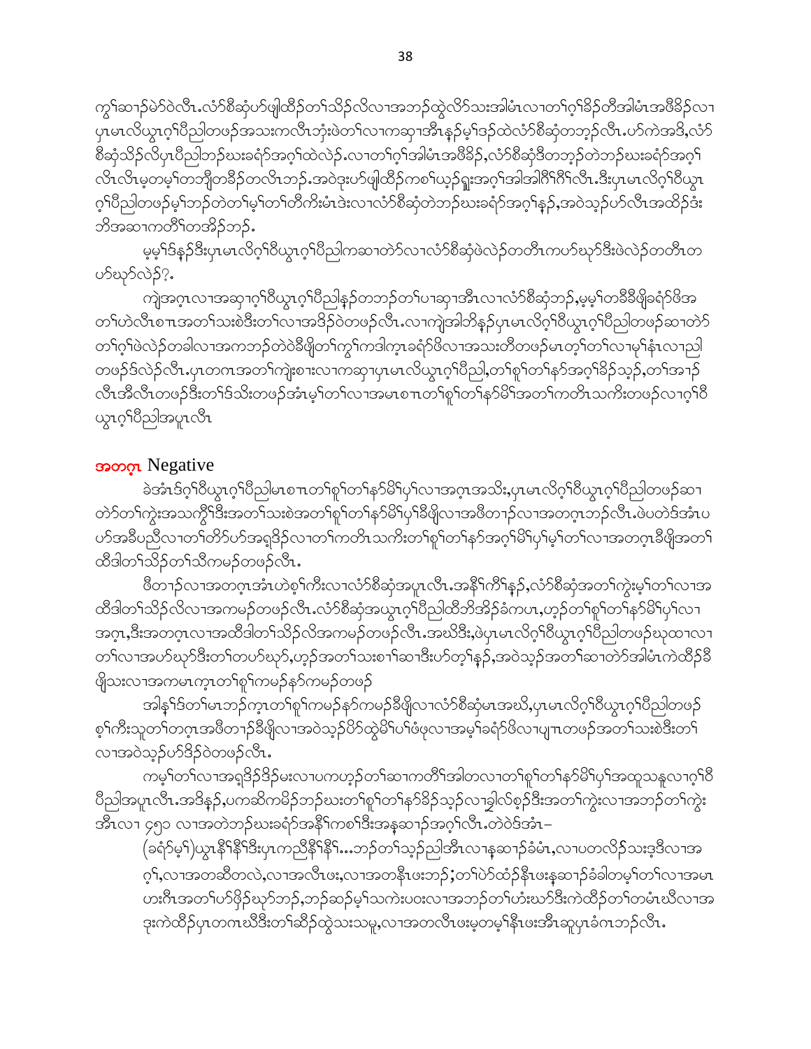ကွ<sup>်</sup>ဆ႑ၣ်မ့ၥ်ဝဲလီၤႉလံာ်စီဆှံဟ်ဖျါထိဉ်တၢ်သိဉ်လိလ႑အဘဉ်ထွဲလိာ်သးအါမံၤလ႑တၢ်ဂ့ၢ်ခိဉ်တီအါမံၤအဖီခိဉ်လ႑ ပှၤမၤလိယွၤဂ့ၢ်ဝီညါတဖဉ်အသးကလီၤဘှံးဖဲတၢ်လ႑ကဆ႑အီၤန့ၣ်မ့ၢ်ဒဉ်ထဲလံာ်စီဆှံတဘ့ဉ်လီၤႉဟ်ကဲအဒိ,လံာ် စီဆှံသိဉ်လိပှၤပီညါဘဉ်ဃးခရံာ်အဂ့ၢ်ထဲလဲဉ်ႉလ႑တၢ်ဂ့ၢ်အါမံၤအဖီခိဉ်,လံာ်စီဆှံဒီတဘ့ဉ်တဲဘဉ်ဃးခရံာ်အဂ့ၢ် လီၤလီၤမ့တမ့ၢ်တဘျီတခီဉ်တလီၤဘဉ်ႉအဝဲဒုးဟ်ဖျါထိဉ်ကစၢ်ယ့ဉ်ရှူးအဂ့ၢ်အါအါဂိၢ်ဂိၢ်လီၤႉဒီးပှၤမၤလိဂ့ၢ်ဝီယွၤ ဂ့ၢ်ပီညါတဖဉ်မ့ၢ်ဘဉ်တဲတၢ်မ့ၢ်တၢ်တီကီးမံၤဒုးလ႑လံာ်စီဆှံတဲဘဉ်ဃးခရံာ်အဂ့ၢ်နှဉ်,အဝဲသ့ဉ်ဟ်လီၤအထိဉ်ဒုး ဘိအဆ႑ကတိၢ်တအိဉ်ဘဉ်ႉ

မ့မ့ၢ်ဒ်နှဉ်ဒီးပှၤမၤလိဂ့ၢ်ဝီယွၤဂ့ၢ်ပီညါကဆ႑တဲာ်လ႑လံာ်စီဆှံဖဲလဲဉ်တတီၤကဟ်ဃှာ်ဒီးဖဲလဲဉ်တတီၤတ ဟ်ဃှာ်လဲဉ်?ႉ

ကျဲအဂ့ၤလ႑အဆ႑ဂ့ၢ်ဝီယွၤဂ့ၢ်ပီညါန့ဉ်တဘဉ်တၢ်ပ႑ဆ႑အီၤလ႑လံာ်စီဆှံဘဉ်,မ့မ့ၢ်တခီခီဖျိခရံာ်ဖိအ တၢ်ဟဲလီၤစ႑ၤအတၢ်သးစဲဒီးတၢ်လ႑အဒိဉ်ဝဲတဖဉ်လီၤႉလ႑ကျဲအါဘိန့ဉ်ပှၤမၤလိဂ့ၢ်ဝီယွၤဂ့ၢ်ပီညါတဖဉ်ဆ႑တဲာ် တၢ်ဂ့ၢ်ဖဲလဲဉ်တခါလ႑အကဘဉ်တဲဝဲခီဖျိတၢ်ကွၢ်ကဒါက့ၤခရံာ်ဖိလ႑အသးတီတဖဉ်မၤတ့ၢ်တၢ်လ႑မ့ၢ်နံၤလ႑ညါ တဖဉ်ဒ်လဲဉ်လီၤႉပှၤတဂၤအတၢ်ကျဲးစ႑ၤလ႑ကဆ႑ပှၤမၤလိယွၤဂ့ၢ်ပီညါ,တၢ်စူၢ်တၢ်နာ်အဂ့ၢ်ခိဉ်သ့ဉ်,တၢ်အ႑ဉ် လီၤအီလီၤတဖဉ်ဒီးတၢ်ဒ်သိးတဖဉ်အံၤမ့ၢ်တၢ်လ႑အမၤစ႑ၤတၢ်စူၢ်တၢ်နာ်မိၢ်အတၢ်ကတိၤသကိးတဖဉ်လ႑ဂ့ၢ်ဝီ ယွၤဂ့ၢ်ပီညါအပူၤလီၤ

## အတဂ့ၤ Negative

ခဲအံၤဒ်ဂ့ၢ်ဝီယွၤဂ့ၢ်ပီညါမၤစ႑ၤတၢ်စူၢ်တၢ်နာ်မိၢ်ပှၢ်လ႑အဂ့ၤအသိး,ပှၤမၤလိဂ့ၢ်ဝီယွၤဂ့ၢ်ပီညါတဖဉ်ဆ႑ တဲာ်တၢ်ကွဲးအသကွိၢ်ဒီးအတၢ်သးစဲအတၢ်စူၢ်တၢ်နာ်မိၢ်ပှၢ်ခီဖျိလ႑အဖီတ႑ဉ်လ႑အတဂ့ၤဘဉ်လီၤႉဖဲပတဲဒ်အံၤပ ဟ်အခီပညီလ႑တၢ်တိာ်ဟ်အရှဒိဉ်လ႑တၢ်ကတိၤသကိးတၢ်စူၢ်တၢ်နာ်အဂ့ၢ်မိၢ်ပှၢ်မ့ၢ်တၢ်လ႑အတဂ့ၤခီဖျိအတၢ် ထီဒါတၢ်သိဉ်တၢ်သီကမဉ်တဖဉ်လီၤႉ

ဖီတ႑ဉ်လ႑အတဂ့ၤအံၤဟဲစ့ၢ်ကီးလ႑လံာ်စီဆှံအပူၤလီၤႉအနိၢ်ကိၢ်နှဉ်,လံာ်စီဆှံအတၢ်ကွဲးမ့ၢ်တၢ်လ႑အ ထီဒါတၢ်သိဉ်လိလ႑အကမဉ်တဖဉ်လီၤႉလံာ်စီဆှံအယွၤဂ့ၢ်ပီညါထီဘိအိဉ်ခံကပၤ,ဟ့ဉ်တၢ်စူၢ်တၢ်နာ်မိၢ်ပှၢ်လ႑ အဂ့ၤ,ဒီးအတဂ့ၤလ႑အထီဒါတၢ်သိဉ်လိအကမဉ်တဖဉ်လီၤႉအဃိဒီး,ဖဲပှၤမၤလိဂ့ၢ်ဝီယွၤဂ့ၢ်ပီညါတဖဉ်ဃုထ႑လ႑ တၢ်လ႑အဟ်ဃှာ်ဒီးတၢ်တဟ်ဃှာ်,ဟ့ဉ်အတၢ်သးစ႑ၢ်ဆ႑ဒီးဟ်တ့ၢ်နှဉ်,အဝဲသ့ဉ်အတၢ်ဆ႑တဲာ်အါမံၤကဲထိဉ်ခီ ဖျိသးလ႑အကမၤက့ၤတၢ်စူၢ်ကမဉ်နာ်ကမဉ်တဖဉ်

အါန့ၢ်ဒ်တၢ်မၤဘဉ်က့ၤတၢ်စူၢ်ကမဉ်နာ်ကမဉ်ခီဖျိလ႑လံာ်စီဆှံမၤအဃိ,ပှၤမၤလိဂ့ၢ်ဝီယွၤဂ့ၢ်ပီညါတဖဉ် စ့ၢ်ကီးသူတၢ်တဂ့ၤအဖီတ႑ဉ်ခီဖျိလ႑အဝဲသ့ဉ်ပိာ်ထွဲမိၢ်ပၢ်ဖံဖုလ႑အမ့ၢ်ခရံာ်ဖိလ႑ပျ႑ၤတဖဉ်အတၢ်သးစဲဒီးတၢ် လ႑အဝဲသ့ဉ်ဟ်ဒိဉ်ဝဲတဖဉ်လီၤႉ

ကမ့ၢ်တၢ်လ႑အရှဒိဉ်ဒိဉ်မးလ႑ပကဟ့ဉ်တၢ်ဆ႑ကတိၢ်အါတလ႑တၢ်စူၢ်တၢ်နာ်မိၢ်ပှၢ်အထူသနူလ႑ဂ့ၢ်ဝီ ပီညါအပူၤလီၤႉအဒိန့ဉ်,ပကဆိကမိဉ်ဘဉ်ဃးတၢ်စူၢ်တၢ်နာ်ခိဉ်သ့ဉ်လ႑ခ္ါလ်စ့ဉ်ဒီးအတၢ်ကွဲးလ႑အဘဉ်တၢ်ကွဲး အီၤလ႑ ၄၅၁ လ႑အတဲဘဉ်ဃးခရံာ်အနိၢ်ကစၢ်ဒီးအနဆ႑ဉ်အဂ့ၢ်လီၤႉတဲဝဲဒ်အံၤ–

(ခရံာ်မ့ၢ်)ယွၤနိၢ်နိၢ်ဒီးပှၤကညီနိၢ်နိၢ်...ဘဉ်တၢ်သ့ဉ်ညါအီၤလ႑နဆ႑ဉ်ခံမံၤ,လ႑ပတလိဉ်သးဒ့ဒီလ႑အ ဂ့ၢ်,လ႑အတဆီတလဲ,လ႑အလီၤဖး,လ႑အတနီၤဖးဘဉ်;တၢ်ပဲာ်ထံဉ်နီၤဖးနဆ႑ဉ်ခံခါတမ့ၢ်တၢ်လ႑အမၤ ဟးဂီၤအတၢ်ဟ်ဖှိဉ်ဃှာ်ဘဉ်,ဘဉ်ဆဉ်မ့ၢ်သကဲးပ၀းလ႑အဘဉ်တၢ်ဟံးဃာ်ဒီးကဲထိဉ်တၢ်တမံၤဃီလ႑အ ဒုးကဲထိဉ်ပှၤတဂၤဃီဒီးတၢ်ဆီဉ်ထွဲသးသမူ,လ႑အတလီၤဖးမ့တမ့ၢ်နီၤဖးအီၤဆူပှၤခံဂၤဘဉ်လီၤႉ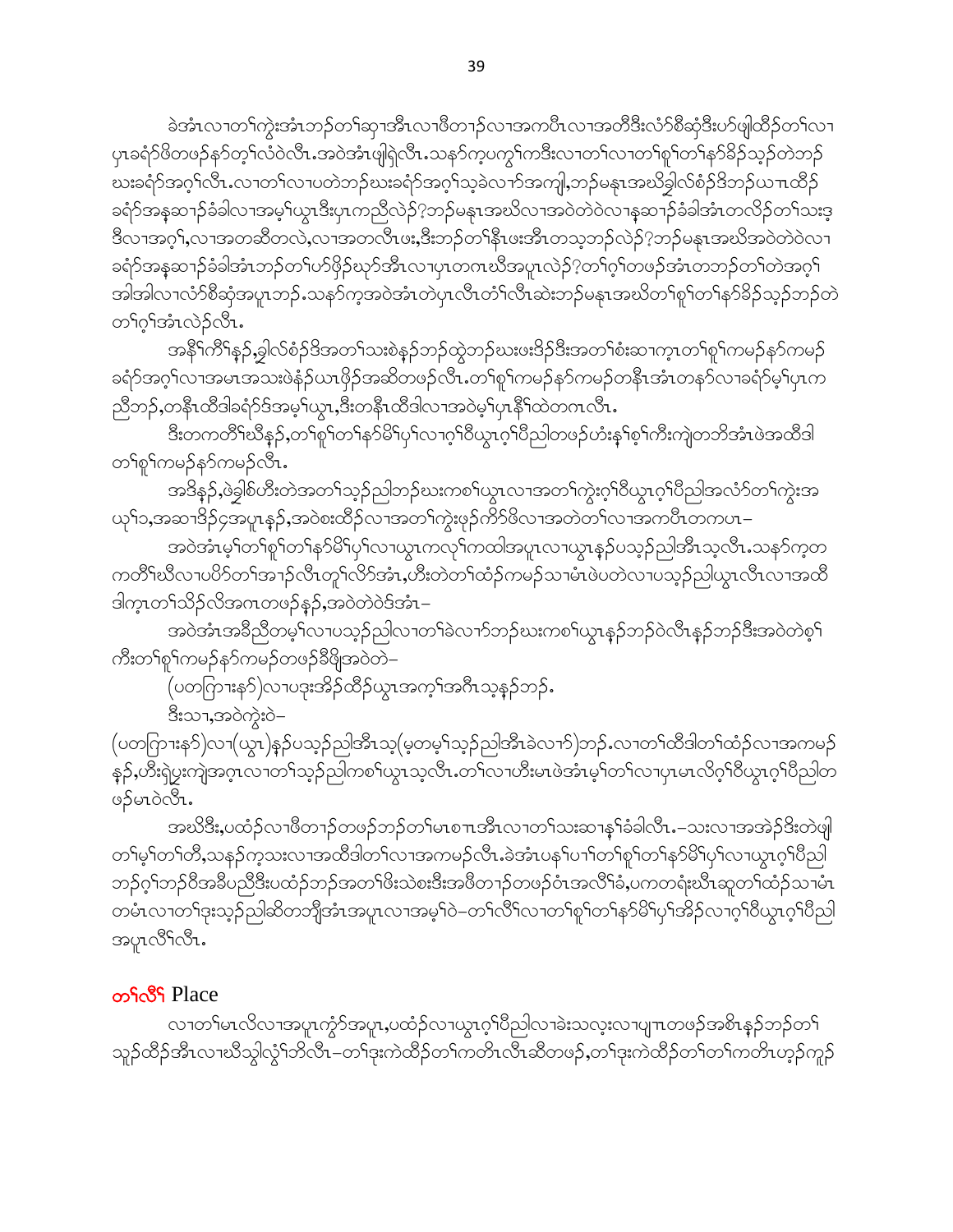ခဲအံၤလၢတၢ်ကွဲးအံၤဘၣ်တၢ်ဆုၢအီၤလၢဖီတၢၣ်လၢအကပီၤလၢအတိဒီးလံာ်စီဆှံဒီးဟ်ဖျါထိၣ်တၢ်လၢပှၤခရံာ်ဖိတဖၣ်နၥ်တ့ၢ်လံဝဲလီၤ.အဝဲအံၤဖျါရှဲလီၤ.သနၥ်က့ပကွၢ်ကဒီးလၢတၢ်လၢတၢ်စူၢ်တၢ်နၥ်ခိၣ်သ့ၣ်တဲဘၣ်ဃးခရံာ်အဂ့ၢ်လီၤ.လၢတၢ်လၢပတဲဘၣ်ဃးခရံာ်အဂ့ၢ်သ့ခဲလၢာ်အကျါ,ဘၣ်မနုၤအဃိခွါလ်စံၣ်ဒိဘၣ်ယπၤထိၣ်ခရံာ်အနဆၢၣ်ခံခါလၢအမ့ၢ်ယွၤဒီးပှၤကညီလဲၣ်?ဘၣ်မနုၤအဃိလၢအဝဲတဲဝဲလၢနဆၢၣ်ခံခါအံၤတလိၣ်တၢ်သးဒ့ဒီလၢအဂ့ၢ်,လၢအတဆီတလဲ,လၢအတလီၤဖး,ဒီးဘၣ်တၢ်နီၤဖးအီၤတသ့ဘၣ်လဲၣ်?ဘၣ်မနုၤအဃိအဝဲတဲဝဲလၢခရံာ်အနဆၢၣ်ခံခါအံၤဘၣ်တၢ်ဟ်ဖှိၣ်ဃှာ်အီၤလၢပှၤတဂၤဃီအပူၤလဲၣ်?တၢ်ဂ့ၢ်တဖၣ်အံၤတဘၣ်တၢ်တဲအဂ့ၢ်အါအါလၢလံာ်စီဆှံအပူၤဘၣ်.သနၥ်က့အဝဲအံၤတဲပှၤလီၤတံၢ်လီၤဆဲးဘၣ်မနုၤအဃိတၢ်စူၢ်တၢ်နၥ်ခိၣ်သ့ၣ်ဘၣ်တဲတၢ်ဂ့ၢ်အံၤလဲၣ်လီၤ.

အနိၢ်ကိၢ်နဉ်,ခွါလ်စံၣ်ဒိအတၢ်သးစဲနဉ်ဘၣ်ထွဲဘၣ်ဃးဖးဒိၣ်ဒီးအတၢ်စံးဆၢကူၤတၢ်စူၢ်ကမဉ်နၥ်ကမဉ်ခရံာ်အဂ့ၢ်လၢအမၤအသးဖဲနံၣ်ယπၤဖှိၣ်အဆိတဖၣ်လီၤ.တၢ်စူၢ်ကမဉ်နၥ်ကမဉ်တနီၤအံၤတနၥ်လၢခရံာ်မ့ၢ်ပှၤကညီဘၣ်,တနီၤထိဒါခရံာ်ဒ်အမ့ၢ်ယွၤ,ဒီးတနီၤထိဒါလၢအဝဲမ့ၢ်ပှၤနီၢ်ထဲတဂၤလီၤ.

ဒီးတကတီၢ်ဃီနဉ်,တၢ်စူၢ်တၢ်နၥ်မိၢ်ပှၢ်လၢဂ့ၢ်ဝီယွၤဂ့ၢ်ပီညါတဖၣ်ဟံးန့ၢ်စ့ၢ်ကီးကျဲတဘိအံၤဖဲအထိဒါတၢ်စူၢ်ကမဉ်နၥ်ကမဉ်လီၤ.

အဒိနဉ်,ဖဲခွါစ်ဟီးတဲအတၢ်သ့ၣ်ညါဘၣ်ဃးကစၢ်ယွၤလၢအတၢ်ကွဲးဂ့ၢ်ဝီယွၤဂ့ၢ်ပီညါအလံာ်တၢ်ကွဲးအယုၢ်၁,အဆၢဒိၣ်၄အပူၤနဉ်,အဝဲစးထိၣ်လၢအတၢ်ကွဲးဖှၣ်ကိာ်ဖိလၢအတဲတၢ်လၢအကပီၤတကပၤ–

အဝဲအံၤမ့ၢ်တၢ်စူၢ်တၢ်နၥ်မိၢ်ပှၢ်လၢယွၤကလုၢ်ကထါအပူၤလၢယွၤနၣ်ပသ့ၣ်ညါအီၤသ့လီၤ.သနၥ်က့တကတီၢ်ဃီလၢပဟ်တၢ်အၢၣ်လီၤတူၢ်လိာ်အံၤ,ဟီးတဲတၢ်ထံၣ်ကမဉ်သၢမံၤဖဲပတဲလၢပသ့ၣ်ညါယွၤလီၤလၢအထိဒါက့ၤတၢ်သိၣ်လိအကၤတဖၣ်နဉ်,အဝဲတဲဝဲဒ်အံၤ–

အဝဲအံၤအခီညီတမ့ၢ်လၢပသ့ၣ်ညါလၢတၢ်ခဲလၢာ်ဘၣ်ဃးကစၢ်ယွၤနဉ်ဘၣ်ဝဲလီၤနဉ်ဘၣ်ဒီးအဝဲတဲစ့ၢ်ကီးတၢ်စူၢ်ကမဉ်နၥ်ကမဉ်တဖၣ်ခီဖျိအဝဲတဲ–

(ပတကြၢးနၥ်)လၢပဒုးအိၣ်ထိၣ်ယွၤအက့ၢ်အဂီၤသ့နဉ်ဘၣ်.

ဒီးသၢ,အဝဲကွဲးဝဲ–

(ပတကြၢးနၥ်)လၢ(ယွၤ)နဉ်ပသ့ၣ်ညါအီၤသ့(မ့တမ့ၢ်သ့ၣ်ညါအီၤခဲလၢာ်)ဘၣ်.လၢတၢ်ထိဒါတၢ်ထံၣ်လၢအကမဉ်နဉ်,ဟီးရှဲပွးကျဲအဂ္ၤလၢတၢ်သ့ၣ်ညါကစၢ်ယွၤသ့လီၤ.တၢ်လၢဟီးမၤဖဲအံၤမ့ၢ်တၢ်လၢပှၤမၤလိဂ့ၢ်ဝီယွၤဂ့ၢ်ပီညါတဖၣ်မၤဝဲလီၤ.

အဃိဒီး,ပထံၣ်လၢဖီတၢၣ်တဖၣ်ဘၣ်တၢ်မၤစπၤအီၤလၢတၢ်သးဆၢန့ၢ်ခံခါလီၤ.–သးလၢအအဲၣ်ဒီးတဲဖျါတၢ်မ့ၢ်တၢ်တီ,သနၥ်က့သးလၢအထိဒါတၢ်လၢအကမဉ်လီၤ.ခဲအံၤပနၢ်ပၢၢ်တၢ်စူၢ်တၢ်နၥ်မိၢ်ပှၢ်လၢယွၤဂ့ၢ်ပီညါဘၣ်ဂ့ၢ်ဘၣ်ဝီအခီပညီဒီးပထံၣ်ဘၣ်အတၢ်ဖိးသဲစးဒီးအဖီတၢၣ်တဖၣ်ဝံၤအလီၢ်ခံ,ပကတရံးဃီၤဆူတၢ်ထံၣ်သၢမံၤတမံၤလၢတၢ်ဒုးသ့ၣ်ညါဆိတဘျီအံၤအပူၤလၢအမ့ၢ်ဝဲ–တၢ်လီၢ်လၢတၢ်စူၢ်တၢ်နၥ်မိၢ်ပှၢ်အိၣ်လၢဂ့ၢ်ဝီယွၤဂ့ၢ်ပီညါအပူၤလီၢ်လီၤ.

## တၢ်လီၢ် Place

လၢတၢ်မၤလိလၢအပူၤကွံာ်အပူၤ,ပထံၣ်လၢယွၤဂ့ၢ်ပီညါလၢခဲးသလ့းလၢပျπၤတဖၣ်အစိၤနဉ်ဘၣ်တၢ်သူၣ်ထိၣ်အီၤလၢဃီသွါလွံၢ်ဘိလီၤ–တၢ်ဒုးကဲထိၣ်တၢ်ကတိၤလီၤဆီတဖၣ်,တၢ်ဒုးကဲထိၣ်တၢ်တၢ်ကတိၤဟ့ၣ်ကူၣ်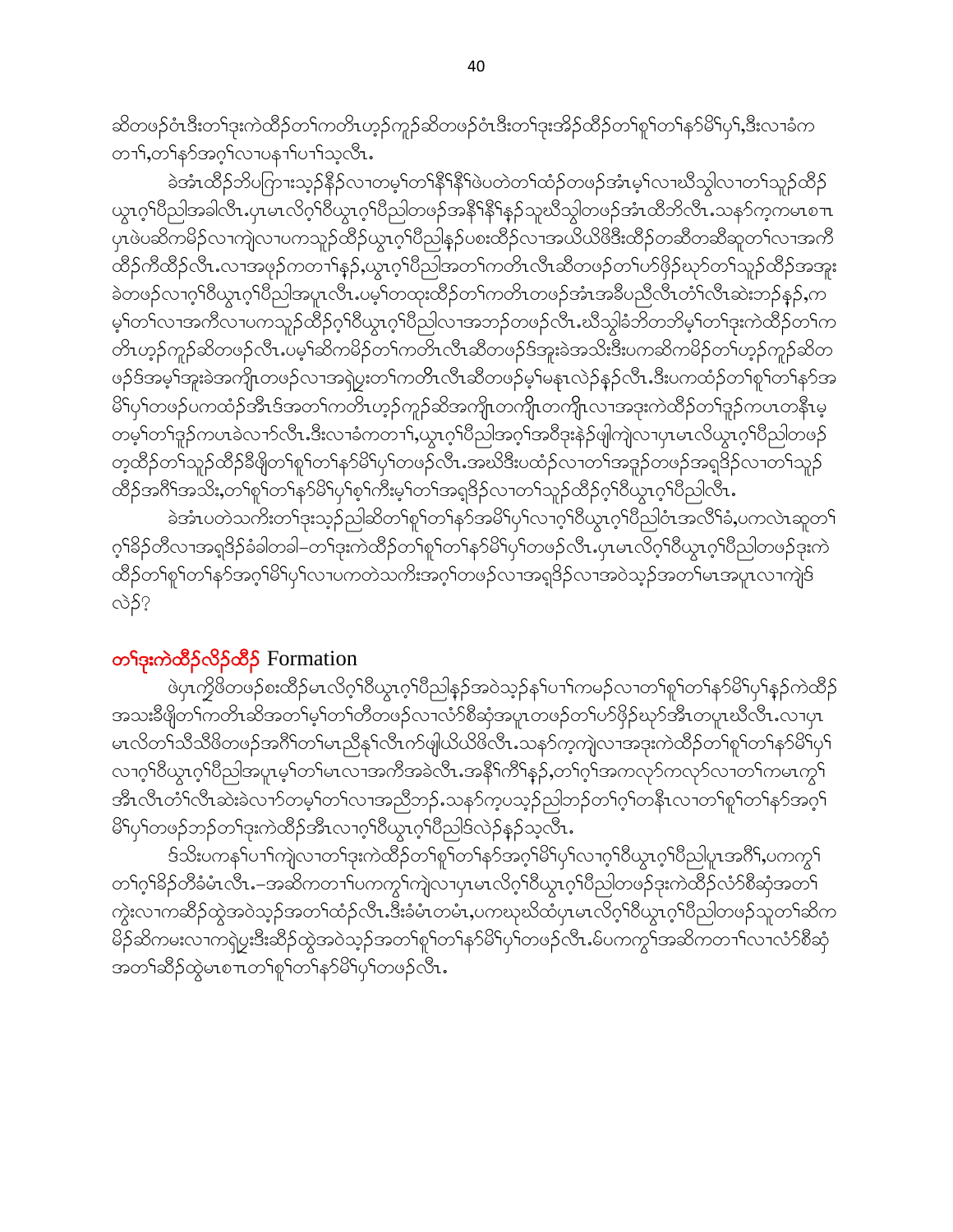ဆိတဖဉ်ဝံၤဒီးတၢ်ဒုးကဲထိဉ်တၢ်ကတိၤဟ့ဉ်ကူဉ်ဆိတဖဉ်ဝံၤဒီးတၢ်ဒုးအိဉ်ထိဉ်တၢ်စူၢ်တၢ်နာ်မိၢ်ပှၢ်,ဒီးလၢခံကတၢၢ်,တၢ်နာ်အဂ့ၢ်လၢပနၢၢ်ပၢၢ်သ့လီၤ.

ခဲအံၤထိဉ်ဘိပကြၢးသ့ဉ်နီဉ်လၢတမ့ၢ်တၢ်နီၢ်နီၢ်ဖဲပတဲတၢ်ထံဉ်တဖဉ်အံၤမ့ၢ်လၢဃီသွဲလၢတၢ်သူဉ်ထိဉ်ယွၤဂ့ၢ်ပီညါအခါလီၤ.ပှၤမၤလိဂ့ၢ်ဝီယွၤဂ့ၢ်ပီညါတဖဉ်အနီၢ်နီၢ်နဉ်သူဃီသွဲတဖဉ်အံၤထီဘိလီၤ.သနာ်က့ကမၤစπပှၤဖဲပဆိကမိဉ်လၢကျဲလၢပကသူဉ်ထိဉ်ယွၤဂ့ၢ်ပီညါနဉ်ပစးထိဉ်လၢအယိယိဖိဒီးထိဉ်တဆီတဆီဆူတၢ်လၢအကိထိဉ်ကီထိဉ်လီၤ.လၢအဖုဉ်ကတၢၢ်နဉ်,ယွၤဂ့ၢ်ပီညါအတၢ်ကတိၤလီၤဆီတဖဉ်တၢ်ဟ်ဖှိဉ်ဃုာ်တၢ်သူဉ်ထိဉ်အအူးခဲတဖဉ်လၢဂ့ၢ်ဝီယွၤဂ့ၢ်ပီညါအပူၤလီၤ.ပမ့ၢ်တထုးထိဉ်တၢ်ကတိၤတဖဉ်အံၤအခီပညီလီၤတံၢ်လီၤဆဲးဘဉ်နဉ်,ကမ့ၢ်တၢ်လၢအကီလၢပကသူဉ်ထိဉ်ဂ့ၢ်ဝီယွၤဂ့ၢ်ပီညါလၢအဘဉ်တဖဉ်လီၤ.ဃီသွဲခံဘိတဘိမ့ၢ်တၢ်ဒုးကဲထိဉ်တၢ်ကတိၤဟ့ဉ်ကူဉ်ဆိတဖဉ်လီၤ.ပမ့ၢ်ဆိကမိဉ်တၢ်ကတိၤလီၤဆီတဖဉ်ဒ်အူးခဲအသိးဒီးပကဆိကမိဉ်တၢ်ဟ့ဉ်ကူဉ်ဆိတဖဉ်ဒ်အမ့ၢ်အူးခဲအကျိၤတဖဉ်လၢအရဲပွးတၢ်ကတိၤလီၤဆီတဖဉ်မ့ၢ်မနုၤလဲဉ်နဉ်လီၤ.ဒီးပကထံဉ်တၢ်စူၢ်တၢ်နာ်အမိၢ်ပှၢ်တဖဉ်ပကထံဉ်အီၤဒ်အတၢ်ကတိၤဟ့ဉ်ကူဉ်ဆိအကျိၤတကျိၤတကျိၤလၢအဒုးကဲထိဉ်တၢ်ဒူဉ်ကပၤတနီၤမ့တမ့ၢ်တၢ်ဒူဉ်ကပၤခဲလၢာ်လီၤ.ဒီးလၢခံကတၢၢ်,ယွၤဂ့ၢ်ပီညါအဂ့ၢ်အဝီဒုးနဲဉ်ဖျါကျဲလၢပှၤမၤလိယွၤဂ့ၢ်ပီညါတဖဉ်တ့ထိဉ်တၢ်သူဉ်ထိဉ်ခီဖျိတၢ်စူၢ်တၢ်နာ်မိၢ်ပှၢ်တဖဉ်လီၤ.အဃိဒီးပထံဉ်လၢတၢ်အဒူဉ်တဖဉ်အရှဒိဉ်လၢတၢ်သူဉ်ထိဉ်အဂီၢ်အသိး,တၢ်စူၢ်တၢ်နာ်မိၢ်ပှၢ်စ့ၢ်ကီးမ့ၢ်တၢ်အရှဒိဉ်လၢတၢ်သူဉ်ထိဉ်ဂ့ၢ်ဝီယွၤဂ့ၢ်ပီညါလီၤ.

ခဲအံၤပတဲသကိးတၢ်ဒုးသ့ဉ်ညါဆိတၢ်စူၢ်တၢ်နာ်အမိၢ်ပှၢ်လၢဂ့ၢ်ဝီယွၤဂ့ၢ်ပီညါဝံၤအလိၢ်ခံ,ပကလဲၤဆူတၢ်ဂ့ၢ်ခိဉ်တီလၢအရှဒိဉ်ခံခါတခါ–တၢ်ဒုးကဲထိဉ်တၢ်စူၢ်တၢ်နာ်အမိၢ်ပှၢ်တဖဉ်လီၤ.ပှၤမၤလိဂ့ၢ်ဝီယွၤဂ့ၢ်ပီညါတဖဉ်ဒုးကဲထိဉ်တၢ်စူၢ်တၢ်နာ်အဂ့ၢ်မိၢ်ပှၢ်လၢပကတဲသကိးအဂ့ၢ်တဖဉ်လၢအရှဒိဉ်လၢအဝဲသ့ဉ်အတၢ်မၤအပူၤလၢကျဲဒ်လဲဉ်?

## တၢ်ဒုးကဲထိဉ်လိဉ်ထိဉ် Formation

ဖဲပှၤကွိဖိတဖဉ်စးထိဉ်မၤလိဂ့ၢ်ဝီယွၤဂ့ၢ်ပီညါနဉ်အဝဲသ့ဉ်နၢ်ပၢၢ်ကမဉ်လၢတၢ်စူၢ်တၢ်နာ်မိၢ်ပှၢ်နဉ်ကဲထိဉ်အသးခီဖျိတၢ်ကတိၤဆိအတၢ်မ့ၢ်တၢ်တီတဖဉ်လၢလံာ်စီဆုံအပူၤတဖဉ်တၢ်ဟ်ဖှိဉ်ဃုာ်အီၤတပူၤဃီလီၤ.လၢပှၤမၤလိတၢ်သိသိဖိတဖဉ်အဂီၢ်တၢ်မၤညီနှၢ်လီၤက်ဖျါယိယိဖိလီၤ.သနာ်က့ကျဲလၢအဒုးကဲထိဉ်တၢ်စူၢ်တၢ်နာ်မိၢ်ပှၢ်လၢဂ့ၢ်ဝီယွၤဂ့ၢ်ပီညါအပူၤမ့ၢ်တၢ်မၤလၢအကီအခဲလီၤ.အနီၢ်ကိၢ်နဉ်,တၢ်ဂ့ၢ်အကလုာ်ကလုာ်လၢတၢ်ကမၤကွၢ်အီၤလီၤတံၢ်လီၤဆဲးခဲလၢာ်တမ့ၢ်တၢ်လၢအညီဘဉ်.သနာ်က့ပသ့ဉ်ညါဘဉ်တၢ်ဂ့ၢ်တနီၤလၢတၢ်စူၢ်တၢ်နာ်အဂ့ၢ်မိၢ်ပှၢ်တဖဉ်ဘဉ်တၢ်ဒုးကဲထိဉ်အီၤလၢဂ့ၢ်ဝီယွၤဂ့ၢ်ပီညါဒ်လဲဉ်နဉ်သ့လီၤ.

ဒ်သိးပကနၢ်ပၢၢ်ကျဲလၢတၢ်ဒုးကဲထိဉ်တၢ်စူၢ်တၢ်နာ်အဂ့ၢ်မိၢ်ပှၢ်လၢဂ့ၢ်ဝီယွၤဂ့ၢ်ပီညါပူၤအဂီၢ်,ပကကွၢ်တၢ်ဂ့ၢ်ခိဉ်တီခံမံၤလီၤ.–အဆိကတၢၢ်ပကကွၢ်ကျဲလၢပှၤမၤလိဂ့ၢ်ဝီယွၤဂ့ၢ်ပီညါတဖဉ်ဒုးကဲထိဉ်လံာ်စီဆုံအတၢ်ကွဲးလၢကဆိဉ်ထွဲအဝဲသ့ဉ်အတၢ်ထံဉ်လီၤ.ဒီးခံမံၤတမံၤ,ပကဃုဃိထံပှၤမၤလိဂ့ၢ်ဝီယွၤဂ့ၢ်ပီညါတဖဉ်သူတၢ်ဆိကမိဉ်ဆိကမးလၢကရဲပွးဒီးဆိဉ်ထွဲအဝဲသ့ဉ်အတၢ်စူၢ်တၢ်နာ်မိၢ်ပှၢ်တဖဉ်လီၤ.မ်ပကကွၢ်အဆိကတၢၢ်လၢလံာ်စီဆုံအတၢ်ဆိဉ်ထွဲမၤစπတၢ်စူၢ်တၢ်နာ်မိၢ်ပှၢ်တဖဉ်လီၤ.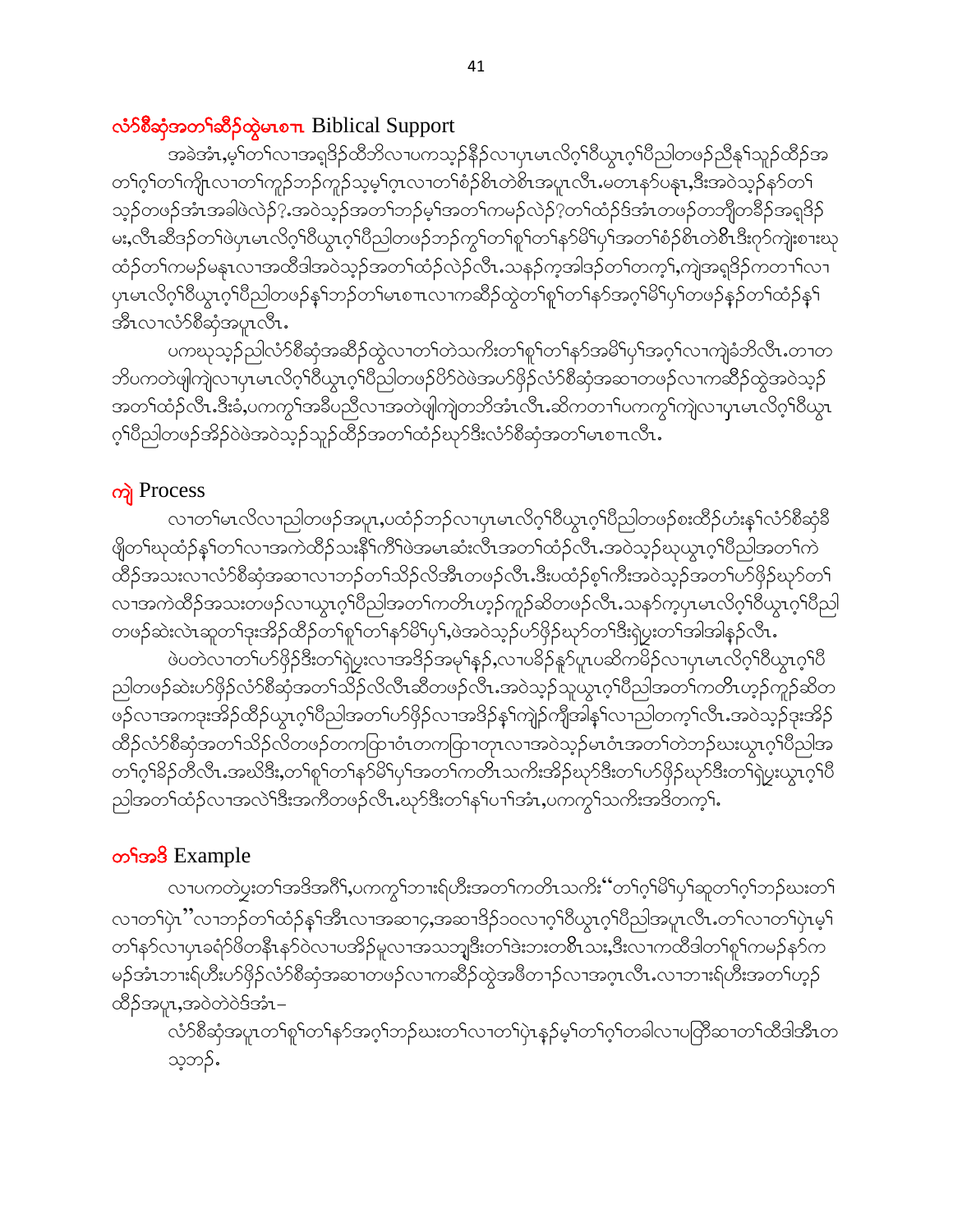## လံာ်စီဆှံအတၢ်ဆီၣ်ထွဲမၤစၢၤ Biblical Support

အခဲအံၤ,မ့ၢ်တၢ်လၢအရှ့ဒိၣ်ထီဘိလၢပကသ့ၣ်နီၣ်လၢပှၤမၤလိဂ့ၢ်ဝီယွၤဂ့ၢ်ပီညါတဖၣ်ညီနှၢ်သူၣ်ထီၣ်အတၢ်ဂ့ၢ်တၢ်ကျိၤလၢတၢ်ကူၣ်ဘၣ်ကူၣ်သ့မ့ၢ်ဂ့ၤလၢတၢ်စံၣ်စိၤတဲစိၤအပူၤလီၤ.မတၤနၣ်ပနၤ,ဒီးအဝဲသ့ၣ်နၣ်တၢ်သ့ၣ်တဖၣ်အံၤအခါဖဲလဲၣ်?.အဝဲသ့ၣ်အတၢ်ဘၣ်မ့ၢ်အတၢ်ကမၣ်လဲၣ်?တၢ်ထံၣ်ဒ်အံၤတဖၣ်တဘျီတခီၣ်အရှ့ဒိၣ်မး,လီၤဆီဒၣ်တၢ်ဖဲပှၤမၤလိဂ့ၢ်ဝီယွၤဂ့ၢ်ပီညါတဖၣ်ဘၣ်ကွၢ်တၢ်စူၢ်တၢ်နာ်မိၢ်ပှၢ်အတၢ်စံၣ်စိၤတဲစိၤဒီးဂ့ာ်ကျဲးစၢးဃုထံၣ်တၢ်ကမၣ်မနုၤလၢအထိဒါအဝဲသ့ၣ်အတၢ်ထံၣ်လဲၣ်လီၤ.သနၢ်က့အါဒၣ်တၢ်တက့ၢ်,ကျဲအရှ့ဒိၣ်ကတၢၢ်လၢပှၤမၤလိဂ့ၢ်ဝီယွၤဂ့ၢ်ပီညါတဖၣ်နှၢ်ဘၣ်တၢ်မၤစၢၤလၢကဆီၣ်ထွဲတၢ်စူၢ်တၢ်နာ်အဂ့ၢ်မိၢ်ပှၢ်တဖၣ်နၣ်တၢ်ထံၣ်နှၢ်အီၤလၢလံာ်စီဆှံအပူၤလီၤ.

ပကဃုသ့ၣ်ညါလံာ်စီဆှံအဆီၣ်ထွဲလၢတၢ်တဲသကိးတၢ်စူၢ်တၢ်နာ်အမိၢ်ပှၢ်အဂ့ၢ်လၢကျဲခံဘိလီၤ.တၢတဘိပကတဲဖျါကျဲလၢပှၤမၤလိဂ့ၢ်ဝီယွၤဂ့ၢ်ပီညါတဖၣ်ပိာ်ဝဲဖဲအဟ်ဖှိၣ်လံာ်စီဆှံအဆၢတဖၣ်လၢကဆီၣ်ထွဲအဝဲသ့ၣ်အတၢ်ထံၣ်လီၤ.ဒီးခံ,ပကကွၢ်အခီပညီလၢအတဲဖျါကျဲတဘိအံၤလီၤ.ဆိကတၢၢ်ပကကွၢ်ကျဲလၢပှၤမၤလိဂ့ၢ်ဝီယွၤဂ့ၢ်ပီညါတဖၣ်အိၣ်ဝဲဖဲအဝဲသ့ၣ်သူၣ်ထီၣ်အတၢ်ထံၣ်ဃုာ်ဒီးလံာ်စီဆှံအတၢ်မၤစၢၤလီၤ.

## ကျဲ Process

လၢတၢ်မၤလိလၢညါတဖၣ်အပူၤ,ပထံၣ်ဘၣ်လၢပှၤမၤလိဂ့ၢ်ဝီယွၤဂ့ၢ်ပီညါတဖၣ်စးထိၣ်ဟံးနှၢ်လံာ်စီဆှံခီဖျိတၢ်ဃုထံၣ်နှၢ်တၢ်လၢအကဲထိၣ်သးနီၢ်ကီၢ်ဖဲအမၤဆံးလီၤအတၢ်ထံၣ်လီၤ.အဝဲသ့ၣ်ဃုယွၤဂ့ၢ်ပီညါအတၢ်ကဲထိၣ်အသးလၢလံာ်စီဆှံအဆၢလၢဘၣ်တၢ်သိၣ်လိအီၤတဖၣ်လီၤ.ဒီးပထံၣ်စ့ၢ်ကီးအဝဲသ့ၣ်အတၢ်ဟ်ဖှိၣ်ဃုာ်တၢ်လၢအကဲထိၣ်အသးတဖၣ်လၢယွၤဂ့ၢ်ပီညါအတၢ်ကတိၤဟ့ၣ်ကူၣ်ဆိတဖၣ်လီၤ.သနၢ်က့ပှၤမၤလိဂ့ၢ်ဝီယွၤဂ့ၢ်ပီညါတဖၣ်ဆဲးလဲၤဆူတၢ်ဒုးအိၣ်ထိၣ်တၢ်စူၢ်တၢ်နာ်မိၢ်ပှၢ်,ဖဲအဝဲသ့ၣ်ဟ်ဖှိၣ်ဃုာ်တၢ်ဒီးရဲပွးတၢ်အါအါနၣ်လီၤ.

ဖဲပတဲလၢတၢ်ဟ်ဖှိၣ်ဒီးတၢ်ရဲပွးလၢအဒိၣ်အမုၢ်နၣ်,လၢပခိၣ်နူာ်ပူၤပဆိကမိၣ်လၢပှၤမၤလိဂ့ၢ်ဝီယွၤဂ့ၢ်ပီညါတဖၣ်ဆဲးဟ်ဖှိၣ်လံာ်စီဆှံအတၢ်သိၣ်လိလီၤဆိတဖၣ်လီၤ.အဝဲသ့ၣ်သူယွၤဂ့ၢ်ပီညါအတၢ်ကတိၤဟ့ၣ်ကူၣ်ဆိတဖၣ်လၢအကဒုးအိၣ်ထိၣ်ယွၤဂ့ၢ်ပီညါအတၢ်ဟ်ဖှိၣ်လၢအဒိၣ်နှၢ်ကျဲၣ်ကျိၤအါနှၢ်လၢညါတက့ၢ်လီၤ.အဝဲသ့ၣ်ဒုးအိၣ်ထိၣ်လံာ်စီဆှံအတၢ်သိၣ်လိတဖၣ်တကပြၢဝံၤတကပြၢတုၤလၢအဝဲသ့ၣ်မၤဝံၤအတၢ်တဲဘၣ်ဃးယွၤဂ့ၢ်ပီညါအတၢ်ဂ့ၢ်ခိၣ်တီလီၤ.အဃိဒီး,တၢ်စူၢ်တၢ်နာ်မိၢ်ပှၢ်အတၢ်ကတိၤသကိးအိၣ်ဃုာ်ဒီးတၢ်ဟ်ဖှိၣ်ဃုာ်ဒီးတၢ်ရဲပွးယွၤဂ့ၢ်ပီညါအတၢ်ထံၣ်လၢအလဲၢ်ဒီးအကီတဖၣ်လီၤ.ဃုာ်ဒီးတၢ်နှၢ်ပၢၢ်အံၤ,ပကကွၢ်သကိးအဒိတက့ၢ်.

## တၢ်အဒိ Example

လၢပကတဲပွးတၢ်အဒိအဂီၢ်,ပကကွၢ်ဘၢးရ်ဟီးအတၢ်ကတိၤသကိး"တၢ်ဂ့ၢ်မိၢ်ပှၢ်ဆူတၢ်ဂ့ၢ်ဘၣ်ဃးတၢ်လၢတၢ်ပှဲၤ"လၢဘၣ်တၢ်ထံၣ်နှၢ်အီၤလၢအဆၢ၄,အဆၢဒိၣ်၁၀လၢဂ့ၢ်ဝီယွၤဂ့ၢ်ပီညါအပူၤလီၤ.တၢ်လၢတၢ်ပှဲၤမ့ၢ်တၢ်နာ်လၢပှၤခရံာ်ဖိတနီၤနၣ်ဝဲလၢပအိၣ်မူလၢအသဘျ့ဒီးတၢ်ဒဲးဘးတစိၤသး,ဒီးလၢကထိဒါတၢ်စူၢ်ကမၣ်နၣ်ကမၣ်အံၤဘၢးရ်ဟီးဟ်ဖှိၣ်လံာ်စီဆှံအဆၢတဖၣ်လၢကဆီၣ်ထွဲအဖီတၢၣ်လၢအဂ့ၤလီၤ.လၢဘၢးရ်ဟီးအတၢ်ဟ့ၣ်ထီၣ်အပူၤ,အဝဲတဲဝဲဒ်အံၤ–

> လံာ်စီဆှံအပူၤတၢ်စူၢ်တၢ်နာ်အဂ့ၢ်ဘၣ်ဃးတၢ်လၢတၢ်ပှဲၤနၣ်မ့ၢ်တၢ်ဂ့ၢ်တခါလၢပဖြိဆၢတၢ်ထိဒါအီၤတသ့ဘၣ်.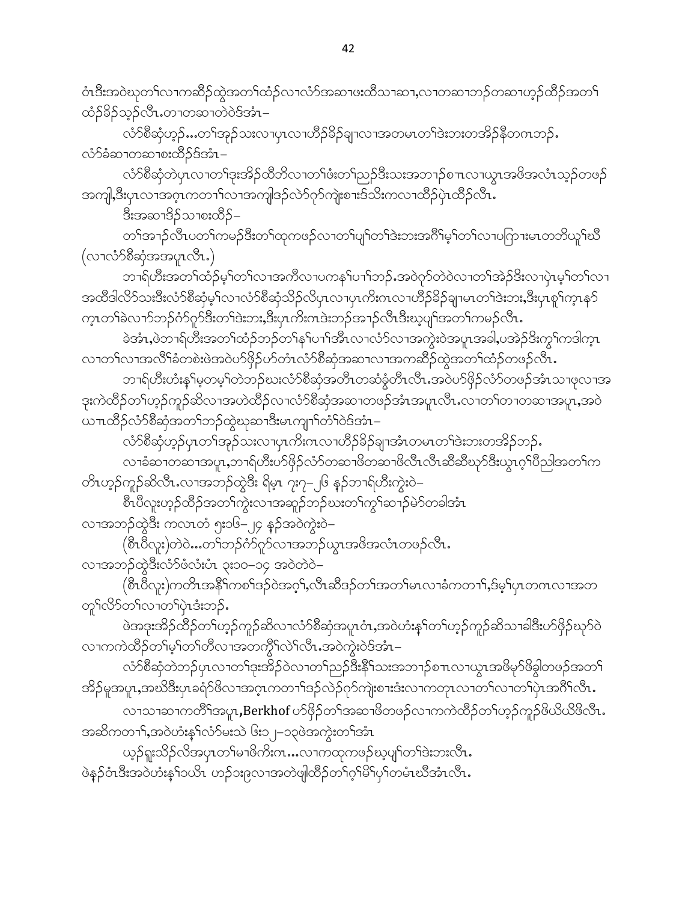ဝံၤဒီးအဝဲဃုတၢ်လၢကဆီဉ်ထွဲအတၢ်ထံဉ်လၢလံာ်အဆၢဖးထီသၢဆၢ,လၢတဆၢဘဉ်တဆၢဟ့ဉ်ထီဉ်အတၢ်ထံဉ်ခိဉ်သ့ဉ်လီၤ.တၢတဆၢတဲဝဲဒ်အံၤ–

လံာ်စီဆုံဟ့ဉ်...တၢ်အုဉ်သးလၢပှၤလၢဟိဉ်ခိဉ်ချၢလၢအတမၤတၢ်ဒဲးဘးတအိဉ်နီတဂၤဘဉ်.

လံာ်ခံဆၢတဆၢစးထီဉ်ဒ်အံၤ–

လံာ်စီဆုံတဲပှၤလၢတၢ်ဒုးအိဉ်ထီတိလၢတၢ်ဖံးတၢ်ညဉ်ဒီးသးအဘၢဉ်စπလၢယွၤအဖိအလံၤသ့ဉ်တဖဉ်အကျါ,ဒီးပှၤလၢအဂ့ၤကတၢၢ်လၢအကျါဒဉ်လဲာ်ဂ့ာ်ကျဲးစπးဒ်သိးကလၢထီဉ်ပှဲၤထီဉ်လီၤ.

ဒီးအဆၢဒိဉ်သၢစးထီဉ်–

တၢ်အၢဉ်လီၤပတၢ်ကမဉ်ဒီးတၢ်ထုကဖဉ်လၢတၢ်ပျ်တၢ်ဒဲးဘးအဂီၢ်မ့ၢ်တၢ်လၢပကြၢးမၤတဘိယူၢ်ဃီ (လၢလံာ်စီဆုံအအပူၤလီၤ.)

ဘၢရ်ဟီးအတၢ်ထံဉ်မ့ၢ်တၢ်လၢအကီလၢပကနၢ်ပၢၢ်ဘဉ်.အဝဲဂ့ာ်တဲဝဲလၢတၢ်အဲဉ်ဒိးလၢပှဲၤမ့ၢ်တၢ်လၢအထီဒါလိာ်သးဒီးလံာ်စီဆုံမ့ၢ်လၢလံာ်စီဆုံသိဉ်လိပှၤလၢပှၤကိးဂၤလၢဟိဉ်ခိဉ်ချၢမၤတၢ်ဒဲးဘး,ဒီးပှၤစူၢ်က့ၤနာ်က့ၤတၢ်ခဲလၢာ်ဘဉ်ဂံာ်ဂုာ်ဒီးတၢ်ဒဲးဘး,ဒီးပှၤကိးဂၤဒဲးဘဉ်အၢဉ်လီၤဒီးဃ့ပျ်အတၢ်ကမဉ်လီၤ.

ခဲအံၤ,ဖဲဘၢရ်ဟီးအတၢ်ထံဉ်ဘဉ်တၢ်နၢ်ပၢၢ်အီၤလၢလံာ်လၢအကွဲးဝဲအပူၤအခါ,ပအဲဉ်ဒိးကွၢ်ကဒါက့ၤလၢတၢ်လၢအလီၢ်ခံတစဲးဖဲအဝဲဟ်ဖှိဉ်ဟ်တံၤလံာ်စီဆုံအဆၢလၢအကဆီဉ်ထွဲအတၢ်ထံဉ်တဖဉ်လီၤ.

ဘၢရ်ဟီးဟံးနဲ့ၢ်မ့တမ့ၢ်တဲဘဉ်ဃးလံာ်စီဆုံအတီၤတဆံခွံတီၤလီၤ.အဝဲဟ်ဖှိဉ်လံာ်တဖဉ်အံၤသၢဖုလၢအဒုးကဲထီဉ်တၢ်ဟ့ဉ်ကူဉ်ဆိလၢအဖဲထီဉ်လၢလံာ်စီဆုံအဆၢတဖဉ်အံၤအပူၤလီၤ.လၢတၢ်တၢတဆၢအပူၤ,အဝဲယπထီဉ်လံာ်စီဆုံအတၢ်ဘဉ်ထွဲဃုဆၢဒီးမၤကျၢၢ်တံၢ်ဝဲဒ်အံၤ–

လံာ်စီဆုံဟ့ဉ်ပှၤတၢ်အုဉ်သးလၢပှၤကိးဂၤလၢဟိဉ်ခိဉ်ချၢအံၤတမၤတၢ်ဒဲးဘးတအိဉ်ဘဉ်.

လၢခံဆၢတဆၢအပူၤ,ဘၢရ်ဟီးဟ်ဖှိဉ်လံာ်တဆၢဖိတဆၢဖိလီၤလီၤဆီဆီဃုာ်ဒီးယွၤဂ့ၢ်ပီညါအတၢ်ကတိၤဟ့ဉ်ကူဉ်ဆိလီၤ.လၢအဘဉ်ထွဲဒီး ရိမ့ၤ ၇း၇–၂၆ နဉ်ဘၢရ်ဟီးကွဲးဝဲ–

စီၤပီလူးဟ့ဉ်ထီဉ်အတၢ်ကွဲးလၢအဆူဉ်ဘဉ်ဃးတၢ်ကွၢ်ဆၢဉ်မဲာ်တခါအံၤ

လၢအဘဉ်ထွဲဒီး ကလၤတံ ၅း၁၆–၂၄ နဉ်အဝဲကွဲးဝဲ–

(စီၤပီလူး)တဲဝဲ...တၢ်ဘဉ်ဂံာ်ဂုာ်လၢအဘဉ်ယွၤအဖိအလံၤတဖဉ်လီၤ.

လၢအဘဉ်ထွဲဒီးလံာ်ဖံလံးပံၤ ၃း၁၀–၁၄ အဝဲတဲဝဲ–

(စီၤပီလူး)ကတိၤအနီၢ်ကစၢ်ဒဉ်ဝဲအဂ့ၢ်,လီၤဆီဒဉ်တၢ်အတၢ်မၤလၢခံကတၢၢ်,ဒ်မ့ၢ်ပှၤတဂၤလၢအတတူၢ်လိာ်တၢ်လၢတၢ်ပှဲၤဒံးဘဉ်.

ဖဲအဒုးအိဉ်ထီဉ်တၢ်ဟ့ဉ်ကူဉ်ဆိလၢလံာ်စီဆုံအပူၤဝံၤ,အဝဲဟံးနဲ့ၢ်တၢ်ဟ့ဉ်ကူဉ်ဆိသၢခါဒီးဟ်ဖှိဉ်ဃုာ်ဝဲလၢကကဲထီဉ်တၢ်မ့ၢ်တၢ်တီလၢအတကွီၢ်လဲၢ်လီၤ.အဝဲကွဲးဝဲဒ်အံၤ–

လံာ်စီဆုံတဲဘဉ်ပှၤလၢတၢ်ဒုးအိဉ်ဝဲလၢတၢ်ညဉ်ဒီးနီၢ်သးအဘၢဉ်စπလၢယွၤအဖိမှာ်ဖိခွါတဖဉ်အတၢ်အိဉ်မူအပူၤ,အဃိဒီးပှၤခရံာ်ဖိလၢအဂ့ၤကတၢၢ်ဒဉ်လဲဉ်ဂ့ာ်ကျဲးစπးဒံးလၢကတုၤလၢတၢ်လၢတၢ်ပှဲၤအဂီၢ်လီၤ.

လၢသၢဆၢကတီၢ်အပူၤ,Berkhof ဟ်ဖှိဉ်တၢ်အဆၢဖိတဖဉ်လၢကကဲထီဉ်တၢ်ဟ့ဉ်ကူဉ်ဖိယိယိဖိလီၤ.အဆိကတၢၢ်,အဝဲဟံးနဲ့ၢ်လံာ်မးသဲ ၆း၁၂–၁၃ဖဲအကွဲးတၢ်အံၤ

ယ့ဉ်ရူးသိဉ်လိအပှၤတၢ်မၢဖိကိးဂၤ...လၢကထုကဖဉ်ဃ့ပျ်တၢ်ဒဲးဘးလီၤ.

ဖဲနဉ်ဝံၤဒီးအဝဲဟံးနဲ့ၢ်၁ယိၤ ဟဉ်၁း၉လၢအတဲဖျါထီဉ်တၢ်ဂ့ၢ်မိၢ်ပှၢ်တမံၤဃီအံၤလီၤ.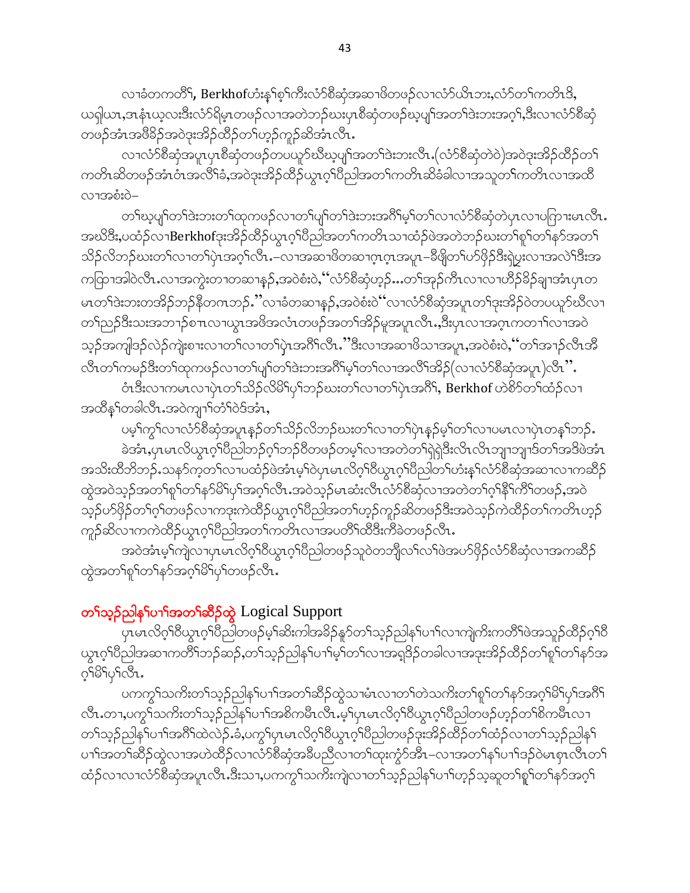လၢခံတကတီၢ်, Berkhofဟံးန့ၢ်စ့ၢ်ကီးလံာ်စီဆှံအဆၢဖိတဖဉ်လၢလံာ်ယီၤဘး,လံာ်တ့ၢ်ကတိၤဒိ, ယရှါယၤ,အနံၤယ့လးဒီးလံာ်ရိမ့ၤတဖဉ်လၢအတဲဘဉ်ဃးပှၤစီဆှံတဖဉ်ဃ့ပျ့ၢ်အတၢ်ဒဲးဘးအဂ့ၢ်,ဒီးလၢလံာ်စီဆှံတဖဉ်အံၤအဖိခိဉ်အဝဲဒုးအိဉ်ထိဉ်တၢ်ဟ့ဉ်ကူဉ်ဆိအံၤလီၤ.

လၢလံာ်စီဆှံအပူၤပှၤစီဆှံတဖဉ်တပယူာ်ဃီဃ့ပျ့ၢ်အတၢ်ဒဲးဘးလီၤ.(လံာ်စီဆှံတဲဝဲ)အဝဲဒုးအိဉ်ထိဉ်တၢ်ကတိၤဆိတဖဉ်အံၤဝံၤအလီၢ်ခံ,အဝဲဒုးအိဉ်ထိဉ်ယွၤဂ့ၢ်ပီညါအတၢ်ကတိၤဆိခံခါလၢအသုတၢ်ကတိၤလၢအထိလၢအစံးဝဲ–

တၢ်ဃ့ပျ့ၢ်တၢ်ဒဲးဘးတၢ်ထုကဖဉ်လၢတၢ်ပျ့ၢ်တၢ်ဒဲးဘးအဂီၢ်မ့ၢ်တၢ်လၢလံာ်စီဆှံတဲပှၤလၢပကြၢးမၤလီၤ. အဃိဒီး,ပထံဉ်လၢBerkhofဒုးအိဉ်ထိဉ်ယွၤဂ့ၢ်ပီညါအတၢ်ကတိၤသၢထံဉ်ဖဲအတဲဘဉ်ဃးတၢ်စူၢ်တၢ်နာ်အတၢ်သိဉ်လိဘဉ်ဃးတၢ်လၢတၢ်ပှဲၤအဂ့ၢ်လီၤ.–လၢအဆၢဖိတဆၢဂ့ၤဂ့ၤအပူၤ–ခီဖျိတၢ်ပာ်ဖှိဉ်ဒီးရှဲပွးလၢအလဲၢ်ဒီးအကထြၢအါဝဲလီၤ.လၢအကွဲးတၢတဆၢန့ဉ်,အဝဲစံးဝဲ,"လံာ်စီဆှံဟ့ဉ်…တၢ်အှဉ်ကီၤလၢလၢဟိဉ်ခိဉ်ချၢအံၤပှၤတမၤတၢ်ဒဲးဘးတအိဉ်ဘဉ်နီတဏဘဉ်."လၢခံတဆၢန့ဉ်,အဝဲစံးဝဲ"လၢလံာ်စီဆှံအပူၤတၢ်ဒုးအိဉ်ဝဲတပယူာ်ဃီလၢတၢ်ညဉ်ဒီးသးအဘၢဉ်စၢၤလၢယွၤအဖိအလံၤတဖဉ်အတၢ်အိဉ်မူအပူၤလီၤ.,ဒီးပှၤလၢအဂ့ၤကတၢၢ်လၢအဝဲသ့ဉ်အကျါဒဉ်လဲဉ်ကျဲးစၢၤလၢတၢ်လၢတၢ်ပှဲၤအဂီၢ်လီၤ."ဒီးလၢအဆၢဖိသၢအပူၤ,အဝဲစံးဝဲ,"တၢ်အၢဉ်လီၤအီလီၤတၢ်ကမဉ်ဒီးတၢ်ထုကဖဉ်လၢတၢ်ပျ့ၢ်တၢ်ဒဲးဘးအဂီၢ်မ့ၢ်တၢ်လၢအလီၢ်အိဉ်(လၢလံာ်စီဆှံအပူၤ)လီၤ".

ဝံၤဒီးလၢကမၤလၢပှဲၤတၢ်သိဉ်လိမိၢ်ပှၢ်ဘဉ်ဃးတၢ်လၢတၢ်ပှဲၤအဂီၢ်, Berkhof ဟဲစိာ်တၢ်ထံဉ်လၢအထိန့ၢ်တခါလီၤ.အဝဲကျၢၢ်တံၢ်ဝဲဒ်အံၤ,

> ပမ့ၢ်ကွၢ်လၢလံာ်စီဆှံအပူၤန့ဉ်တၢ်သိဉ်လိဘဉ်ဃးတၢ်လၢတၢ်ပှဲၤန့ဉ်မ့ၢ်တၢ်လၢပမၤလၢပှဲၤတန့ၢ်ဘဉ်.
>
> ခဲအံၤ,ပှၤမၤလိယွၤဂ့ၢ်ပီညါဘဉ်ဂ့ၢ်ဘဉ်ဝီတဖဉ်တမ့ၢ်လၢအတဲတၢ်ရှဲရှဲဒီးလီၤလီၤဘျၢဘျၢဒ်တၢ်အဒိဖဲအံၤအသိးထိဘိဘဉ်.သနာ်က့တၢ်လၢပထံဉ်ဖဲအံၤမ့ၢ်ဝဲပှၤမၤလိဂ့ၢ်ဝီယွၤဂ့ၢ်ပီညါတၢ်ဟံးန့ၢ်လံာ်စီဆှံအဆၢလၢကဆီဉ်ထွဲအဝဲသ့ဉ်အတၢ်စူၢ်တၢ်နာ်မိၢ်ပှၢ်အဂ့ၢ်လီၤ.အဝဲသ့ဉ်မၤဆံးလီၤလံာ်စီဆှံလၢအတဲတၢ်ဂ့ၢ်နိၢ်ကိၢ်တဖဉ်,အဝဲသ့ဉ်ပာ်ဖှိဉ်တၢ်ဂ့ၢ်တဖဉ်လၢကဒုးကဲထိဉ်ယွၤဂ့ၢ်ပီညါအတၢ်ဟ့ဉ်ကူဉ်ဆိတဖဉ်ဒီးအဝဲသ့ဉ်ကဲထိဉ်တၢ်ကတိၤဟ့ဉ်ကူဉ်ဆိလၢကကဲထိဉ်ယွၤဂ့ၢ်ပီညါအတၢ်ကတိၤလၢအပတိၢ်ထီဒီးကီခဲတဖဉ်လီၤ.

အဝဲအံၤမ့ၢ်ကျဲလၢပှၤမၤလိဂ့ၢ်ဝီယွၤဂ့ၢ်ပီညါတဖဉ်သူဝဲတဘျီလၢ်လၢ်ဖဲအပာ်ဖှိဉ်လံာ်စီဆှံလၢအကဆီဉ်ထွဲအတၢ်စူၢ်တၢ်နာ်အဂ့ၢ်မိၢ်ပှၢ်တဖဉ်လီၤ.

## တၢ်သ့ဉ်ညါနၢ်ပၢၢ်အတၢ်ဆီဉ်ထွဲ Logical Support

ပှၤမၤလိဂ့ၢ်ဝီယွၤဂ့ၢ်ပီညါတဖဉ်မ့ၢ်ဆိးကါအခိဉ်နူာ်တၢ်သ့ဉ်ညါနၢ်ပၢၢ်လၢကျဲကီးကတိၢ်ဖဲအသူဉ်ထိဉ်ဂ့ၢ်ဝီယွၤဂ့ၢ်ပီညါအဆၢကတိၢ်ဘဉ်ဆဉ်,တၢ်သ့ဉ်ညါနၢ်ပၢၢ်မ့ၢ်တၢ်လၢအရှဒိဉ်တခါလၢအဒုးအိဉ်ထိဉ်တၢ်စူၢ်တၢ်နာ်အဂ့ၢ်မိၢ်ပှၢ်လီၤ.

ပကကွၢ်သကိးတၢ်သ့ဉ်ညါနၢ်ပၢၢ်အတၢ်ဆီဉ်ထွဲသၢမံၤလၢတၢ်တဲသကိးတၢ်စူၢ်တၢ်နာ်အဂ့ၢ်မိၢ်ပှၢ်အဂီၢ်လီၤ.တၢ,ပကွၢ်သကိးတၢ်သ့ဉ်ညါနၢ်ပၢၢ်အစိကမီၤလီၤ.မ့ၢ်ပှၤမၤလိဂ့ၢ်ဝီယွၤဂ့ၢ်ပီညါတဖဉ်ဟ့ဉ်တၢ်စိကမီၤလၢတၢ်သ့ဉ်ညါနၢ်ပၢၢ်အဂီၢ်ထဲလဲဉ်.ခံ,ပကွၢ်ပှၤမၤလိဂ့ၢ်ဝီယွၤဂ့ၢ်ပီညါတဖဉ်ဒုးအိဉ်ထိဉ်တၢ်ထံဉ်လၢတၢ်သ့ဉ်ညါနၢ်ပၢၢ်အတၢ်ဆီဉ်ထွဲလၢအဟဲထိဉ်လၢလံာ်စီဆှံအခီပညီလၢတၢ်ထုးကွံာ်အီၤ–လၢအတၢ်နၢ်ပၢၢ်ဒဉ်ဝဲမၤစၢၤလီၤတၢ်ထံဉ်လၢလၢလံာ်စီဆှံအပူၤလီၤ.ဒီးသၢ,ပကကွၢ်သကိးကျဲလၢတၢ်သ့ဉ်ညါနၢ်ပၢၢ်ဟ့ဉ်သဲ့ဆူတၢ်စူၢ်တၢ်နာ်အဂ့ၢ်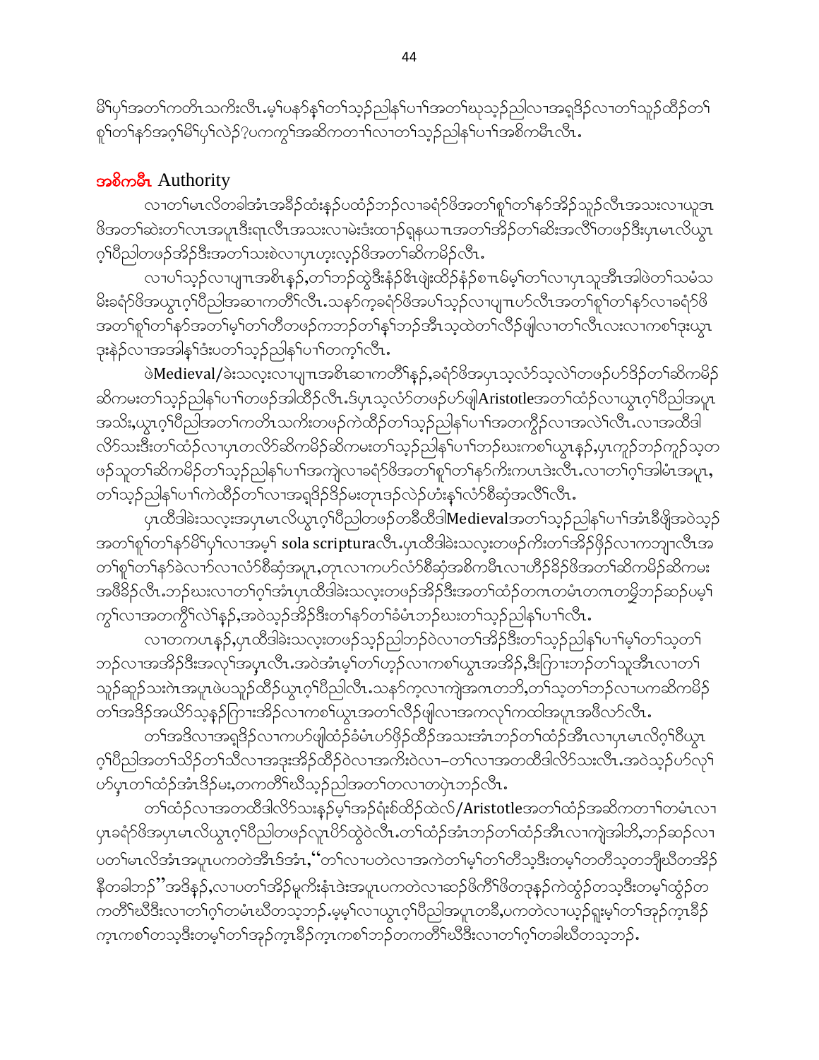မိၢ်ပှၢ်အတၢ်ကတိၤသကိးလီၤ.မ့ၢ်ပနာ်နှၢ်တၢ်သ့ဉ်ညါနၢ်ပၢၢ်အတၢ်ဃုသ့ဉ်ညါလၢအရှ့ဒိဉ်လၢတၢ်သူဉ်ထီဉ်တၢ်စူၢ်တၢ်နာ်အဂ့ၢ်မိၢ်ပှၢ်လဲဉ်?ပကကွၢ်အဆိကတၢၢ်လၢတၢ်သ့ဉ်ညါနၢ်ပၢၢ်အစိကမီၤလီၤ.

## အစိကမီၤ Authority

လၢတၢ်မၤလိတခါအံၤအခိဉ်ထံးနှဉ်ပထံဉ်ဘဉ်လၢခရံာ်ဖိအတၢ်စူၢ်တၢ်နာ်အိဉ်သူဉ်လီၤအသးလၢယူအၤဖိအတၢ်ဆဲးတၢ်လၤအပူၤဒီးရၤလီၤအသးလၢမဲးဒံးထၢဉ်ရှနယၤအတၢ်အိဉ်တၢ်ဆီးအလိၢ်တဖဉ်ဒီးပှၤမၤလိယွၤဂ့ၢ်ပီညါတဖဉ်အိဉ်ဒီးအတၢ်သးစဲလၢပှၤဟ့းလ့ဉ်ဖိအတၢ်ဆိကမိဉ်လီၤ.

လၢပၢ်သ့ဉ်လၢပျπၤအစိၤနှဉ်,တၢ်ဘဉ်ထွဲဒီးနံဉ်ဖိၤဖျံးထိဉ်နံဉ်စπၤဓိမ့ၢ်တၢ်လၢပှၤသူအီၤအါဖဲတၢ်သမံသမိးခရံာ်ဖိအယွၤဂ့ၢ်ပီညါအဆၢကတိၢ်လီၤ.သနာ်က့ခရံာ်ဖိအပၢ်သ့ဉ်လၢပျπၤဟ်လီၤအတၢ်စူၢ်တၢ်နာ်လၢခရံာ်ဖိအတၢ်စူၢ်တၢ်နာ်အတၢ်မ့ၢ်တၢ်တီတဖဉ်ကဘဉ်တၢ်နၢ်ဘဉ်အီၤသ့ထဲတၢ်လီဉ်ဖျါလၢတၢ်လီၤလးလၢကစၢ်ဒုးယွၤဒုးနဲဉ်လၢအအါန့ၢ်ဒံးပတၢ်သ့ဉ်ညါနၢ်ပၢၢ်တက့ၢ်လီၤ.

ဖဲMedieval/ခဲးသလ့းလၢပျπၤအစိၤဆၢကတိၢ်နှဉ်,ခရံာ်ဖိအပှၤသ့လံာ်သ့လဲၢ်တဖဉ်ဟ်ဒိဉ်တၢ်ဆိကမိဉ်ဆိကမးတၢ်သ့ဉ်ညါနၢ်ပၢၢ်တဖဉ်အါထိဉ်လီၤ.ဒ်ပှၤသ့လံာ်တဖဉ်ဟ်ဖျါAristotleအတၢ်ထံဉ်လၢယွၤဂ့ၢ်ပီညါအပူၤအသိး,ယွၤဂ့ၢ်ပီညါအတၢ်ကတိၤသကိးတဖဉ်ကဲထိဉ်တၢ်သ့ဉ်ညါနၢ်ပၢၢ်အတကွိဉ်လၢအလဲၢ်လီၤ.လၢအထီဒါလိာ်သးဒီးတၢ်ထံဉ်လၢပှၤတလိာ်ဆိကမိဉ်ဆိကမးတၢ်သ့ဉ်ညါနၢ်ပၢၢ်ဘဉ်ဃးကစၢ်ယွၤနှဉ်,ပှၤကူဉ်ဘဉ်ကူဉ်သ့တဖဉ်သူတၢ်ဆိကမိဉ်တၢ်သ့ဉ်ညါနၢ်ပၢၢ်အကျဲလၢခရံာ်ဖိအတၢ်စူၢ်တၢ်နာ်ကိးကပၤဒဲးလီၤ.လၢတၢ်ဂ့ၢ်အါမံၤအပူၤ,တၢ်သ့ဉ်ညါနၢ်ပၢၢ်ကဲထိဉ်တၢ်လၢအရှ့ဒိဉ်ဒိဉ်မးတုၤဒဉ်လဲဉ်ဟံးန့ၢ်လံာ်စီဆှံအလိၢ်လီၤ.

ပှၤထီဒါခဲးသလ့းအပှၤမၤလိယွၤဂ့ၢ်ပီညါတဖဉ်တခီထီဒါMedievalအတၢ်သ့ဉ်ညါနၢ်ပၢၢ်အံၤခီဖျိအဝဲသ့ဉ်အတၢ်စူၢ်တၢ်နာ်မိၢ်ပှၢ်လၢအမ့ၢ် sola scripturaလီၤ.ပှၤထီဒါခဲးသလ့းတဖဉ်ကိးတၢ်အိဉ်ဖှိဉ်လၢကဘျၢလီၤအတၢ်စူၢ်တၢ်နာ်ခဲလၢာ်လၢလံာ်စီဆှံအပူၤ,တုၤလၢကဟ်လံာ်စီဆှံအစိကမီၤလၢဟီဉ်ခိဉ်ဖိအတၢ်ဆိကမိဉ်ဆိကမးအဖီခိဉ်လီၤ.ဘဉ်ဃးလၢတၢ်ဂ့ၢ်အံၤပှၤထီဒါခဲးသလ့းတဖဉ်အိဉ်ဒီးအတၢ်ထံဉ်တကၤတမံၤတကၤတမ္ဘိဘဉ်ဆဉ်ပမ့ၢ်ကွၢ်လၢအတကွိၢ်လဲၢ်နှဉ်,အဝဲသ့ဉ်အိဉ်ဒီးတၢ်နာ်တၢ်ခံမံၤဘဉ်ဃးတၢ်သ့ဉ်ညါနၢ်ပၢၢ်လီၤ.

လၢတကပၤနှဉ်,ပှၤထီဒါခဲးသလ့းတဖဉ်သ့ဉ်ညါဘဉ်ဝဲလၢတၢ်အိဉ်ဒီးတၢ်သ့ဉ်ညါနၢ်ပၢၢ်မ့ၢ်တၢ်သ့တၢ်ဘဉ်လၢအအိဉ်ဒီးအလုၢ်အပှၤလီၤ.အဝဲအံၤမ့ၢ်တၢ်ဟ့ဉ်လၢကစၢ်ယွၤအအိဉ်,ဒီးကြၢးဘဉ်တၢ်သူအီၤလၢတၢ်သူဉ်ဆူဉ်သးဂဲၤအပူၤဖဲပသူဉ်ထိဉ်ယွၤဂ့ၢ်ပီညါလီၤ.သနာ်က့လၢကျဲအဂၤတဘိ,တၢ်သ့တၢ်ဘဉ်လၢပကဆိကမိဉ်တၢ်အဒိဉ်အယိာ်သ့နှဉ်ကြၢးအိဉ်လၢကစၢ်ယွၤအတၢ်လီဉ်ဖျါလၢအကလုၢ်ကထါအပူၤအဖီလာ်လီၤ.

တၢ်အဒိလၢအရှ့ဒိဉ်လၢကဟ်ဖျါထံဉ်ခံမံၤဟ်ဖှိဉ်ထိဉ်အသးအံၤဘဉ်တၢ်ထံဉ်အီၤလၢပှၤမၤလိဂ့ၢ်ဝီယွၤဂ့ၢ်ပီညါအတၢ်သိဉ်တၢ်သီလၢအဒုးအိဉ်ထိဉ်ဝဲလၢအကိးဝဲလၢ–တၢ်လၢအတထီဒါလိာ်သးလီၤ.အဝဲသ့ဉ်ဟ်လုၢ်ဟ်ပှၤတၢ်ထံဉ်အံၤဒိဉ်မး,တကတိၢ်ဃီသ့ဉ်ညါအတၢ်တလၢတပုံၤဘဉ်လီၤ.

တၢ်ထံဉ်လၢအတထီဒါလိာ်သးနှဉ်မ့ၢ်အဉ်ရံးစ်ထိဉ်ထဲလ်/Aristotleအတၢ်ထံဉ်အဆိကတၢၢ်တမံၤလၢပှၤခရံာ်ဖိအပှၤမၤလိယွၤဂ့ၢ်ပီညါတဖဉ်လူၤပိာ်ထွဲဝဲလီၤ.တၢ်ထံဉ်အံၤဘဉ်တၢ်ထံဉ်အီၤလၢကျဲအါဘိ,ဘဉ်ဆဉ်လၢပတၢ်မၤလိအံၤအပူၤပကတဲအီၤဒ်အံၤ,"တၢ်လၢပတဲလၢအကဲတၢ်မ့ၢ်တၢ်တီသ့ဒီးတမ့ၢ်တတီသ့တဘျီဃီတအိဉ်နီတခါဘဉ်"အဒိနှဉ်,လၢပတၢ်အိဉ်မူကိးနံၤဒဲးအပူၤပကတဲလၢဆဉ်ဖိကိၢ်ဖိတဒုနှဉ်ကဲထွံဉ်တသ့ဒီးတမ့ၢ်ထွံဉ်တကတိၢ်ဃီဒီးလၢတၢ်ဂ့ၢ်တမံၤဃီတသ့ဘဉ်.မ့မ့ၢ်လၢယွၤဂ့ၢ်ပီညါအပူၤတခီ,ပကတဲလၢယ့ဉ်ရှူးမ့ၢ်တၢ်အှဉ်က့ၤခီဉ်က့ၤကစၢ်တသ့ဒီးတမ့ၢ်တၢ်အှဉ်က့ၤခီဉ်က့ၤကစၢ်ဘဉ်တကတိၢ်ဃီဒီးလၢတၢ်ဂ့ၢ်တခါဃီတသ့ဘဉ်.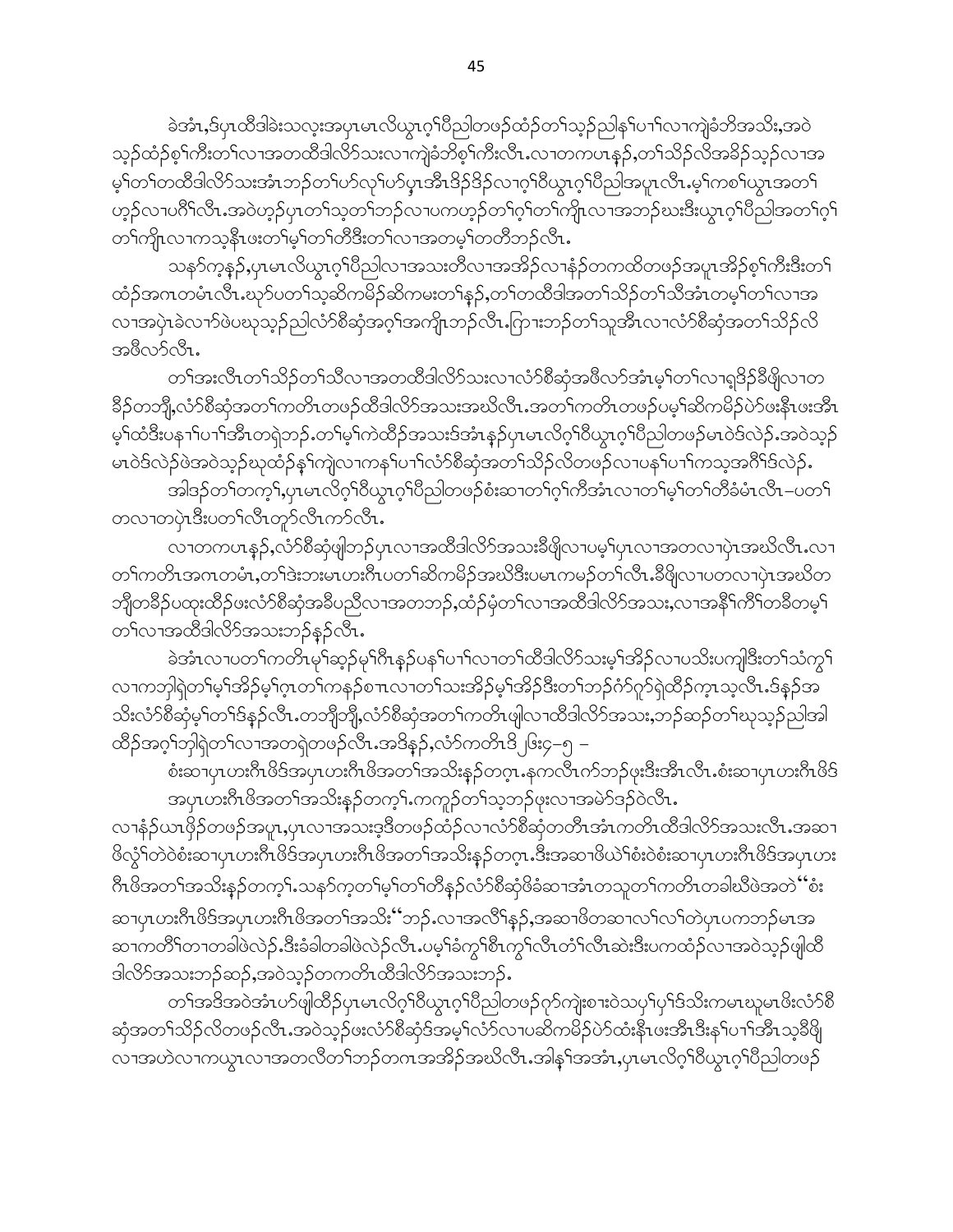ခဲအံၤ,ဒ်ပှၤထီဒါခဲးသလုးအပှၤမၤလိယွၤဂ့ၢ်ပီညါတဖဉ်ထံဉ်တၢ်သ့ဉ်ညါနၢ်ပၢၢ်လၢကျဲခံဘိအသိး,အဝဲသ့ဉ်ထံဉ်စ့ၢ်ကီးတၢ်လၢအတထီဒါလိာ်သးလၢကျဲခံဘိစ့ၢ်ကီးလီၤ.လၢတကပၤနဉ်,တၢ်သိဉ်လိအခိဉ်သ့ဉ်လၢအမ့ၢ်တၢ်တထီဒါလိာ်သးအံၤဘဉ်တၢ်ဟ်လုၢ်ဟ်ပှၤအီၤဒိဉ်ဒိဉ်လၢဂ့ၢ်ဝီယွၤဂ့ၢ်ပီညါအပူၤလီၤ.မ့ၢ်ကစၢ်ယွၤအတၢ်ဟ့ဉ်လၢပဂီၢ်လီၤ.အဝဲဟ့ဉ်ပှၤတၢ်သ့တၢ်ဘဉ်လၢပကဟ့ဉ်တၢ်ဂ့ၢ်တၢ်ကျိၤလၢအဘဉ်ဃးဒီးယွၤဂ့ၢ်ပီညါအတၢ်ဂ့ၢ်တၢ်ကျိၤလၢကသ့နီၤဖးတၢ်မ့ၢ်တၢ်တီဒီးတၢ်လၢအတမ့ၢ်တတီဘဉ်လီၤ.

သနာ်က့နဉ်,ပှၤမၤလိယွၤဂ့ၢ်ပီညါလၢအသးတီလၢအအိဉ်လၢနံဉ်တကထိတဖဉ်အပူၤအိဉ်စ့ၢ်ကီးဒီးတၢ်ထံဉ်အဂၤတမံၤလီၤ.ဃုာ်ပတၢ်သ့ဆိကမိဉ်ဆိကမးတၢ်နဉ်,တၢ်တထီဒါအတၢ်သိဉ်တၢ်သီအံၤတမ့ၢ်တၢ်လၢအလၢအပှဲၤခဲလၢာ်ဖဲပဃုသ့ဉ်ညါလံာ်စီဆှံအဂ့ၢ်အကျိၤဘဉ်လီၤ.ကြၢးဘဉ်တၢ်သူအီၤလၢလံာ်စီဆှံအတၢ်သိဉ်လိအဖီလာ်လီၤ.

တၢ်အးလီၤတၢ်သိဉ်တၢ်သီလၢအတထီဒါလိာ်သးလၢလံာ်စီဆှံအဖီလာ်အံၤမ့ၢ်တၢ်လၢရှဒိဉ်ခီဖျိလၢတခိဉ်တဘျီ,လံာ်စီဆှံအတၢ်ကတိၤတဖဉ်ထီဒါလိာ်အသးအဃိလီၤ.အတၢ်ကတိၤတဖဉ်ပမ့ၢ်ဆိကမိဉ်ပဲာ်ဖးနီၤဖးအီၤမ့ၢ်ထံဒီးပနၢ်ပၢၢ်အီၤတရဲတဉ်.တၢ်မ့ၢ်ကဲထီဉ်အသးဒ်အံၤနဉ်ပှၤမၤလိဂ့ၢ်ဝီယွၤဂ့ၢ်ပီညါတဖဉ်မၤဝဲဒ်လဲဉ်.အဝဲသ့ဉ်မၤဝဲဒ်လဲဉ်ဖဲအဝဲသ့ဉ်ဃုထံဉ်နၢ်ကျဲလၢကနၢ်ပၢၢ်လံာ်စီဆှံအတၢ်သိဉ်လိတဖဉ်လၢပနၢ်ပၢၢ်ကသ့အဂီၢ်ဒ်လဲဉ်.

အါဒဉ်တၢ်တက့ၢ်,ပှၤမၤလိဂ့ၢ်ဝီယွၤဂ့ၢ်ပီညါတဖဉ်စံးဆၢတၢ်ဂ့ၢ်ကီအံၤလၢတၢ်မ့ၢ်တၢ်တီခံမံၤလီၤ–ပတၢ်တလၢတပှဲၤဒီးပတၢ်လီၤတူာ်လီၤကာ်လီၤ.

လၢတကပၤနဉ်,လံာ်စီဆှံဖျါဘဉ်ပှၤလၢအထီဒါလိာ်အသးခီဖျိလၢပမ့ၢ်ပှၤလၢအတလၢပှဲၤအဃိလီၤ.လၢတၢ်ကတိၤအဂၤတမံၤ,တၢ်ဒဲးဘးမၤဟးဂီၤပတၢ်ဆိကမိဉ်အဃိဒီးပမၤကမဉ်တၢ်လီၤ.ခီဖျိလၢပတလၢပှဲၤအဃိတဘျီတခီဉ်ပထုးထိဉ်ဖးလံာ်စီဆှံအခီပညီလၢအတဘဉ်,ထံဉ်မုံတၢ်လၢအထီဒါလိာ်အသး,လၢအနီၢ်ကီၢ်တခီတမ့ၢ်တၢ်လၢအထီဒါလိာ်အသးဘဉ်နဉ်လီၤ.

ခဲအံၤလၢပတၢ်ကတိၤမ့ၢ်ဆ့ဉ်မ့ၢ်ဂီၤနဉ်ပနၢ်ပၢၢ်လၢတၢ်ထီဒါလိာ်သးမ့ၢ်အိဉ်လၢပသိးပကျါဒီးတၢ်သံကွၢ်လၢကဘၢါရဲတၢ်မ့ၢ်အိဉ်မ့ၢ်ဂ့ၤတၢ်ကနဉ်စπလၢတၢ်သးအိဉ်မ့ၢ်အိဉ်ဒီးတၢ်ဘဉ်ဂံာ်ဂုာ်ရဲထိဉ်က့ၤသ့လီၤ.ဒ်နဉ်အသိးလံာ်စီဆှံမ့ၢ်တၢ်ဒ်နဉ်လီၤ.တဘျီဘျီ,လံာ်စီဆှံအတၢ်ကတိၤဖျါလၢထီဒါလိာ်အသး,ဘဉ်ဆဉ်တၢ်ဃုသ့ဉ်ညါအါထိဉ်အဂ့ၢ်ဘၢါရဲတၢ်လၢအတရဲတဖဉ်လီၤ.အဒိနဉ်,လံာ်ကတိၤဒိ ၂၆း၄–၅ –

စံးဆၢပှၤဟးဂီၤဖိဒ်အပှၤဟးဂီၤဖိအတၢ်အသိးနဉ်တက့ၤ.နကလီၤက်ဘဉ်ဖုးဒီးအီၤလီၤ.စံးဆၢပှၤဟးဂီၤဖိဒ်အပှၤဟးဂီၤဖိအတၢ်အသိးနဉ်တက့ၢ်.ကကူဉ်တၢ်သ့ဘဉ်ဖုးလၢအမဲာ်ဒဉ်ဝဲလီၤ.

လၢနံဉ်ယၤဖိဉ်တဖဉ်အပူၤ,ပှၤလၢအသးဒ့ဒီတဖဉ်ထံဉ်လၢလံာ်စီဆှံတတီၤအံၤကတိၤထီဒါလိာ်အသးလီၤ.အဆၢဖိလွဲၢ်တဲဝဲစံးဆၢပှၤဟးဂီၤဖိဒ်အပှၤဟးဂီၤဖိအတၢ်အသိးနဉ်တဂ့ၤ.ဒီးအဆၢဖိဃဲၢ်စံးဝဲစံးဆၢပှၤဟးဂီၤဖိဒ်အပှၤဟးဂီၤဖိအတၢ်အသိးနဉ်တက့ၢ်.သနာ်က့တၢ်မ့ၢ်တၢ်တီနဉ်လံာ်စီဆှံဖိခံဆၢအံၤတသူတၢ်ကတိၤတခါဃီဖဲအတဲ "စံးဆၢပှၤဟးဂီၤဖိဒ်အပှၤဟးဂီၤဖိအတၢ်အသိး" ဘဉ်.လၢအလီၢ်နဉ်,အဆၢဖိတဆၢလၢ်လၢ်တဲပှၤပကဘဉ်မၤအဆၢကတီၢ်တၢတခါဖဲလဲဉ်.ဒီးခံခါတခါဖဲလဲဉ်လီၤ.ပမ့ၢ်ခံကွၢ်စီၤကွၢ်လီၤတံၢ်လီၤဆဲးဒီးပကထံဉ်လၢအဝဲသ့ဉ်ဖျါထီဒါလိာ်အသးဘဉ်ဆဉ်,အဝဲသ့ဉ်တကတိၤထီဒါလိာ်အသးဘဉ်.

တၢ်အဒိအဝဲအံၤဟ်ဖျါထိဉ်ပှၤမၤလိဂ့ၢ်ဝီယွၤဂ့ၢ်ပီညါတဖဉ်ဂုာ်ကျဲးစၢးဝဲသပှၢ်ပှၢ်ဒ်သိးကမၤဃုမၤဖိးလံာ်စီဆှံအတၢ်သိဉ်လိတဖဉ်လီၤ.အဝဲသ့ဉ်ဖးလံာ်စီဆှံဒ်အမ့ၢ်လံာ်လၢပဆိကမိဉ်ပဲာ်ထံးနီၤဖးအီၤဒီးနၢ်ပၢၢ်အီၤသ့ခီဖျိလၢအဟဲလၢကယွၤလၢအတလီၢ်တၢ်ဘဉ်တဂၤအအိဉ်အဃိလီၤ.အါနၢ်အအံၤ,ပှၤမၤလိဂ့ၢ်ဝီယွၤဂ့ၢ်ပီညါတဖဉ်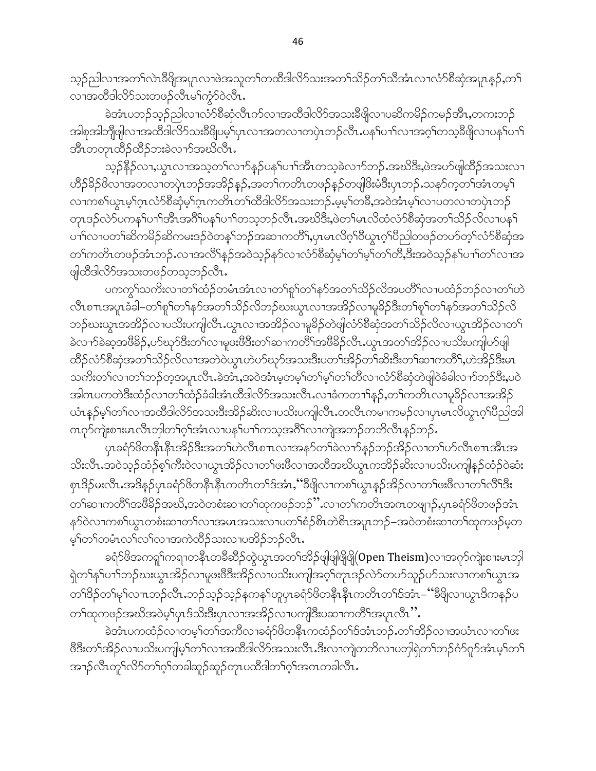သ့ၣ်ညါလၢအတၢ်လဲၤခီဖျိအပူၤလၢဖဲအသူတၢ်တထီဒါလိာ်သးအတၢ်သိၣ်တၢ်သီအံၤလၢလံာ်စီဆှံအပူၤန့ၣ်,တၢ်လၢအထီဒါလိာ်သးတဖၣ်လီၤမၢ်ကွံာ်ဝဲလီၤ.

ခဲအံၤပဘၣ်သ့ၣ်ညါလၢလံာ်စီဆှံလီၤက်လၢအထီဒါလိာ်အသးခီဖျိလၢပဆိကမိၣ်ကမၣ်အီၤ,တကးဘၣ်အါစုအါဘျီဖျါလၢအထီဒါလိာ်သးခီဖျိပမ့ၢ်ပှၤလၢအတလၢတပြဲၤဘၣ်လီၤ.ပနၢ်ပၢၢ်လၢအဂ့ၢ်တသ့ခီဖျိလၢပနၢ်ပၢၢ်အီၤတတုၤထီၣ်ထီၣ်ဘးခဲလၢာ်အဃိလီၤ.

သ့ၣ်နီၣ်လၢ,ယွၤလၢအသ့တၢ်လၢာ်န့ၣ်ပနၢ်ပၢၢ်အီၤတသ့ခဲလၢာ်ဘၣ်.အဃိဒီး,ဖဲအပာ်ဖျါထီၣ်အသးလၢဟိၣ်ခိၣ်ဖိလၢအတလၢတပြဲၤဘၣ်အအိၣ်န့ၣ်,အတၢ်ကတိၤတဖၣ်နၣ်တဖျါဖိးမံဒီးပှၤဘၣ်.သနာ်က့တၢ်အံၤတမ့ၢ်လၢကစၢ်ယွၤမ့ၢ်ဂ့ၤလံာ်စီဆှံမ့ၢ်ဂ့ၤကတိၤတၢ်ထီဒါလိာ်အသးဘၣ်.မ့မ့ၢ်တခီ,အဝဲအံၤမ့ၢ်လၢပတလၢတပြဲၤဘၣ်တုၤဒ်လဲာ်ပကနၢ်ပၢၢ်အီၤအဂီၢ်ပနၢ်ပၢၢ်တသ့ဘၣ်လီၤ.အဃိဒီး,ဖဲတၢ်မၤလိထံလံာ်စီဆှံအတၢ်သိၣ်လိလၢပနၢ်ပၢၢ်လၢပတၢ်ဆိကမိၣ်ဆိကမးဒၣ်ဝဲတနၢ်ဘၣ်အဆၢကတိၢ်,ပှၤမၤလိဂ့ၢ်ဗီယွၤဂ့ၢ်ပီညါတဖၣ်တဟ်တ့ၢ်လံာ်စီဆှံအတၢ်ကတိၤတဖၣ်အံၤဘၣ်.လၢအလီၢ်န့ၣ်အဝဲသ့ၣ်နာ်လၢလံာ်စီဆှံမ့ၢ်တၢ်မ့ၢ်တၢ်တီ,ဒီးအဝဲသ့ၣ်နၢ်ပၢၢ်တၢ်လၢအဖျါထီဒါလိာ်အသးတဖၣ်တသ့ဘၣ်လီၤ.

ပကကွၢ်သကိးလၢတၢ်ထံၣ်တမံၤအံၤလၢတၢ်စူၢ်တၢ်နာ်အတၢ်သိၣ်လိအပတိၢ်လၢပထံၣ်ဘၣ်လၢတၢ်ဟဲလီၤစၢၤအပူၤခံခါ–တၢ်စူၢ်တၢ်နာ်အတၢ်သိၣ်လိဘၣ်ဃးယွၤလၢအအိၣ်လၢမူခိၣ်ဒီးတၢ်စူၢ်တၢ်နာ်အတၢ်သိၣ်လိဘၣ်ဃးယွၤအအိၣ်လၢပသိးပကျါလီၤ.ယွၤလၢအအိၣ်လၢမူခိၣ်တဲဖျါလံာ်စီဆှံအတၢ်သိၣ်လိလၢယွၤအိၣ်လၢတၢ်ခဲလၢာ်ခဲဆ့အဖီခိၣ်,ပာ်ဃုာ်ဒီးတၢ်လၢမူဖးဖီဒီးတၢ်ဆၢကတီၢ်အဖီခိၣ်လီၤ.ယွၤအတၢ်အိၣ်လၢပသိးပကျါပာ်ဖျါထီၣ်လံာ်စီဆှံအတၢ်သိၣ်လိလၢအတဲဝဲယွၤဟဲဟ်ဃုာ်အသးဒီးပတၢ်အိၣ်တၢ်ဆိးဒီးတၢ်ဆၢကတီၢ်,ဟဲအိၣ်ဒီးမၤသကိးတၢ်လၢတၢ်ဘၣ်တ့အပူၤလီၤ.ခဲအံၤ,အဝဲအံၤမ့တမ့ၢ်တၢ်မ့ၢ်တၢ်တီလၢလံာ်စီဆှံတဲဖျါဝဲခံခါလၢာ်ဘၣ်ဒီး,ပဝဲအါဂၤပကတဲဒီးထံၣ်လၢတၢ်ထံၣ်ခံခါအံၤထီဒါလိာ်အသးလီၤ.လၢခံကတၢၢ်နှၣ်,တၢ်ကတိၤလၢမူခိၣ်လၢအအိၣ်ယံၤန့ၣ်မ့ၢ်တၢ်လၢအထီဒါလိာ်အသးဒီးအိၣ်ဆိးလၢပသိးပကျါလီၤ.တလီၤကမၢကမၣ်လၢပှၤမၤလိယွၤဂ့ၢ်ပီညါအါဂၤဂုာ်ကျဲးစၢးမၤလီၤဘျါတၢ်ဂ့ၢ်အံၤလၢပနၢ်ပၢၢ်ကသ့အဂီၢ်လၢကျဲအဘၣ်တဘိလီၤန့ၣ်ဘၣ်.

ပှၤခရံာ်ဖိတနီၤနီၤအိၣ်ဒီးအတၢ်ဟဲလီၤစၢၤလၢအနာ်တၢ်ခဲလၢာ်န့ၣ်ဘၣ်အိၣ်လၢတၢ်ဟ်လီၤစၢၤအီၤအသိးလီၤ.အဝဲသ့ၣ်ထံၣ်စ့ၢ်ကီးဝဲလၢယွၤအိၣ်လၢတၢ်ဖးဖီလၢအထိအဃိယွၤကအိၣ်ဆိးလၢပသိးပကျါန့ၣ်ထံၣ်ဝဲဆံးစှၤဒိၣ်မးလီၤ.အဒိန့ၣ်ပှၤခရံာ်ဖိတနီၤနီၤကတိၤတၢ်ဒ်အံၤ,"ခီဖျိလၢကစၢ်ယွၤန့ၣ်အိၣ်လၢတၢ်ဖးဖီလၢတၢ်လီၢ်ဒီးတၢ်ဆၢကတီၢ်အဖီခိၣ်အဃိ,အဝဲတစံးဆၢတၢ်ထုကဖၣ်ဘၣ်".လၢတၢ်ကတိၤအဂၤတဖျာၣ်,ပှၤခရံာ်ဖိတဖၣ်အံၤနာ်ဝဲလၢကစၢ်ယွၤတစံးဆၢတၢ်လၢအမၤအသးလၢပတၢ်စံၣ်စိၤတဲစိၤအပူၤဘၣ်–အဝဲတစံးဆၢတၢ်ထုကဖၣ်မ့တမ့ၢ်တၢ်တမံၤလၢ်လၢ်လၢအကဲထီၣ်သးလၢပဒိၣ်ဘၣ်လီၤ.

ခရံာ်ဖိအကရူၢ်ကရၢတနီၤတခီဆီၣ်ထွဲယွၤအတၢ်အိၣ်ဖျါဖျိဖျိ(Open Theism)လၢအဂုာ်ကျဲးစၢးမၤဘျါရှဲတၢ်နၢ်ပၢၢ်ဘၣ်ဃးယွၤအိၣ်လၢမူဖးဖီဒီးအိၣ်လၢပသိးပကျါအဂ့ၢ်တုၤဒ်လဲာ်တဟ်သူၣ်ဟ်သးလၢကစၢ်ယွၤအတၢ်ဒိၣ်တၢ်မှ်လၢၤဘၣ်လီၤ.ဘၣ်သ့ၣ်သ့ၣ်နကနၢ်ဟူပှၤခရံာ်ဖိတနီၤနီၤကတိၤတၢ်ဒ်အံၤ–"ခီဖျိလၢယွၤဒိကနၣ်ပတၢ်ထုကဖၣ်အဃိအဝဲမ့ၢ်ပှၤဒ်သိးဒီးပှၤလၢအအိၣ်လၢပကျါဒီးပဆၢကတီၢ်အပူၤလီၤ".

ခဲအံၤပကထံၣ်လၢတမ့ၢ်တၢ်အကီလၢခရံာ်ဖိတနီၤကထံၣ်တၢ်ဒ်အံၤဘၣ်.တၢ်အိၣ်လၢအယံၤလၢတၢ်ဖးဖီဒီးတၢ်အိၣ်လၢပသိးပကျါမ့ၢ်တၢ်လၢအထီဒါလိာ်အသးလီၤ.ဒီးလၢကျဲတဘိလၢပဘျါရှဲတၢ်ဘၣ်ဂံာ်ဂုာ်အံၤမ့ၢ်တၢ်အၢၣ်လီၤတူၢ်လိာ်တၢ်ဂ့ၢ်တခါဆူၣ်ဆူၣ်တုၤပထီဒါတၢ်ဂ့ၢ်အဂၤတခါလီၤ.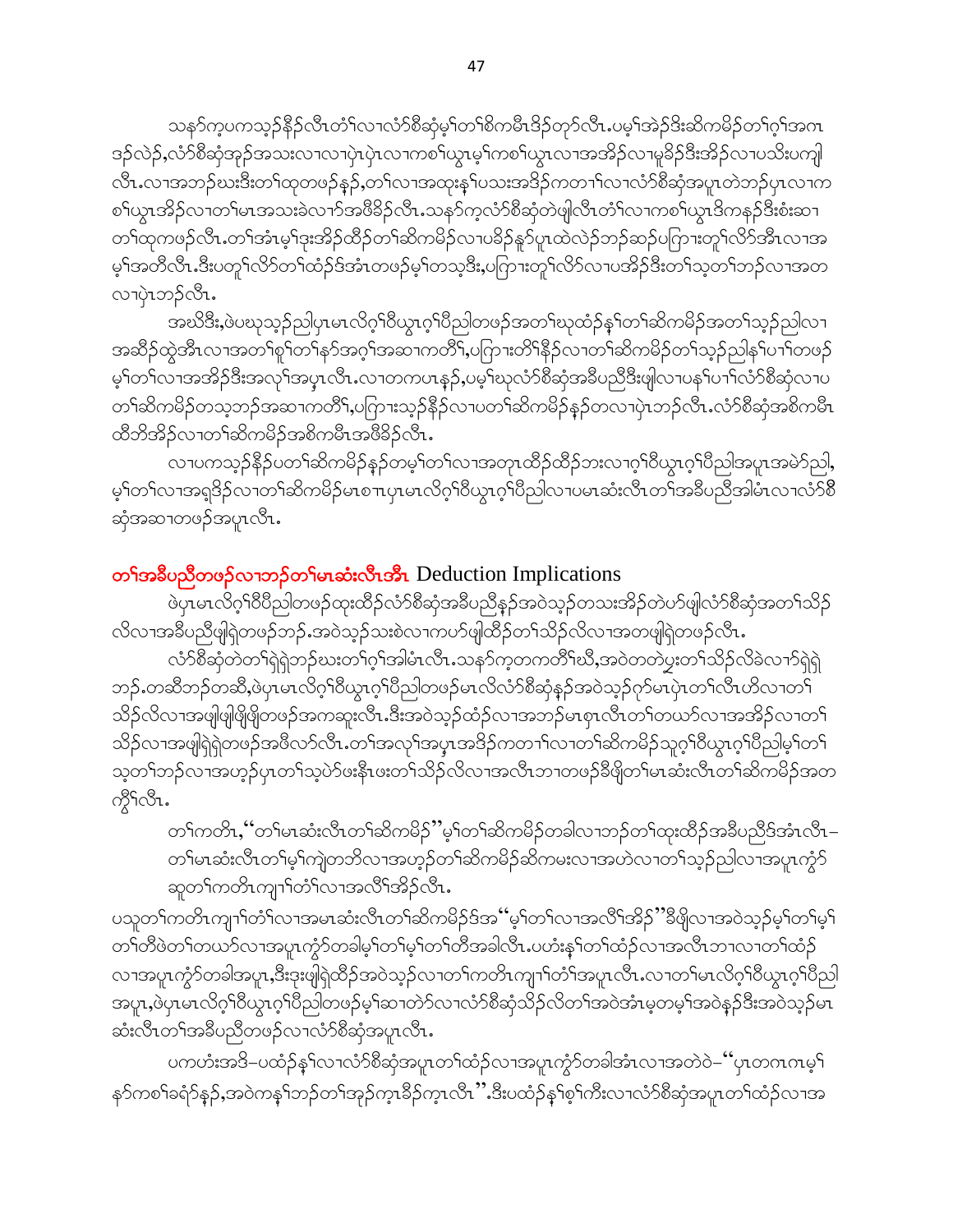သနၥ်က့ပကသ့ၣ်နီၣ်လီၤတံၢ်လၢလံာ်စိဆုံမ့ၢ်တၢ်စိကမီၤဒိၣ်တုာ်လီၤ.ပမ့ၢ်အဲၣ်ဒိးဆိကမိၣ်တၢ်ဂ့ၢ်အဂၤဒၣ်လဲၣ်,လံာ်စိဆုံအုၣ်အသးလၢလၢပှဲၤပှဲၤလၢကစၢ်ယွၤမ့ၢ်ကစၢ်ယွၤလၢအအိၣ်လၢမူခိၣ်ဒီးအိၣ်လၢပသိးပကျါလီၤ.လၢအဘၣ်ဃးဒီးတၢ်ထုတဖၣ်နၣ်,တၢ်လၢအထုးနှၢ်ပသးအဒိၣ်ကတၢၢ်လၢလံာ်စိဆုံအပူၤတဲဘၣ်ပှၤလၢကစၢ်ယွၤအိၣ်လၢတၢ်မၤအသးခဲလၢာ်အဖီခိၣ်လီၤ.သနၥ်က့လံာ်စိဆုံတဲဖျါလီၤတံၢ်လၢကစၢ်ယွၤဒိကနၣ်ဒီးစံးဆၢတၢ်ထုကဖၣ်လီၤ.တၢ်အံၤမ့ၢ်ဒုးအိၣ်ထီၣ်တၢ်ဆိကမိၣ်လၢပခိၣ်နူာ်ပူၤထဲလဲၣ်ဘၣ်ဆၣ်ပကြၢးတူၢ်လိာ်အီၤလၢအမ့ၢ်အတီလီၤ.ဒီးပတူၢ်လိာ်တၢ်ထံၣ်ဒ်အံၤတဖၣ်မ့ၢ်တသ့ဒီး,ပကြၢးတူၢ်လိာ်လၢပအိၣ်ဒီးတၢ်သ့တၢ်ဘၣ်လၢအတလၢပှဲၤဘၣ်လီၤ.

အဃိဒီး,ဖဲပဃုသ့ၣ်ညါပှၤမၤလိဂ့ၢ်ဝီယွၤဂ့ၢ်ပီညါတဖၣ်အတၢ်ဃုထံၣ်နှၢ်တၢ်ဆိကမိၣ်အတၢ်သ့ၣ်ညါလၢအဆီၣ်ထွဲအီၤလၢအတၢ်စူၢ်တၢ်နာ်အဂ့ၢ်အဆၢကတီၢ်,ပကြၢးတိၢ်နီၣ်လၢတၢ်ဆိကမိၣ်တၢ်သ့ၣ်ညါနှၢ်ပၢၢ်တဖၣ်မ့ၢ်တၢ်လၢအအိၣ်ဒီးအလှၢ်အပှၤလီၤ.လၢတကပၤနၣ်,ပမ့ၢ်ဃုလံာ်စိဆုံအခီပညီဒီးဖျါလၢပနၢ်ပၢၢ်လံာ်စိဆုံလၢပတၢ်ဆိကမိၣ်တသ့ဘၣ်အဆၢကတီၢ်,ပကြၢးသ့ၣ်နီၣ်လၢပတၢ်ဆိကမိၣ်နၣ်တလၢပှဲၤဘၣ်လီၤ.လံာ်စိဆုံအစိကမီၤထိဘိအိၣ်လၢတၢ်ဆိကမိၣ်အစိကမီၤအဖီခိၣ်လီၤ.

လၢပကသ့ၣ်နီၣ်ပတၢ်ဆိကမိၣ်နၣ်တမ့ၢ်တၢ်လၢအတုၤထီၣ်ထီၣ်ဘးလၢဂ့ၢ်ဝီယွၤဂ့ၢ်ပီညါအပူၤအမဲာ်ညါ,မ့ၢ်တၢ်လၢအရှဒိၣ်လၢတၢ်ဆိကမိၣ်မၤစၢၤပှၤမၤလိဂ့ၢ်ဝီယွၤဂ့ၢ်ပီညါလၢပမၤဆံးလီၤတၢ်အခီပညီအါမံၤလၢလံာ်စိဆုံအဆၢတဖၣ်အပူၤလီၤ.

## တၢ်အခီပညီတဖၣ်လၢဘၣ်တၢ်မၤဆံးလီၤအီၤ Deduction Implications

ဖဲပှၤမၤလိဂ့ၢ်ဝီပီညါတဖၣ်ထုးထီၣ်လံာ်စိဆုံအခီပညီနၣ်အဝဲသ့ၣ်တသးအိၣ်တဲပာ်ဖျါလံာ်စိဆုံအတၢ်သိၣ်လိလၢအခီပညီဖျါရှဲတဖၣ်ဘၣ်.အဝဲသ့ၣ်သးစဲလၢကပာ်ဖျါထီၣ်တၢ်သိၣ်လိလၢအတဖျါရှဲတဖၣ်လီၤ.

လံာ်စိဆုံတဲတၢ်ရှဲရှဲဘၣ်ဃးတၢ်ဂ့ၢ်အါမံၤလီၤ.သနၥ်က့တကတိၢ်ဃီ,အဝဲတတဲပွးတၢ်သိၣ်လိခဲလၢာ်ရှဲရှဲဘၣ်.တဆီဘၣ်တဆီ,ဖဲပှၤမၤလိဂ့ၢ်ဝီယွၤဂ့ၢ်ပီညါတဖၣ်မၤလိလံာ်စိဆုံနၣ်အဝဲသ့ၣ်ဂ့ာ်မၤပှဲၤတၢ်လီၤဟိလၢတၢ်သိၣ်လိလၢအဖျါဖျါဖှိဖှိတဖၣ်အကဆူးလီၤ.ဒီးအဝဲသ့ၣ်ထံၣ်လၢအဘၣ်မၤစှၤလီၤတၢ်တယာ်လၢအအိၣ်လၢတၢ်သိၣ်လၢအဖျါရှဲရှဲတဖၣ်အဖီလာ်လီၤ.တၢ်အလှၢ်အပှၤအဒိၣ်ကတၢၢ်လၢတၢ်ဆိကမိၣ်သူဂ့ၢ်ဝီယွၤဂ့ၢ်ပီညါမ့ၢ်တၢ်သ့တၢ်ဘၣ်လၢအဟ့ၣ်ပှၤတၢ်သ့ပဲာ်ဖးနီၤဖးတၢ်သိၣ်လိလၢအလီၤဘၢတဖၣ်ခီဖျိတၢ်မၤဆံးလီၤတၢ်ဆိကမိၣ်အတကွိၢ်လီၤ.

> တၢ်ကတိၤ,"တၢ်မၤဆံးလီၤတၢ်ဆိကမိၣ်"မ့ၢ်တၢ်ဆိကမိၣ်တခါလၢဘၣ်တၢ်ထုးထီၣ်အခီပညီဒ်အံၤလီၤ–တၢ်မၤဆံးလီၤတၢ်မ့ၢ်ကျဲတဘိလၢအဟ့ၣ်တၢ်ဆိကမိၣ်ဆိကမးလၢအဟဲလၢတၢ်သ့ၣ်ညါလၢအပူၤကွံာ်ဆူတၢ်ကတိၤကျၢၢ်တံၢ်လၢအလီၢ်အိၣ်လီၤ.

ပသူတၢ်ကတိၤကျၢၢ်တံၢ်လၢအမၤဆံးလီၤတၢ်ဆိကမိၣ်ဒ်အ"မ့ၢ်တၢ်လၢအလီၢ်အိၣ်"ခီဖျိလၢအဝဲသ့ၣ်မ့ၢ်တၢ်မ့ၢ်တၢ်တီဖဲတၢ်တယာ်လၢအပူၤကွံာ်တခါမ့ၢ်တၢ်မ့ၢ်တၢ်တီအခါလီၤ.ပဟံးနှၢ်တၢ်ထံၣ်လၢအလီၤဘၢလၢတၢ်ထံၣ်လၢအပူၤကွံာ်တခါအပူၤ,ဒီးဒုးဖျါရှဲထီၣ်အဝဲသ့ၣ်လၢတၢ်ကတိၤကျၢၢ်တံၢ်အပူၤလီၤ.လၢတၢ်မၤလိဂ့ၢ်ဝီယွၤဂ့ၢ်ပီညါအပူၤ,ဖဲပှၤမၤလိဂ့ၢ်ဝီယွၤဂ့ၢ်ပီညါတဖၣ်မ့ၢ်ဆၢတဲာ်လၢလံာ်စိဆုံသိၣ်လိတၢ်အဝဲအံၤမ့တမ့ၢ်အဝဲနၣ်ဒီးအဝဲသ့ၣ်မၤဆံးလီၤတၢ်အခီပညီတဖၣ်လၢလံာ်စိဆုံအပူၤလီၤ.

ပကဟံးအဒိ–ပထံၣ်နှၢ်လၢလံာ်စိဆုံအပူၤတၢ်ထံၣ်လၢအပူၤကွံာ်တခါအံၤလၢအတဲဝဲ–"ပှၤတဂၤဂၤမ့ၢ်နာ်ကစၢ်ခရံာ်နၣ်,အဝဲကနၢ်ဘၣ်တၢ်အုၣ်က့ၤခီၣ်က့ၤလီၤ".ဒီးပထံၣ်နှၢ်စ့ၢ်ကီးလၢလံာ်စိဆုံအပူၤတၢ်ထံၣ်လၢအ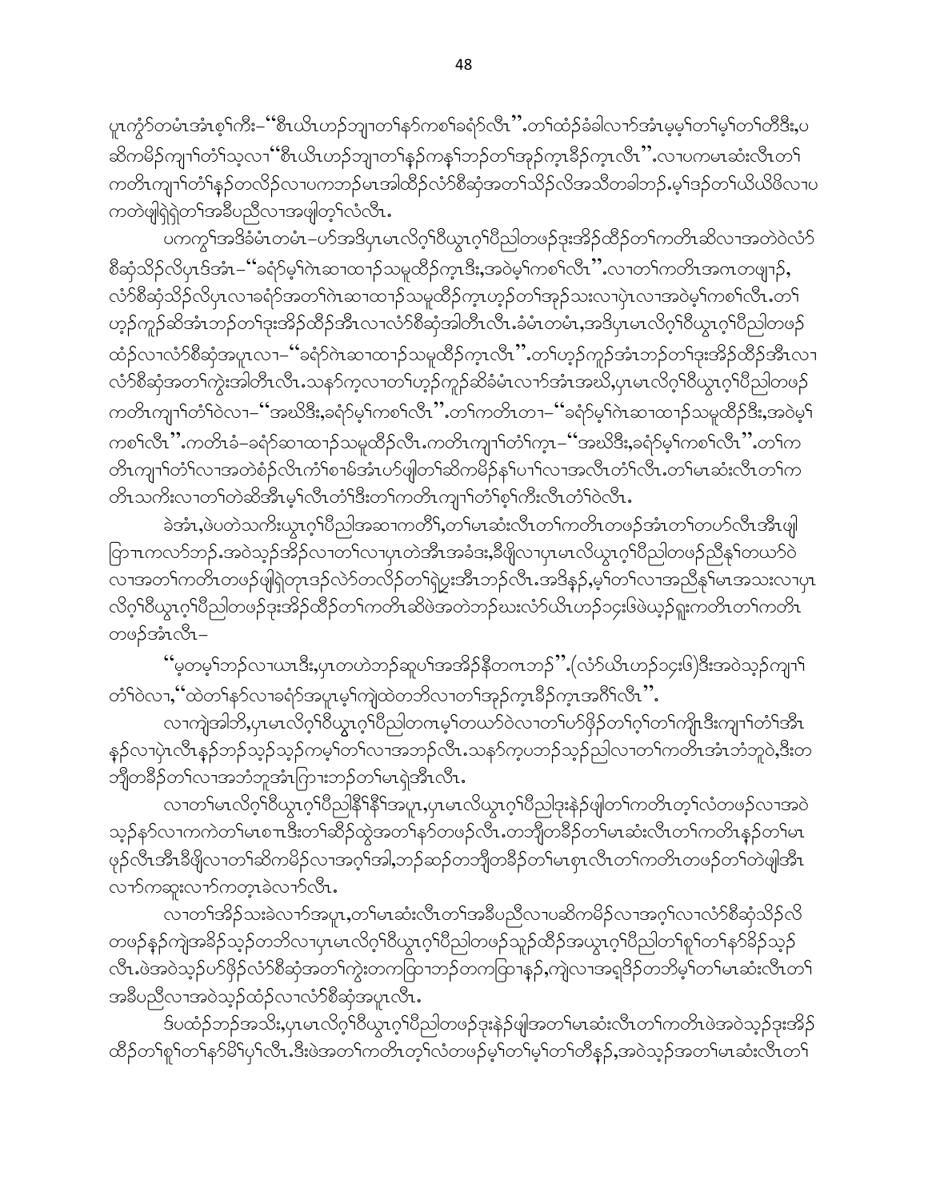ပူၤကွံာ်တမံၤအံၤစ့ၢ်ကီး–"စီၤယိၤဟဉ်ဘျၢတၢ်နဉ်ကစၢ်ခရံာ်လီၤ".တၢ်ထံဉ်ခံခါလၢာ်အံၤမ့မ့ၢ်တၢ်မ့ၢ်တၢ်တီဒီး,ပဆိကမိဉ်ကျၢၢ်တံၢ်သ့လၢ"စီၤယိၤဟဉ်ဘျၢတၢ်နဉ်ကနၢ်ဘဉ်တၢ်အှဉ်က့ၤခီဉ်က့ၤလီၤ".လၢပကမၤဆံးလီၤတၢ်ကတိၤကျၢၢ်တံၢ်နဉ်တလိဉ်လၢပကဘဉ်မၤအါထီဉ်လံာ်စီဆှံအတၢ်သိဉ်လိအသီတခါဘဉ်.မ့ၢ်ဒဉ်တၢ်ယိယိဖိလၢပကတဲဖျါရှဲရှဲတၢ်အခီပညီလၢအဖျါတ့ၢ်လံလီၤ.

ပကကွၢ်အဒိခံမံၤတမံၤ–ပာ်အဒိပှၤမၤလိဂ့ၢ်ဝီယွၤဂ့ၢ်ပီညါတဖဉ်ဒုးအိဉ်ထီဉ်တၢ်ကတိၤဆိလၢအတဲဝဲလံာ်စီဆှံသိဉ်လိပှၤဒ်အံၤ–"ခရံာ်မ့ၢ်ဂဲၤဆၢထၢဉ်သမူထိဉ်က့ၤဒီး,အဝဲမ့ၢ်ကစၢ်လီၤ".လၢတၢ်ကတိၤအဂၤတဖျၢဉ်,လံာ်စီဆှံသိဉ်လိပှၤလၢခရံာ်အတၢ်ဂဲၤဆၢထၢဉ်သမူထိဉ်က့ၤဟ့ဉ်တၢ်အှဉ်သးလၢပှဲၤလၢအဝဲမ့ၢ်ကစၢ်လီၤ.တၢ်ဟ့ဉ်ကူဉ်ဆိအံၤဘဉ်တၢ်ဒုးအိဉ်ထီဉ်အီၤလၢလံာ်စီဆှံအါတီၤလီၤ.ခံမံၤတမံၤ,အဒိပှၤမၤလိဂ့ၢ်ဝီယွၤဂ့ၢ်ပီညါတဖဉ်ထံဉ်လၢလံာ်စီဆှံအပူၤလၢ–"ခရံာ်ဂဲၤဆၢထၢဉ်သမူထိဉ်က့ၤလီၤ".တၢ်ဟ့ဉ်ကူဉ်အံၤဘဉ်တၢ်ဒုးအိဉ်ထီဉ်အီၤလၢလံာ်စီဆှံအတၢ်ကွဲးအါတီၤလီၤ.သနာ်က့လၢတၢ်ဟ့ဉ်ကူဉ်ဆိခံမံၤလၢာ်အံၤအဃိ,ပှၤမၤလိဂ့ၢ်ဝီယွၤဂ့ၢ်ပီညါတဖဉ်ကတိၤကျၢၢ်တံၢ်ဝဲလၢ–"အဃိဒီး,ခရံာ်မ့ၢ်ကစၢ်လီၤ".တၢ်ကတိၤတၢ–"ခရံာ်မ့ၢ်ဂဲၤဆၢထၢဉ်သမူထိဉ်ဒီး,အဝဲမ့ၢ်ကစၢ်လီၤ".ကတိၤခံ–ခရံာ်ဆၢထၢဉ်သမူထိဉ်လီၤ.ကတိၤကျၢၢ်တံၢ်က့ၤ–"အဃိဒီး,ခရံာ်မ့ၢ်ကစၢ်လီၤ".တၢ်ကတိၤကျၢၢ်တံၢ်လၢအတဲစံဉ်လီၤကံၢ်စၢမ်အံၤပာ်ဖျါတၢ်ဆိကမိဉ်နၢ်ပၢၢ်လၢအလီၤတံၢ်လီၤ.တၢ်မၤဆံးလီၤတၢ်ကတိၤသကိးလၢတၢ်တဲဆိအီၤမ့ၢ်လီၤတံၢ်ဒီးတၢ်ကတိၤကျၢၢ်တံၢ်စ့ၢ်ကီးလီၤတံၢ်ဝဲလီၤ.

ခဲအံၤ,ဖဲပတဲသကိးယွၤဂ့ၢ်ပီညါအဆၢကတီၢ်,တၢ်မၤဆံးလီၤတၢ်ကတိၤတဖဉ်အံၤတၢ်တပာ်လီၤအီၤဖျါဖြဲၤကလာ်ဘဉ်.အဝဲသ့ဉ်အိဉ်လၢတၢ်လၢပှၤတဲအီၤအခံဒုး,ဒီဖျိလၢပှၤမၤလိယွၤဂ့ၢ်ပီညါတဖဉ်ညီနုၢ်တယာ်ဝဲလၢအတၢ်ကတိၤတဖဉ်ဖျါရှဲတုၤဒဉ်လဲာ်တလိဉ်တၢ်ရဲပွးအီၤဘဉ်လီၤ.အဒိနဉ်,မ့ၢ်တၢ်လၢအညီနုၢ်မၤအသးလၢပှၤလိဂ့ၢ်ဝီယွၤဂ့ၢ်ပီညါတဖဉ်ဒုးအိဉ်ထီဉ်တၢ်ကတိၤဆိဖဲအတဲဘဉ်ဃးလံာ်ယိၤဟဉ်၁၄း၆ဖဲယ့ဉ်ရှူးကတိၤတၢ်ကတိၤတဖဉ်အံၤလီၤ–

"မ့တမ့ၢ်ဘဉ်လၢယၤဒီး,ပှၤတဟဲဘဉ်ဆူပၢ်အအိဉ်နီတဂၤဘဉ်".(လံာ်ယိၤဟဉ်၁၄း၆)ဒီးအဝဲသ့ဉ်ကျၢၢ်တံၢ်ဝဲလၢ,"ထဲတၢ်နာ်လၢခရံာ်အပူၤမ့ၢ်ကျဲထဲတဘိလၢတၢ်အှဉ်က့ၤခီဉ်က့ၤအဂီၢ်လီၤ".

လၢကျဲအါဘိ,ပှၤမၤလိဂ့ၢ်ဝီယွၤဂ့ၢ်ပီညါတဂၤမ့ၢ်တယာ်ဝဲလၢတၢ်ပာ်ဖှိဉ်တၢ်ဂ့ၢ်တၢ်ကျိၤဒီးကျၢၢ်တံၢ်အီၤနဉ်လၢပှဲၤလီၤနဉ်ဘဉ်သ့ဉ်သ့ဉ်ကမ့ၢ်တၢ်လၢအဘဉ်လီၤ.သနာ်က့ပဘဉ်သ့ဉ်ညါလၢတၢ်ကတိၤအံၤဘံဘူဝဲ,ဒီးတဘျီတခီဉ်တၢ်လၢအဘံဘူအံၤကြၢးဘဉ်တၢ်မၤရဲအီၤလီၤ.

လၢတၢ်မၤလိဂ့ၢ်ဝီယွၤဂ့ၢ်ပီညါနီၢ်နီၢ်အပူၤ,ပှၤမၤလိယွၤဂ့ၢ်ပီညါဒုးနဲဉ်ဖျါတၢ်ကတိၤတ့ၢ်လံတဖဉ်လၢအဝဲသ့ဉ်နာ်လၢကကဲတၢ်မၤစၢၤဒီးတၢ်ဆိဉ်ထွဲအတၢ်နာ်တဖဉ်လီၤ.တဘျီတခီဉ်တၢ်မၤဆံးလီၤတၢ်ကတိၤနဉ်တၢ်မၤဖုဉ်လီၤအီၤဒီဖျိလၢတၢ်ဆိကမိဉ်လၢအဂ့ၢ်အါ,ဘဉ်ဆဉ်တဘျီတခီဉ်တၢ်မၤစှၤလီၤတၢ်ကတိၤတဖဉ်တၢ်တဲဖျါအီၤလၢာ်ကဆူးလၢာ်ကတ့ၤခဲလၢာ်လီၤ.

လၢတၢ်အိဉ်သးခဲလၢာ်အပူၤ,တၢ်မၤဆံးလီၤတၢ်အခီပညီလၢပဆိကမိဉ်လၢအဂ့ၢ်လၢလံာ်စီဆှံသိဉ်လိတဖဉ်နဉ်ကျဲအခိဉ်သ့ဉ်တဘိလၢပှၤမၤလိဂ့ၢ်ဝီယွၤဂ့ၢ်ပီညါတဖဉ်သူဉ်ထိဉ်အယွၤဂ့ၢ်ပီညါတၢ်စူၢ်တၢ်နာ်ခီဉ်သ့ဉ်လီၤ.ဖဲအဝဲသ့ဉ်ပာ်ဖှိဉ်လံာ်စီဆှံအတၢ်ကွဲးတကထြၢဘဉ်တကထြၢနဉ်,ကျဲလၢအရှဒိဉ်တဘိမ့ၢ်တၢ်မၤဆံးလီၤတၢ်အခီပညီလၢအဝဲသ့ဉ်ထံဉ်လၢလံာ်စီဆှံအပူၤလီၤ.

ဒ်ပထံဉ်ဘဉ်အသိး,ပှၤမၤလိဂ့ၢ်ဝီယွၤဂ့ၢ်ပီညါတဖဉ်ဒုးနဲဉ်ဖျါအတၢ်မၤဆံးလီၤတၢ်ကတိၤဖဲအဝဲသ့ဉ်ဒုးအိဉ်ထီဉ်တၢ်စူၢ်တၢ်နာ်မိၢ်ပှၢ်လီၤ.ဒီးဖဲအတၢ်ကတိၤတ့ၢ်လံတဖဉ်မ့ၢ်တၢ်မ့ၢ်တၢ်တီနဉ်,အဝဲသ့ဉ်အတၢ်မၤဆံးလီၤတၢ်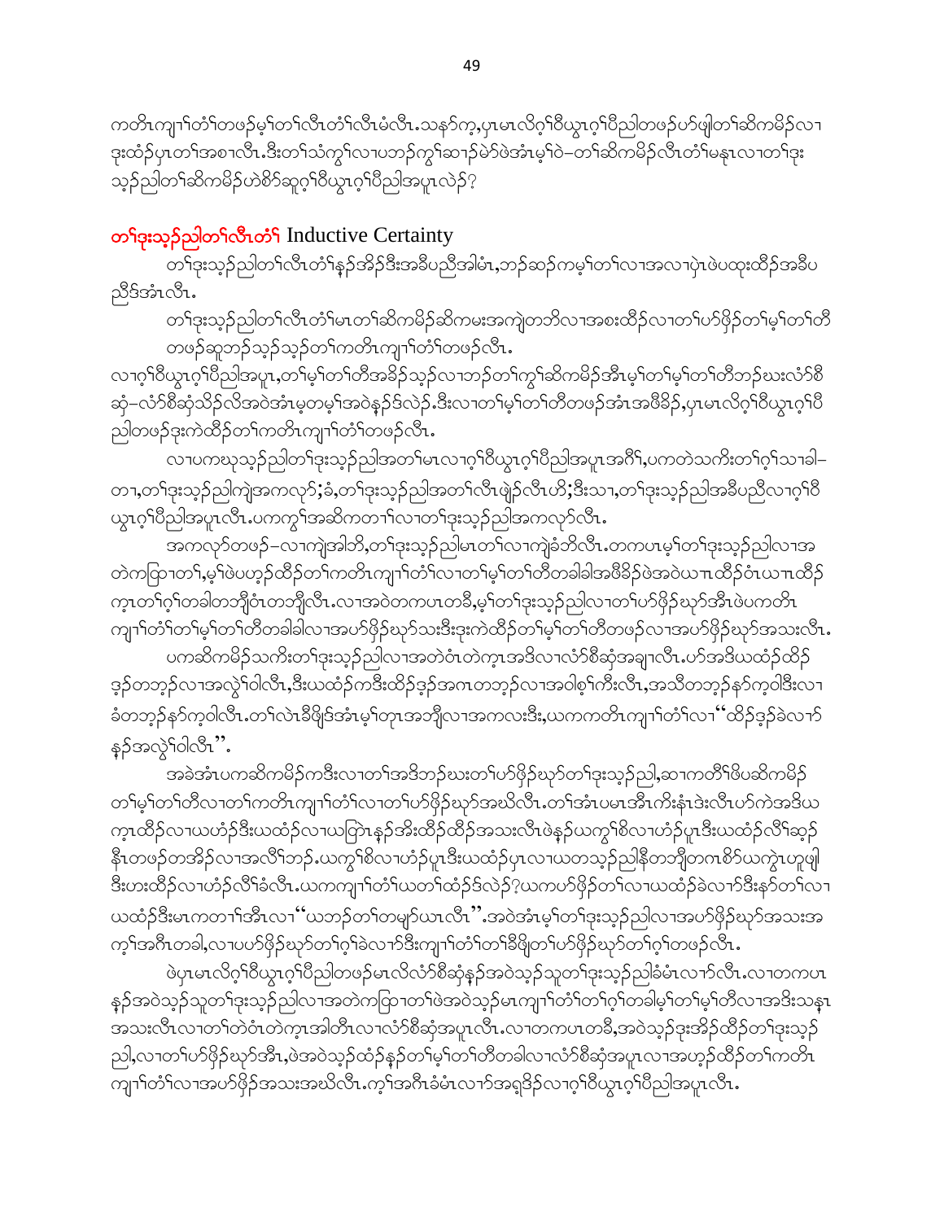ကတိၤကျၢၢ်တံၢ်တဖၣ်မ့ၢ်တၢ်လီၤတံၢ်လီၤမံလီၤ.သနာ်က့,ပှၤမၤလိဂ့ၢ်ဝီယွၤဂ့ၢ်ပီညါတဖၣ်ဟ်ဖျါတၢ်ဆိကမိၣ်လၢ ဒုးထံၣ်ပှၤတၢ်အစၢလီၤ.ဒီးတၢ်သံကွၢ်လၢပဘၣ်ကွၢ်ဆၢၣ်မဲာ်ဖဲအံၤမ့ၢ်ဝဲ–တၢ်ဆိကမိၣ်လီၤတံၢ်မနုၤလၢတၢ်ဒုး သ့ၣ်ညါတၢ်ဆိကမိၣ်ဟဲစိာ်ဆူဂ့ၢ်ဝီယွၤဂ့ၢ်ပီညါအပူၤလဲၣ်?

## တၢ်ဒုးသ့ၣ်ညါတၢ်လီၤတံၢ် Inductive Certainty

တၢ်ဒုးသ့ၣ်ညါတၢ်လီၤတံၢ်နှၣ်အိၣ်ဒီးအခီပညီအါမံၤ,ဘၣ်ဆၣ်ကမ့ၢ်တၢ်လၢအလၢပှဲၤဖဲပထုးထိၣ်အခီပ ညီဒ်အံၤလီၤ.

တၢ်ဒုးသ့ၣ်ညါတၢ်လီၤတံၢ်မၤတၢ်ဆိကမိၣ်ဆိကမးအကျဲတဘိလၢအစးထိၣ်လၢတၢ်ဟ်ဖိုၣ်တၢ်မ့ၢ်တၢ်တီ တဖၣ်ဆူဘၣ်သ့ၣ်တၢ်ကတိၤကျၢၢ်တံၢ်တဖၣ်လီၤ.

လၢဂ့ၢ်ဝီယွၤဂ့ၢ်ပီညါအပူၤ,တၢ်မ့ၢ်တၢ်တီအခိၣ်သ့ၣ်လၢဘၣ်တၢ်ကွၢ်ဆိကမိၣ်အီၤမ့ၢ်တၢ်မ့ၢ်တၢ်တီဘၣ်ဃးလံာ်စီ ဆုံ–လံာ်စီဆုံသိၣ်လိအဝဲအံၤမ့တမ့ၢ်အဝဲနှၣ်ဒ်လဲၣ်.ဒီးလၢတၢ်မ့ၢ်တၢ်တီတဖၣ်အံၤအဖီခိၣ်,ပှၤမၤလိဂ့ၢ်ဝီယွၤဂ့ၢ်ပီ ညါတဖၣ်ဒုးကဲထိၣ်တၢ်ကတိၤကျၢၢ်တံၢ်တဖၣ်လီၤ.

လၢပကဃုသ့ၣ်ညါတၢ်ဒုးသ့ၣ်ညါအတၢ်မၤလၢဂ့ၢ်ဝီယွၤဂ့ၢ်ပီညါအပူၤအဂီၢ်,ပကတဲသကိးတၢ်ဂ့ၢ်သၢခါ– တၢ,တၢ်ဒုးသ့ၣ်ညါကျဲအကလုာ်;ခံ,တၢ်ဒုးသ့ၣ်ညါအတၢ်လီၤဖျဲၣ်လီၤဟိ;ဒီးသၢ,တၢ်ဒုးသ့ၣ်ညါအခီပညီလၢဂ့ၢ်ဝီ ယွၤဂ့ၢ်ပီညါအပူၤလီၤ.ပကကွၢ်အဆိကတၢၢ်လၢတၢ်ဒုးသ့ၣ်ညါအကလုာ်လီၤ.

အကလုာ်တဖၣ်–လၢကျဲအါဘိ,တၢ်ဒုးသ့ၣ်ညါမၤတၢ်လၢကျဲခံဘိလီၤ.တကပၤမ့ၢ်တၢ်ဒုးသ့ၣ်ညါလၢအ တဲကတြၢတၢ်,မ့ၢ်ဖဲပဟ့ၣ်ထိၣ်တၢ်ကတိၤကျၢၢ်တံၢ်လၢတၢ်မ့ၢ်တၢ်တီတခါခါအဖီခိၣ်ဖဲအဝဲယπထိၣ်ဝံၤယπထိၣ် က့ၤတၢ်ဂ့ၢ်တခါတဘျီဝံၤတဘျီလီၤ.လၢအဝဲတကပၤတခီ,မ့ၢ်တၢ်ဒုးသ့ၣ်ညါလၢတၢ်ဟ်ဖိုၣ်ဃုာ်အီၤဖဲပကတိၤ ကျၢၢ်တံၢ်တၢ်မ့ၢ်တၢ်တီတခါခါလၢအဟ်ဖိုၣ်ဃုာ်သးဒီးဒုးကဲထိၣ်တၢ်မ့ၢ်တၢ်တီတဖၣ်လၢအဟ်ဖိုၣ်ဃုာ်အသးလီၤ.

ပကဆိကမိၣ်သကိးတၢ်ဒုးသ့ၣ်ညါလၢအတဲဝံၤတဲက့ၤအဒိလၢလံာ်စီဆုံအချၢလီၤ.ဟ်အဒိယထံၣ်ထိၣ် ဒ့ၣ်တဘ့ၣ်လၢအလွဲၢ်ဝါလီၤ,ဒီးယထံၣ်ကဒီးထိၣ်ဒ့ၣ်အဂၤတဘ့ၣ်လၢအဝါစ့ၢ်ကီးလီၤ,အသီတဘ့ၣ်နာ်က့ဝါဒီးလၢ ခံတဘ့ၣ်နာ်က့ဝါလီၤ.တၢ်လဲၤခီဖျိဒ်အံၤမ့ၢ်တုၤအဘျီလၢအကလးဒီး,ယကကတိၤကျၢၢ်တံၢ်လၢ "ထိၣ်ဒ့ၣ်ခဲလၢာ် နှၣ်အလွဲၢ်ဝါလီၤ".

အခဲအံၤပကဆိကမိၣ်ကဒီးလၢတၢ်အဒိဘၣ်ဃးတၢ်ဟ်ဖိုၣ်ဃုာ်တၢ်ဒုးသ့ၣ်ညါ,ဆၢကတီၢ်ဖိပဆိကမိၣ် တၢ်မ့ၢ်တၢ်တီလၢတၢ်ကတိၤကျၢၢ်တံၢ်လၢတၢ်ဟ်ဖိုၣ်ဃုာ်အဃိလီၤ.တၢ်အံၤပမၤအီၤကိးနံၤဒဲးလီၤဟ်ကဲအဒိယ က့ၤထိၣ်လၢယဟံၣ်ဒီးယထံၣ်လၢယတြဲၤနှၣ်အိးထိၣ်ထိၣ်အသးလီၤဖဲနှၣ်ယကွၢ်စိလၢဟံၣ်ပူၤဒီးယထံၣ်လီၢ်ဆ့ၣ် နီၤတဖၣ်တအိၣ်လၢအလီၢ်ဘၣ်.ယကွၢ်စိလၢဟံၣ်ပူၤဒီးယထံၣ်ပှၤလၢယတသ့ၣ်ညါနီတဘျီတဂၤစိာ်ယကွဲၤဟူဖျါ ဒီးဟးထိၣ်လၢဟံၣ်လီၢ်ခံလီၤ.ယကကျၢၢ်တံၢ်ယတၢ်ထံၣ်ဒ်လဲၣ်?ယကဟ်ဖိုၣ်တၢ်လၢယထံၣ်ခဲလၢာ်ဒီးနာ်တၢ်လၢ ယထံၣ်ဒီးမၤကတၢၢ်အီၤလၢ "ယဘၣ်တၢ်တမျာ်ယၤလီၤ".အဝဲအံၤမ့ၢ်တၢ်ဒုးသ့ၣ်ညါလၢအဟ်ဖိုၣ်ဃုာ်အသးအ က့ၢ်အဂီၤတခါ,လၢပဟ်ဖိုၣ်ဃုာ်တၢ်ဂ့ၢ်ခဲလၢာ်ဒီးကျၢၢ်တံၢ်တၢ်ခီဖျိတၢ်ဟ်ဖိုၣ်ဃုာ်တၢ်ဂ့ၢ်တဖၣ်လီၤ.

ဖဲပှၤမၤလိဂ့ၢ်ဝီယွၤဂ့ၢ်ပီညါတဖၣ်မၤလိလံာ်စီဆုံနှၣ်အဝဲသ့ၣ်သူတၢ်ဒုးသ့ၣ်ညါခံမံၤလၢာ်လီၤ.လၢတကပၤ နှၣ်အဝဲသ့ၣ်သူတၢ်ဒုးသ့ၣ်ညါလၢအတဲကတြၢတၢ်ဖဲအဝဲသ့ၣ်မၤကျၢၢ်တံၢ်တၢ်ဂ့ၢ်တခါမ့ၢ်တၢ်မ့ၢ်တၢ်တီလၢအဒိးသနၢ အသးလီၤလၢတၢ်တဲဝံၤတဲက့ၤအါတီၤလၢလံာ်စီဆုံအပူၤလီၤ.လၢတကပၤတခီ,အဝဲသ့ၣ်ဒုးအိၣ်ထိၣ်တၢ်ဒုးသ့ၣ် ညါ,လၢတၢ်ဟ်ဖိုၣ်ဃုာ်အီၤ,ဖဲအဝဲသ့ၣ်ထံၣ်နှၣ်တၢ်မ့ၢ်တၢ်တီတခါလၢလံာ်စီဆုံအပူၤလၢအဟ့ၣ်ထိၣ်တၢ်ကတိၤ ကျၢၢ်တံၢ်လၢအဟ်ဖိုၣ်အသးအဃိလီၤ.က့ၢ်အဂီၤခံမံၤလၢာ်အရှဒိၣ်လၢဂ့ၢ်ဝီယွၤဂ့ၢ်ပီညါအပူၤလီၤ.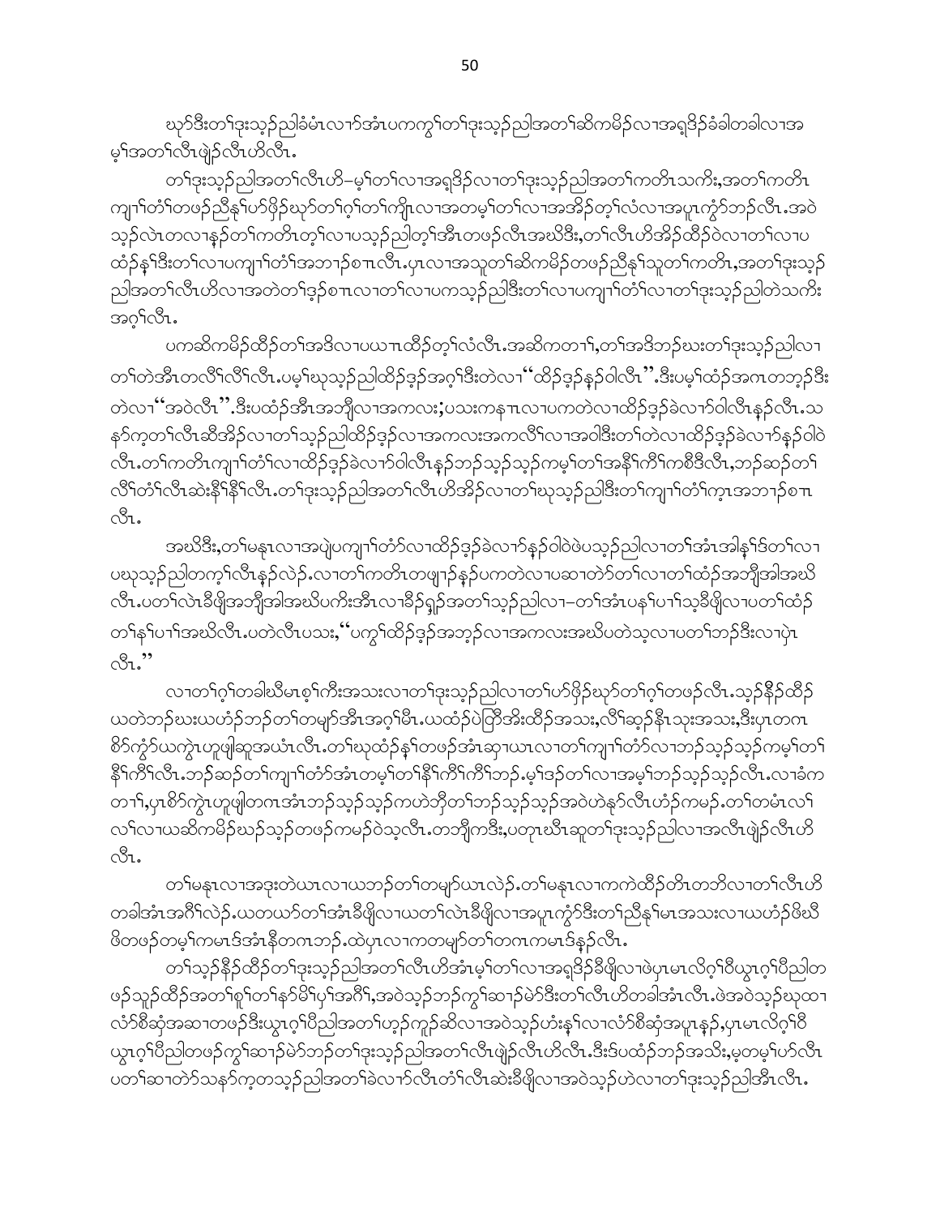ဃုာ်ဒီးတၢ်ဒုးသ့ၣ်ညါခံမံၤလၢာ်အံၤပကကွၢ်တၢ်ဒုးသ့ၣ်ညါအတၢ်ဆိကမိၣ်လၢအရှၤဒိၣ်ခံခါတခါလၢအမ့ၢ်အတၢ်လီၤဖျဲၣ်လီၤဟိလီၤ.

တၢ်ဒုးသ့ၣ်ညါအတၢ်လီၤဟိ–မ့ၢ်တၢ်လၢအရှၤဒိၣ်လၢတၢ်ဒုးသ့ၣ်ညါအတၢ်ကတိၤသကိး,အတၢ်ကတိၤကျၢၢ်တံၢ်တဖၣ်ညီနှၢ်ဟ်ဖိုၣ်ဃုာ်တၢ်ဂ့ၢ်တၢ်ကျိၤလၢအတမ့ၢ်တၢ်လၢအအိၣ်တ့ၢ်လံလၢအပူၤကွံာ်ဘၣ်လီၤ.အဝဲသ့ၣ်လဲၤတလၢနၣ်တၢ်ကတိၤတ့ၢ်လၢပသ့ၣ်ညါတ့ၢ်အီၤတဖၣ်လီၤအဃိဒီး,တၢ်လီၤဟိအိၣ်ထီၣ်ဝဲလၢတၢ်လၢပထံၣ်နှၢ်ဒီးတၢ်လၢပကျၢၢ်တံၢ်အဘၢၣ်စၢၤလီၤ.ပှၤလၢအသူတၢ်ဆိကမိၣ်တဖၣ်ညီနှၢ်သူတၢ်ကတိၤ,အတၢ်ဒုးသ့ၣ်ညါအတၢ်လီၤဟိလၢအတဲတၢ်ဒ့ၣ်စၢၤလၢတၢ်လၢပကသ့ၣ်ညါဒီးတၢ်လၢပကျၢၢ်တံၢ်လၢတၢ်ဒုးသ့ၣ်ညါတဲသကိးအဂ့ၢ်လီၤ.

ပကဆိကမိၣ်ထီၣ်တၢ်အဒိလၢပယၢၤထိၣ်တ့ၢ်လံလီၤ.အဆိကတၢၢ်,တၢ်အဒိဘၣ်ဃးတၢ်ဒုးသ့ၣ်ညါလၢတၢ်တဲအီၤတလိၢ်လိၢ်လီၤ.ပမ့ၢ်ဃုသ့ၣ်ညါထိၣ်ဒ့ၣ်အဂ့ၢ်ဒီးတဲလၢ"ထိၣ်ဒ့ၣ်နၣ်ဝါလီၤ".ဒီးပမ့ၢ်ထံၣ်အဂၤတဘ့ၣ်ဒီးတဲလၢ"အဝဲလီၤ".ဒီးပထံၣ်အီၤအဘျီလၢအကလၤ;ပသးကနၢၤလၢပကတဲလၢထိၣ်ဒ့ၣ်ခဲလၢာ်ဝါလီၤနၣ်လီၤ.သနၥ်က့တၢ်လီၤဆီအိၣ်လၢတၢ်သ့ၣ်ညါထိၣ်ဒ့ၣ်လၢအကလၤအကလိၢ်လၢအဝါဒီးတၢ်တဲလၢထိၣ်ဒ့ၣ်ခဲလၢာ်နၣ်ဝါဲလီၤ.တၢ်ကတိၤကျၢၢ်တံၢ်လၢထိၣ်ဒ့ၣ်ခဲလၢာ်ဝါလီၤနၣ်ဘၣ်သ့ၣ်သ့ၣ်ကမ့ၢ်တၢ်အနီၢ်ကီၢ်ကစီဒီလီၤ,ဘၣ်ဆၣ်တၢ်လိၢ်တံၢ်လီၤဆဲးနီၢ်နီၢ်လီၤ.တၢ်ဒုးသ့ၣ်ညါအတၢ်လီၤဟိအိၣ်လၢတၢ်ဃုသ့ၣ်ညါဒီးတၢ်ကျၢၢ်တံၢ်ကၤအဘၢၣ်စၢၤလီၤ.

အဃိဒီး,တၢ်မနုၤလၢအပျဲပကျၢၢ်တံာ်လၢထိၣ်ဒ့ၣ်ခဲလၢာ်နၣ်ဝါဲဖဲပသ့ၣ်ညါလၢတၢ်အံၤအါနှၢ်ဒ်တၢ်လၢပဃုသ့ၣ်ညါတက့ၢ်လီၤနၣ်လဲၣ်.လၢတၢ်ကတိၤတဖျၢၣ်နၣ်ပကတဲလၢပဆၢတဲာ်တၢ်လၢတၢ်ထံၣ်အဘျီအါအဃိလီၤ.ပတၢ်လဲၤခီဖျိအဘျီအါအဃိပကိးအီၤလၢခီၣ်ရှၣ်အတၢ်သ့ၣ်ညါလၢ–တၢ်အံၤပနၢ်ပၢၢ်သ့ခီဖျိလၢပတၢ်ထံၣ်တၢ်နၢ်ပၢၢ်အဃိလီၤ.ပတဲလီၤပသး,"ပကွၢ်ထိၣ်ဒ့ၣ်အဘ့ၣ်လၢအကလၤအဃိပတဲသ့လၢပတၢ်ဘၣ်ဒီးလၢပှဲၤလီၤ."

လၢတၢ်ဂ့ၢ်တခါဃီမၤစ့ၢ်ကီးအသးလၢတၢ်ဒုးသ့ၣ်ညါလၢတၢ်ဟ်ဖိုၣ်ဃုာ်တၢ်ဂ့ၢ်တဖၣ်လီၤ.သ့ၣ်နီၣ်ထိၣ်ယတဲဘၣ်ဃးယဟံၣ်ဘၣ်တၢ်တမျာ်အီၤအဂ့ၢ်မိၤ.ယထံၣ်ပဒြိအီးထီၣ်အသး,လိၢ်ဆ့ၣ်နီၤသုးအသး,ဒီးပှၤတဂၤစိာ်ကွံာ်ယကွဲၤဟူဖျါဆူအယံၤလီၤ.တၢ်ဃုထံၣ်နှၢ်တဖၣ်အံၤဆှၢယၤလၢတၢ်ကျၢၢ်တံာ်လၢဘၣ်သ့ၣ်သ့ၣ်ကမ့ၢ်တၢ်နီၢ်ကီၢ်လီၤ.ဘၣ်ဆၣ်တၢ်ကျၢၢ်တံာ်အံၤတမ့ၢ်တၢ်နီၢ်ကီၢ်ကီၢ်ဘၣ်.မ့ၢ်ဒ့ၣ်တၢ်လၢအမ့ၢ်ဘၣ်သ့ၣ်သ့ၣ်လီၤ.လၢခံကတၢၢ်,ပှၤစိာ်ကွဲၤဟူဖျါတဂၤအံၤဘၣ်သ့ၣ်သ့ၣ်ကဟဲဘိုတၢ်ဘၣ်သ့ၣ်သ့ၣ်အဝဲဟဲနှာ်လီၤဟံၣ်ကမၣ်.တၢ်တမံၤလၢ်လၢ်လၢယဆိကမိၣ်ဃၣ်သ့ၣ်တဖၣ်ကမၣ်ဝဲသ့လီၤ.တဘျီကဒီး,ပတုၤဃီၤဆူတၢ်ဒုးသ့ၣ်ညါလၢအလီၤဖျဲၣ်လီၤဟိလီၤ.

တၢ်မနုၤလၢအဒုးတဲယၤလၢယဘၣ်တၢ်တမျာ်ယၤလဲၣ်.တၢ်မနုၤလၢကကဲထိၣ်တိၤတဘိလၢတၢ်လီၤဟိတခါအံၤအဂီၢ်လဲၣ်.ယတယာ်တၢ်အံၤခီဖျိလၢယတၢ်လဲၤခီဖျိလၢအပူၤကွံာ်ဒီးတၢ်ညီနှၢ်မၤအသးလၢယဟံၣ်ဖိဃီဖိတဖၣ်တမ့ၢ်ကမၤဒ်အံၤနီတဂၤဘၣ်.ထဲပှၤလၢကတမျာ်တၢ်တဂၤကမၤဒ်နၣ်လီၤ.

တၢ်သ့ၣ်နီၣ်ထိၣ်တၢ်ဒုးသ့ၣ်ညါအတၢ်လီၤဟိအံၤမ့ၢ်တၢ်လၢအရှၤဒိၣ်ခီဖျိလၢဖဲပှၤမၤလိဂ့ၢ်ဝီယွၤဂ့ၢ်ပီညါတဖၣ်သူၣ်ထိၣ်အတၢ်စူၢ်တၢ်နာ်မိၢ်ပှၢ်အဂီၢ်,အဝဲသ့ၣ်ဘၣ်ကွၢ်ဆၢၣ်မဲာ်ဒီးတၢ်လီၤဟိတခါအံၤလီၤ.ဖဲအဝဲသ့ၣ်ဃုထၢလံာ်စီဆှံအဆၢတဖၣ်ဒီးယွၤဂ့ၢ်ပီညါအတၢ်ဟ့ၣ်ကူၣ်ဆိလၢအဝဲသ့ၣ်ဟံးနှၢ်လၢလံာ်စီဆှံအပူၤနၣ်,ပှၤမၤလိဂ့ၢ်ဝီယွၤဂ့ၢ်ပီညါတဖၣ်ကွၢ်ဆၢၣ်မဲာ်ဘၣ်တၢ်ဒုးသ့ၣ်ညါအတၢ်လီၤဖျဲၣ်လီၤဟိလီၤ.ဒီးဒ်ပထံၣ်ဘၣ်အသိး,မ့တမ့ၢ်ဟ်လီၤပတၢ်ဆၢတဲာ်သနၥ်ကတသ့ၣ်ညါအတၢ်ခဲလၢာ်လီၤတံၢ်လီၤဆဲးခီဖျိလၢအဝဲသ့ၣ်ဟဲလၢတၢ်ဒုးသ့ၣ်ညါအီၤလီၤ.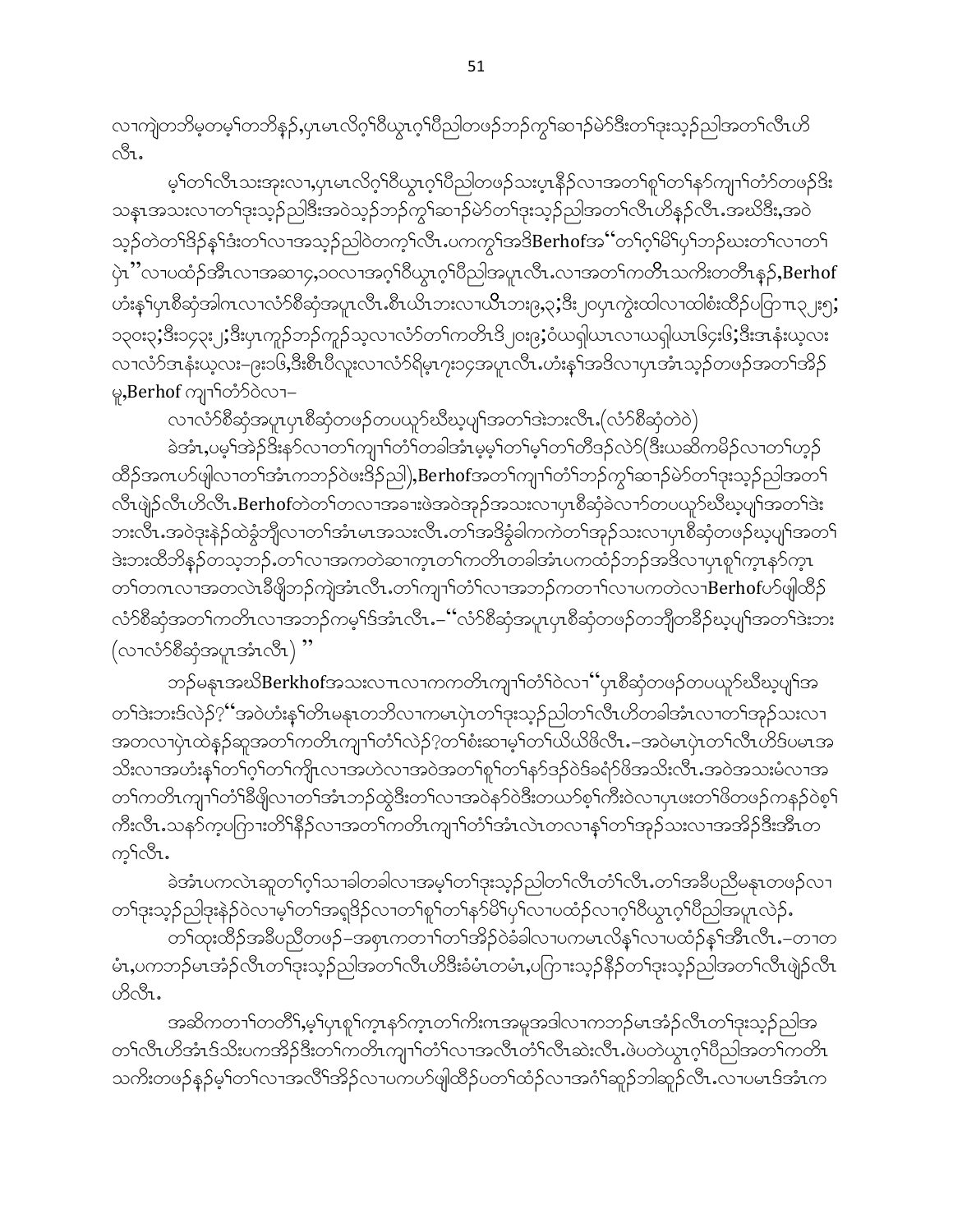လၢကျဲတဘိမ့တမ့ၢ်တဘိနဉ်,ပုၤမၤလိဂ့ၢ်ဝီယွၤဂ့ၢ်ပီညါတဖဉ်ဘဉ်ကွၢ်ဆၢဉ်မဲာ်ဒီးတၢ်ဒုးသ့ဉ်ညါအတၢ်လီၤဟိလီၤ.

မ့ၢ်တၢ်လီၤသးအုးလၢ,ပုၤမၤလိဂ့ၢ်ဝီယွၤဂ့ၢ်ပီညါတဖဉ်သးပုၤနီဉ်လၢအတၢ်စူၢ်တၢ်နာ်ကျၢၢ်တံာ်တဖဉ်ဒီးသနၤအသးလၢတၢ်ဒုးသ့ဉ်ညါဒီးအဝဲသ့ဉ်ဘဉ်ကွၢ်ဆၢဉ်မဲာ်တၢ်ဒုးသ့ဉ်ညါအတၢ်လီၤဟိနဉ်လီၤ.အဃိဒီး,အဝဲသ့ဉ်တဲတၢ်ဒိဉ်နှၢ်ဒံးတၢ်လၢအသ့ဉ်ညါဝဲတက့ၢ်လီၤ.ပကကွၢ်အဒိBerhofအ"တၢ်ဂ့ၢ်မိၢ်ပှၢ်ဘဉ်ဃးတၢ်လၢတၢ်ပှဲၤ"လၢပထံဉ်အီၤလၢအဆၢ၄,၁၀လၢအဂ့ၢ်ဝီယွၤဂ့ၢ်ပီညါအပူၤလီၤ.လၢအတၢ်ကတိၤသကိးတတီၤနဉ်,Berhofဟံးနှၢ်ပုၤစီဆုံအါကၤလၢလံာ်စီဆုံအပူၤလီၤ.စီၤယိၤဘးလၢယိၤဘး၉,၃;ဒီး၂၀ပုၤကွဲးထါလၢထါစံးထီဉ်ပတြာၤ၃၂း၅;၁၃၀း၃;ဒီး၁၄၃း၂;ဒီးပုၤကူဉ်ဘဉ်ကူဉ်သ့လၢလံာ်တၢ်ကတိၤဒိ၂၀း၉;ဝံယရှါယၤလၢယရှါယၤ၆၄း၆;ဒီးအနံးယ့လးလၢလံာ်အနံးယ့လး–၉း၁၆,ဒီးစီၤပီလူးလၢလံာ်ရိမ့ၤ၇း၁၄အပူၤလီၤ.ဟံးနှၢ်အဒိလၢပုၤအံၤသ့ဉ်တဖဉ်အတၢ်အိဉ်မူ,Berhof ကျၢၢ်တံာ်ဝဲလၢ–

လၢလံာ်စီဆုံအပူၤပုၤစီဆုံတဖဉ်တပယူာ်ဃီဃ့ပျ်အတၢ်ဒဲးဘးလီၤ.(လံာ်စီဆုံတဲဝဲ)

ခဲအံၤ,ပမ့ၢ်အဲဉ်ဒီးနာ်လၢတၢ်ကျၢၢ်တံၢ်တခါအံၤမ့မ့ၢ်တၢ်မ့ၢ်တၢ်တီဒဉ်လဲာ်(ဒီးယဆိကမိဉ်လၢတၢ်ဟ့ဉ်ထိဉ်အဂၤပာ်ဖျါလၢတၢ်အံၤကဘဉ်ဝဲဖးဒိဉ်ညါ),Berhofအတၢ်ကျၢၢ်တံၢ်ဘဉ်ကွၢ်ဆၢဉ်မဲာ်တၢ်ဒုးသ့ဉ်ညါအတၢ်လီၤဖျဲဉ်လီၤဟိလီၤ.Berhofတဲတၢ်တလၢအခၢးဖဲအဝဲအုဉ်အသးလၢပုၤစီဆုံခဲလၢာ်တပယူာ်ဃီဃ့ပျ်အတၢ်ဒဲးဘးလီၤ.အဝဲဒုးနဲဉ်ထဲခွဲဘျီလၢတၢ်အံၤမၤအသးလီၤ.တၢ်အဒိခွဲခါကကဲတၢ်အုဉ်သးလၢပုၤစီဆုံတဖဉ်ဃ့ပျ်အတၢ်ဒဲးဘးထီတိနဉ်တသ့ဘဉ်.တၢ်လၢအကတဲဆၢက့ၤတၢ်ကတိၤတခါအံၤပကထံဉ်ဘဉ်အဒိလၢပုၤစူၢ်က့ၤနာ်က့ၤတၢ်တဂၤလၢအတလဲၤခီဖျိဘဉ်ကျဲအံၤလီၤ.တၢ်ကျၢၢ်တံၢ်လၢအဘဉ်ကတၢၢ်လၢပကတဲလၢBerhofပာ်ဖျါထိဉ်လံာ်စီဆုံအတၢ်ကတိၤလၢအဘဉ်ကမ့ၢ်ဒ်အံၤလီၤ.–"လံာ်စီဆုံအပူၤပုၤစီဆုံတဖဉ်တဘျီတခီဉ်ဃ့ပျ်အတၢ်ဒဲးဘး (လၢလံာ်စီဆုံအပူၤအံၤလီၤ) "

ဘဉ်မနုၤအဃိBerkhofအသးလၢၤလၢကကတိၤကျၢၢ်တံၢ်ဝဲလၢ"ပုၤစီဆုံတဖဉ်တပယူာ်ဃီဃ့ပျ်အတၢ်ဒဲးဘးဒ်လဲဉ်?"အဝဲဟံးနှၢ်တိၤမနုၤတဘိလၢကမၤပှဲၤတၢ်ဒုးသ့ဉ်ညါတၢ်လီၤဟိတခါအံၤလၢတၢ်အုဉ်သးလၢအတလၢပှဲၤထဲနဉ်ဆူအတၢ်ကတိၤကျၢၢ်တံၢ်လဲဉ်?တၢ်စံးဆၢမ့ၢ်တၢ်ယိယိဖိလီၤ.–အဝဲမၤပှဲၤတၢ်လီၤဟိဒ်ပမၤအသိးလၢအဟံးနှၢ်တၢ်ဂ့ၢ်တၢ်ကျိၤလၢအဟဲလၢအဝဲအတၢ်စူၢ်တၢ်နာ်ဒဉ်ဝဲဒ်ခရံာ်ဖိအသိးလီၤ.အဝဲအသးမံလၢအတၢ်ကတိၤကျၢၢ်တံၢ်ခီဖျိလၢတၢ်အံၤဘဉ်ထွဲဒီးတၢ်လၢအဝဲနာ်ဝဲဒီးတယာ်စ့ၢ်ကီးဝဲလၢပုၤဖးတၢ်ဖိတဖဉ်ကနဉ်ဝဲစ့ၢ်ကီးလီၤ.သနာ်က့ပကြၢးတိၢ်နီဉ်လၢအတၢ်ကတိၤကျၢၢ်တံၢ်အံၤလဲၤတလၢနၢ်တၢ်အုဉ်သးလၢအအိဉ်ဒီးအီၤတက့ၢ်လီၤ.

ခဲအံၤပကလဲၤဆူတၢ်ဂ့ၢ်သၢခါတခါလၢအမ့ၢ်တၢ်ဒုးသ့ဉ်ညါတၢ်လီၤတံၢ်လီၤ.တၢ်အခီပညီမနုၤတဖဉ်လၢတၢ်ဒုးသ့ဉ်ညါဒုးနဲဉ်ဝဲလၢမ့ၢ်တၢ်အရှဒိဉ်လၢတၢ်စူၢ်တၢ်နာ်မိၢ်ပှၢ်လၢပထံဉ်လၢဂ့ၢ်ဝီယွၤဂ့ၢ်ပီညါအပူၤလဲဉ်.

တၢ်ထုးထိဉ်အခီပညီတဖဉ်–အစုၤကတၢၢ်တၢ်အိဉ်ဝဲခံခါလၢပကမၤလိနှၢ်လၢပထံဉ်နှၢ်အီၤလီၤ.–တၢတမံၤ,ပကဘဉ်မၤအံဉ်လီၤတၢ်ဒုးသ့ဉ်ညါအတၢ်လီၤဟိဒီးခံမံၤတမံၤ,ပကြၢးသ့ဉ်နီဉ်တၢ်ဒုးသ့ဉ်ညါအတၢ်လီၤဖျဲဉ်လီၤဟိလီၤ.

အဆိကတၢၢ်တတိၢ်,မ့ၢ်ပုၤစူၢ်က့ၤနာ်က့ၤတၢ်ကိးဂၤအမူအဒါလၢကဘဉ်မၤအံဉ်လီၤတၢ်ဒုးသ့ဉ်ညါအတၢ်လီၤဟိအံၤဒ်သိးပကအိဉ်ဒီးတၢ်ကတိၤကျၢၢ်တံၢ်လၢအလီၤတံၢ်လီၤဆဲးလီၤ.ဖဲပတဲယွၤဂ့ၢ်ပီညါအတၢ်ကတိၤသကိးတဖဉ်နှဉ်မ့ၢ်တၢ်လၢအလီၢ်အိဉ်လၢပကပာ်ဖျါထိဉ်ပတၢ်ထံဉ်လၢအဂံၢ်ဆူဉ်ဘါဆူဉ်လီၤ.လၢပမၤဒ်အံၤက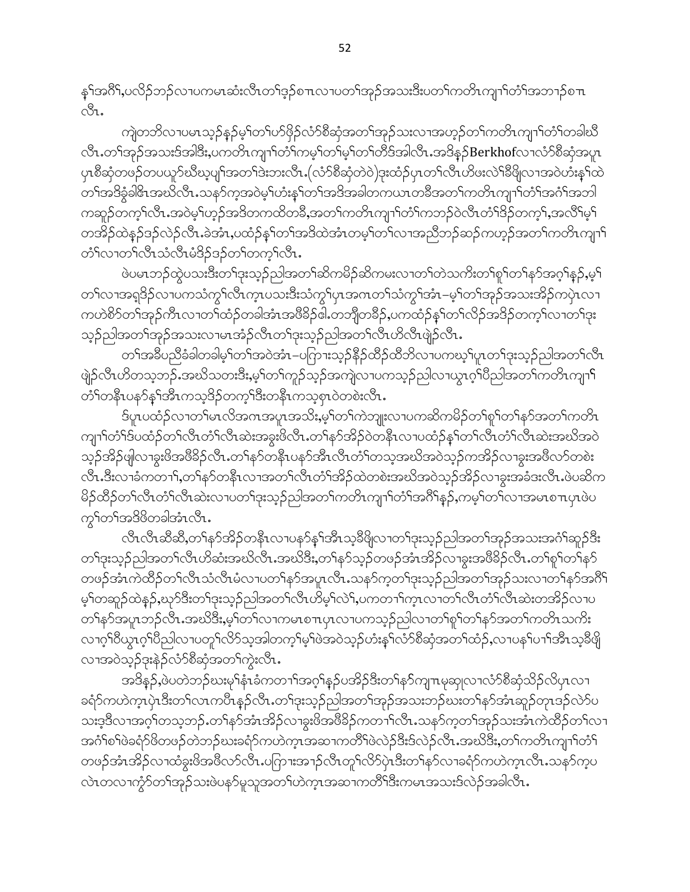န့ၣ်အဂီၢ်,ပလိၣ်ဘၣ်လၢပကမၤဆံးလီၤတၢ်ဒုၣ်စၢလၢပတၢ်အုၣ်အသးဒီးပတၢ်ကတိၤကျၢၢ်တံၢ်အဘၢၣ်စၢလီၤ.

ကျဲတဘိလၢပမၤသ့ၣ်နှၣ်မ့ၢ်တၢ်ဟ်ဖှိၣ်လံာ်စီဆှံအတၢ်အုၣ်သးလၢအဟ့ၣ်တၢ်ကတိၤကျၢၢ်တံၢ်တခါဃီလီၤ.တၢ်အုၣ်အသးဒ်အါဒီး,ပကတိၤကျၢၢ်တံၢ်ကမ့ၢ်တၢ်မ့ၢ်တၢ်တီဒ်အါလီၤ.အဒိန့ၣ်Berkhofလၢလံာ်စီဆှံအပူၤပှၤစီဆှံတဖၣ်တပယူာ်ဃီဃ့ပျ့ၢ်အတၢ်ဒဲးဘးလီၤ.(လံာ်စီဆှံတဲဝဲ)ဒုးထံၣ်ပှၤတၢ်လီၤဟိဖးလဲၢ်ခ်ိဖျါလၢအဝဲဟံးန့ၢ်ထဲတၢ်အဒိခွံခါဇိၤအဃိလီၤ.သနာ်က့အဝဲမ့ၢ်ဟံးန့ၢ်တၢ်အဒိအခါတကယၤတခီအတၢ်ကတိၤကျၢၢ်တံၢ်အဂံၢ်အဘါကဆှၣ်တက့ၢ်လီၤ.အဝဲမ့ၢ်ဟ့ၣ်အဒိတကထိတခီ,အတၢ်ကတိၤကျၢၢ်တံၢ်ကဘၣ်ဝဲလီၤတံၢ်ဒိၣ်တက့ၢ်,အလိၢ်မ့ၢ်တအိၣ်ထဲနှၣ်ဒၣ်လဲၣ်လီၤ.ခဲအံၤ,ပထံၣ်နှၢ်တၢ်အဒိထဲအံၤတမ့ၢ်တၢ်လၢအညီဘၣ်ဆၣ်ကဟ့ၣ်အတၢ်ကတိၤကျၢၢ်တံၢ်လၢတၢ်လီၤသံလီၤမံဒိၣ်ဒၣ်တၢ်တက့ၢ်လီၤ.

ဖဲပမၤဘၣ်ထွဲပသးဒီးတၢ်ဒုးသ့ၣ်ညါအတၢ်ဆိကမိၣ်ဆိကမးလၢတၢ်တဲသကိးတၢ်စူၢ်တၢ်နာ်အဂ္ၢ်နှၣ်,မ့ၢ်တၢ်လၢအရှဒိၣ်လၢပကသံကွၢ်လီၤက့ၤပသးဒီးသံကွၢ်ပှၤအဂၤတၢ်သံကွၢ်အံၤ–မ့ၢ်တၢ်အုၣ်အသးအိၣ်ကပုဲၤလၢကဟဲစိာ်တၢ်အုၣ်ကီၤလၢတၢ်ထံၣ်တခါအံၤအဖိခိၣ်ဓါ.တဘျီတခီၣ်,ပကထံၣ်နှၢ်တၢ်လိၣ်အဒိၣ်တက့ၢ်လၢတၢ်ဒုးသ့ၣ်ညါအတၢ်အုၣ်အသးလၢမၤအံၣ်လီၤတၢ်ဒုးသ့ၣ်ညါအတၢ်လီၤဟိလီၤဖျဲၣ်လီၤ.

တၢ်အခီပညီခံခါတခါမ့ၢ်တၢ်အဝဲအံၤ–ပဂြၢးသ့ၣ်နီၣ်ထီၣ်ထီဘိလၢပကဃ့ၢ်ပူၤတၢ်ဒုးသ့ၣ်ညါအတၢ်လီၤဖျဲၣ်လီၤဟိတသ့ဘၣ်.အဃိသတးဒီး,မ့ၢ်တၢ်ကူၣ်သ့ၣ်အကျဲလၢပကသ့ၣ်ညါလၢယွၤဂ့ၢ်ပီညါအတၢ်ကတိၤကျၢၢ်တံၢ်တနီၤပနာ်နှၢ်အီၤကသ့ဒိၣ်တက့ၢ်ဒီးတနီၤကသ့စှၤဝဲတစဲးလီၤ.

ဒ်ပှၤပထံၣ်လၢတၢ်မၤလိအဂၤအပူၤအသိး,မ့ၢ်တၢ်ကဲဘျုးလၢပကဆိကမိၣ်တၢ်စူၢ်တၢ်နာ်အတၢ်ကတိၤကျၢၢ်တံၢ်ဒ်ပထံၣ်တၢ်လီၤတံၢ်လီၤဆဲးအခွးဖိလီၤ.တၢ်နာ်အိၣ်ဝဲတနီၤလၢပထံၣ်နှၢ်တၢ်လီၤတံၢ်လီၤဆဲးအဃိအဝဲသ့ၣ်အိၣ်ဖျါလၢခွးဖိအဖီခိၣ်လီၤ.တၢ်နာ်တနီၤပနာ်အီၤလီၤတံၢ်တသ့အဃိအဝဲသ့ၣ်ကအိၣ်လၢခွးအဖီလာ်တစဲးလီၤ.ဒီးလၢခံကတၢၢ်,တၢ်နာ်တနီၤလၢအတၢ်လီၤတံၢ်အိၣ်ထဲတစဲးအဃိအဝဲသ့ၣ်အိၣ်လၢခွးအခံဒးလီၤ.ဖဲပဆိကမိၣ်ထိၣ်တၢ်လီၤတံၢ်လီၤဆဲးလၢပတၢ်ဒုးသ့ၣ်ညါအတၢ်ကတိၤကျၢၢ်တံၢ်အဂီၢ်နှၣ်,ကမ့ၢ်တၢ်လၢအမၤစၢပှၤဖဲပကွၢ်တၢ်အဒိဖိတခါအံၤလီၤ.

လီၤလီၤဆီဆီ,တၢ်နာ်အိၣ်တနီၤလၢပနာ်နှၢ်အီၤသ့ခီဖျိလၢတၢ်ဒုးသ့ၣ်ညါအတၢ်အုၣ်အသးအဂံၢ်ဆှၣ်ဒီးတၢ်ဒုးသ့ၣ်ညါအတၢ်လီၤဟိဆံးအဃိလီၤ.အဃိဒီး,တၢ်နာ်သ့ၣ်တဖၣ်အံၤအိၣ်လၢခွးအဖီခိၣ်လီၤ.တၢ်စူၢ်တၢ်နာ်တဖၣ်အံၤကဲထိၣ်တၢ်လီၤသံလီၤမံလၢပတၢ်နာ်အပူၤလီၤ.သနာ်က့တၢ်ဒုးသ့ၣ်ညါအတၢ်အုၣ်သးလၢတၢ်နာ်အဂီၢ်မ့ၢ်တဆှၣ်ထဲနှၣ်,ဃုာ်ဒီးတၢ်ဒုးသ့ၣ်ညါအတၢ်လီၤဟိမ့ၢ်လဲၢ်,ပကတၢၢ်က့ၤလၢတၢ်လီၤတံၢ်လီၤဆဲးတအိၣ်လၢပတၢ်နာ်အပူၤဘၣ်လီၤ.အဃိဒီး,မ့ၢ်တၢ်လၢကမၤစၢပှၤလၢပကသ့ၣ်ညါလၢတၢ်စူၢ်တၢ်နာ်အတၢ်ကတိၤသကိးလၢဂ့ၢ်ဝီယွၤဂ့ၢ်ပီညါလၢပတူၢ်လိာ်သ့အါတက့ၢ်မ့ၢ်ဖဲအဝဲသ့ၣ်ဟံးန့ၢ်လံာ်စီဆှံအတၢ်ထံၣ်,လၢပနာ်ပၢၢ်အီၤသ့ခီဖျိလၢအဝဲသ့ၣ်ဒုးနဲၣ်လံာ်စီဆှံအတၢ်ကွဲးလီၤ.

အဒိန့ၣ်,ဖဲပတဲဘၣ်ဃးမ့ၢ်နံၤခံကတၢၢ်အဂ့ၢ်နှၣ်ပအိၣ်ဒီးတၢ်နာ်ကျၢမုဆုလၢလံာ်စီဆှံသိၣ်လိပှၤလၢခရံာ်ကဟဲက့ၤပှဲၤဒီးတၢ်လၤကပီၤနှၣ်လီၤ.တၢ်ဒုးသ့ၣ်ညါအတၢ်အုၣ်အသးဘၣ်ဃးတၢ်နာ်အံၤဆှၣ်တုၤဒၣ်လဲာ်ပသးဒ့ဒီလၢအဂ့ၢ်တသ့ဘၣ်.တၢ်နာ်အံၤအိၣ်လၢခွးဖိအဖီခိၣ်ကတၢၢ်လီၤ.သနာ်က့တၢ်အုၣ်သးအံၤကဲထိၣ်တၢ်လၢအဂံၢ်စၢ်ဖဲခရံာ်ဖိတဖၣ်တဲဘၣ်ဃးခရံာ်ကဟဲက့ၤအဆၢကတီၢ်ဖဲလဲၣ်ဒီးဒ်လဲၣ်လီၤ.အဃိဒီး,တၢ်ကတိၤကျၢၢ်တံၢ်တဖၣ်အံၤအိၣ်လၢထံခွးဖိအဖီလာ်လီၤ.ပဂြၢးအၢၣ်လီၤတူၢ်လိာ်ပှဲၤဒီးတၢ်နာ်လၢခရံာ်ကဟဲက့ၤလီၤ.သနာ်က့ပလဲၤတလၢကွံာ်တၢ်အုၣ်သးဖဲပနာ်မ့ၣ်သူအတၢ်ဟဲက့ၤအဆၢကတီၢ်ဒီးကမၤအသးဒ်လဲၣ်အခါလီၤ.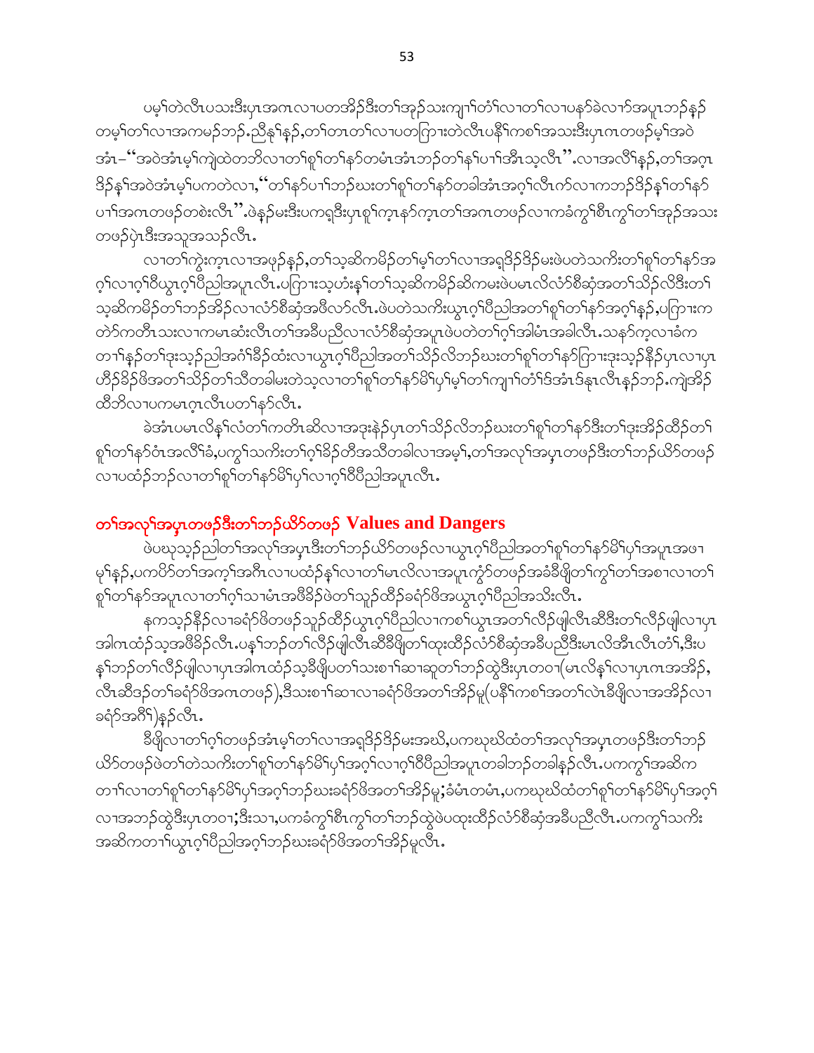ပမ့ၢ်တဲလီၤပသးဒီးပှၤအဂၤလၢပတအိၣ်ဒီးတၢ်အုၣ်သးကျၢၢ်တံၢ်လၢတၢ်လၢပနာ်ခဲလၢာ်အပူၤဘၣ်နၣ် တမ့ၢ်တၢ်လၢအကမၣ်ဘၣ်.ညီနုၢ်နှၣ်,တၢ်တၢတၢ်လၢပတကြၢးတဲလီၤပနီၢ်ကစၢ်အသးဒီးပှၤဂၤတဖၣ်မ့ၢ်အဝဲ အံၤ–"အဝဲအံၤမ့ၢ်ကျဲထဲတဘိလၢတၢ်စူၢ်တၢ်နာ်တမံၤအံၤဘၣ်တၢ်နၢ်ပၢၢ်အီၤသ့လီၤ".လၢအလိၢ်နှၣ်,တၢ်အဂ့ၤ ဒိၣ်နၢ်အဝဲအံၤမ့ၢ်ပကတဲလၢ,"တၢ်နာ်ပၢၢ်ဘၣ်ဃးတၢ်စူၢ်တၢ်နာ်တခါအံၤအဂ့ၢ်လီၤက်လၢကဘၣ်ဒိၣ်နၢ်တၢ်နာ် ပၢၢ်အဂၤတဖၣ်တစဲးလီၤ".ဖဲနှၣ်မးဒီးပကရှဒီးပှၤစူၢ်က့ၤနာ်က့ၤတၢ်အဂၤတဖၣ်လၢကခံကွၢ်စီၤကွၢ်တၢ်အုၣ်အသး တဖၣ်ပှဲၤဒီးအသူအသၣ်လီၤ.

လၢတၢ်ကွဲးက့ၤလၢအဖုၣ်နှၣ်,တၢ်သ့ဆိကမိၣ်တၢ်မ့ၢ်တၢ်လၢအရှၤဒိၣ်ဒိၣ်မးဖဲပတဲသကိးတၢ်စူၢ်တၢ်နာ်အ ဂ့ၢ်လၢဂ့ၢ်ဝီယွၤဂ့ၢ်ပီညါအပူၤလီၤ.ပကြၢးသ့ဟံးနၢ်တၢ်သ့ဆိကမိၣ်ဆိကမးဖဲပမၤလိလံာ်စီဆှံအတၢ်သိၣ်လိဒီးတၢ် သ့ဆိကမိၣ်တၢ်ဘၣ်အိၣ်လၢလံာ်စီဆှံအဖီလာ်လီၤ.ဖဲပတဲသကိးယွၤဂ့ၢ်ပီညါအတၢ်စူၢ်တၢ်နာ်အဂ့ၢ်နှၣ်,ပကြၢးက တဲာ်ကတီၤသးလၢကမၤဆံးလီၤတၢ်အခီပညီလၢလံာ်စီဆှံအပူၤဖဲပတဲတၢ်ဂ့ၢ်အါမံၤအခါလီၤ.သနာ်က့လၢခံက တၢၢ်နှၣ်တၢ်ဒုးသ့ၣ်ညါအဂံၢ်ခိၣ်ထံးလၢယွၤဂ့ၢ်ပီညါအတၢ်သိၣ်လိဘၣ်ဃးတၢ်စူၢ်တၢ်နာ်ကြၢးဒုးသ့ၣ်နီၣ်ပှၤလၢပှၤ ဟိၣ်ခိၣ်ဖိအတၢ်သိၣ်တၢ်သီတခါမးတဲသ့လၢတၢ်စူၢ်တၢ်နာ်မိၢ်ပှၢ်မ့ၢ်တၢ်ကျၢၢ်တံၢ်ဒ်အံၤဒ်နၤလီၤနှၣ်ဘၣ်.ကျဲအိၣ် ထီဘိလၢပကမၤဂ့ၤလီၤပတၢ်နာ်လီၤ.

ခဲအံၤပမၤလိနၢ်လံတၢ်ကတီၤဆိလၢအဒုးနဲၣ်ပှၤတၢ်သိၣ်လိဘၣ်ဃးတၢ်စူၢ်တၢ်နာ်ဒီးတၢ်ဒုးအိၣ်ထိၣ်တၢ် စူၢ်တၢ်နာ်ဝံၤအလိၢ်ခံ,ပကွၢ်သကိးတၢ်ဂ့ၢ်ခိၣ်တီအသီတခါလၢအမ့ၢ်,တၢ်အလုၢ်အပှၤတဖၣ်ဒီးတၢ်ဘၣ်ယိာ်တဖၣ် လၢပထံၣ်ဘၣ်လၢတၢ်စူၢ်တၢ်နာ်မိၢ်ပှၢ်လၢဂ့ၢ်ဝီပီညါအပူၤလီၤ.

## တၢ်အလုၢ်အပှၤတဖၣ်ဒီးတၢ်ဘၣ်ယိာ်တဖၣ် Values and Dangers

ဖဲပဃုသ့ၣ်ညါတၢ်အလုၢ်အပှၤဒီးတၢ်ဘၣ်ယိာ်တဖၣ်လၢယွၤဂ့ၢ်ပီညါအတၢ်စူၢ်တၢ်နာ်မိၢ်ပှၢ်အပူၤအဖၢ မုၢ်နှၣ်,ပကပိာ်တၢ်အက့ၢ်အဂီၤလၢပထံၣ်နၢ်လၢတၢ်မၤလိလၢအပူၤကွံာ်တဖၣ်အခံခီဖျိတၢ်ကွၢ်တၢ်အစၢလၢတၢ် စူၢ်တၢ်နာ်အပူၤလၢတၢ်ဂ့ၢ်သၢမံၤအဖီခိၣ်ဖဲတၢ်သူၣ်ထိၣ်ခရံာ်ဖိအယွၤဂ့ၢ်ပီညါအသိးလီၤ.

နကသ့ၣ်နီၣ်လၢခရံာ်ဖိတဖၣ်သူၣ်ထိၣ်ယွၤဂ့ၢ်ပီညါလၢကစၢ်ယွၤအတၢ်လိၣ်ဖျါလီၤဆီဒီးတၢ်လိၣ်ဖျါလၢပှၤ အါဂၤထံၣ်သ့အဖီခိၣ်လီၤ.ပနၢ်ဘၣ်တၢ်လိၣ်ဖျါလီၤဆီခီဖျိတၢ်ထုးထိၣ်လံာ်စီဆှံအခီပညီဒီးမၤလိအီၤလီၤတံၢ်,ဒီးပ နၢ်ဘၣ်တၢ်လိၣ်ဖျါလၢပှၤအါဂၤထံၣ်သ့ခီဖျိပတၢ်သးစၢၢ်ဆၢဆူတၢ်ဘၣ်ထွဲဒီးပှၤတဝၢ(မၤလိနၢ်လၢပှၤဂၤအအိၣ်, လီၤဆီဒၣ်တၢ်ခရံာ်ဖိအဂၤတဖၣ်),ဒီသးစၢၢ်ဆၢလၢခရံာ်ဖိအတၢ်အိၣ်မူ(ပနီၢ်ကစၢ်အတၢ်လဲၤခီဖျိလၢအအိၣ်လၢ ခရံာ်အဂီၢ်)နှၣ်လီၤ.

ခီဖျိလၢတၢ်ဂ့ၢ်တဖၣ်အံၤမ့ၢ်တၢ်လၢအရှၤဒိၣ်ဒိၣ်မးအဃိ,ပကဃုဃိထံတၢ်အလုၢ်အပှၤတဖၣ်ဒီးတၢ်ဘၣ် ယိာ်တဖၣ်ဖဲတၢ်တဲသကိးတၢ်စူၢ်တၢ်နာ်မိၢ်ပှၢ်အဂ့ၢ်လၢဂ့ၢ်ဝီပီညါအပူၤတခါဘၣ်တခါနှၣ်လီၤ.ပကကွၢ်အဆိက တၢၢ်လၢတၢ်စူၢ်တၢ်နာ်မိၢ်ပှၢ်အဂ့ၢ်ဘၣ်ဃးခရံာ်ဖိအတၢ်အိၣ်မူ;ခံမံၤတမံၤ,ပကဃုဃိထံတၢ်စူၢ်တၢ်နာ်မိၢ်ပှၢ်အဂ့ၢ် လၢအဘၣ်ထွဲဒီးပှၤတဝၢ;ဒီးသၢ,ပကခံကွၢ်စီၤကွၢ်တၢ်ဘၣ်ထွဲဖဲပထုးထိၣ်လံာ်စီဆှံအခီပညီလီၤ.ပကကွၢ်သကိး အဆိကတၢၢ်ယွၤဂ့ၢ်ပီညါအဂ့ၢ်ဘၣ်ဃးခရံာ်ဖိအတၢ်အိၣ်မူလီၤ.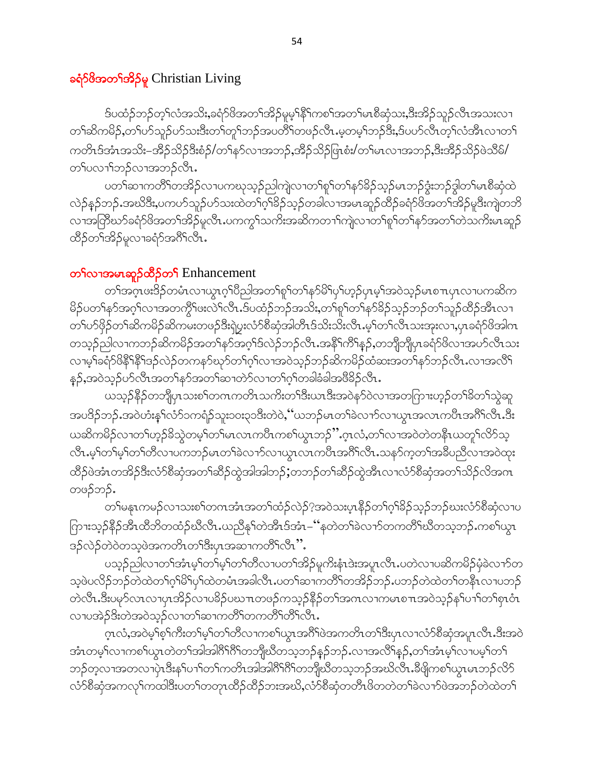## ခရံာ်ဖိအတၢ်အိၣ်မူ Christian Living

ဒ်ပထံၣ်ဘၣ်တ့ၢ်လံအသိး,ခရံာ်ဖိအတၢ်အိၣ်မူမ့ၢ်နီၢ်ကစၢ်အတၢ်မၤစီဆှံသး,ဒီးအိၣ်သူၣ်လီၤအသးလၢ တၢ်ဆိကမိၣ်,တၢ်ပာ်သူၣ်ပာ်သးဒီးတၢ်တူၢ်ဘၣ်အပတိၢ်တဖၣ်လီၤ.မ့တမ့ၢ်ဘၣ်ဒီး,ဒ်ပဟ်လီၤတ့ၢ်လံအီၤလၢတၢ် ကတိၤဒ်အံၤအသိး–အီၣ်သိၣ်ဒီးစံၣ်/တၢ်နာ်လၢအဘၣ်,အီၣ်သိၣ်ဖြၤစံး/တၢ်မၤလၢအဘၣ်,ဒီးအီၣ်သိၣ်ဖဲသိဖဲ/ တၢ်ပလၢၢ်ဘၣ်လၢအဘၣ်လီၤ.

ပတၢ်ဆၢကတိၢ်တအိၣ်လၢပကဃုသ့ၣ်ညါကျဲလၢတၢ်စူၢ်တၢ်နာ်ခိၣ်သ့ၣ်မၤဘၣ်ဒ့ံးဘၣ်ဒ့ါတၢ်မၤစီဆှံထဲ လဲၣ်နှၣ်ဘၣ်.အဃိဒီး,ပကပာ်သူၣ်ပာ်သးထဲတၢ်ဂ့ၢ်ခိၣ်သ့ၣ်တခါလၢအမၤဆူၣ်ထိၣ်ခရံာ်ဖိအတၢ်အိၣ်မူဒီးကျဲတဘိ လၢအဖြိဃာ်ခရံာ်ဖိအတၢ်အိၣ်မူလီၤ.ပကကွၢ်သကိးအဆိကတၢၢ်ကျဲလၢတၢ်စူၢ်တၢ်နာ်အတၢ်တဲသကိးမၤဆူၣ် ထိၣ်တၢ်အိၣ်မူလၢခရံာ်အဂီၢ်လီၤ.

## တၢ်လၢအမၤဆူၣ်ထိၣ်တၢ် Enhancement

တၢ်အဂ့ၤဖးဒိၣ်တမံၤလၢယွၤဂ့ၢ်ပီညါအတၢ်စူၢ်တၢ်နာ်မိၢ်ပှၢ်ဟ့ၣ်ပှၤမ့ၢ်အဝဲသ့ၣ်မၤစπပှၤလၢပကဆိက မိၣ်ပတၢ်နာ်အဂ့ၢ်လၢအတကွိၢ်ဖးလဲၢ်လီၤ.ဒ်ပထံၣ်ဘၣ်အသိး,တၢ်စူၢ်တၢ်နာ်ခိၣ်သ့ၣ်ဘၣ်တၢ်သူၣ်ထိၣ်အီၤလၢ တၢ်ပာ်ဖှိၣ်တၢ်ဆိကမိၣ်ဆိကမးတဖၣ်ဒီးရဲပွးလံာ်စီဆှံအါတီၤဒ်သိးသိးလီၤ.မ့ၢ်တၢ်လီၤသးအုးလၢ,ပှၤခရံာ်ဖိအါဂၤ တသ့ၣ်ညါလၢကဘၣ်ဆိကမိၣ်အတၢ်နာ်အဂ့ၢ်ဒ်လဲၣ်ဘၣ်လီၤ.အနီၢ်ကီၢ်နှၣ်,တဘျီဘျီပှၤခရံာ်ဖိလၢအပာ်လီၤသး လၢမ့ၢ်ခရံာ်ဖိနီၢ်နီၢ်ဒၣ်လဲၣ်တကနာ်ဃုာ်တၢ်ဂ့ၢ်လၢအဝဲသ့ၣ်ဘၣ်ဆိကမိၣ်ထံဆးအတၢ်နာ်ဘၣ်လီၤ.လၢအလိၢ် နှၣ်,အဝဲသ့ၣ်ပာ်လီၤအတၢ်နာ်အတၢ်ဆၢတဲာ်လၢတၢ်ဂ့ၢ်တခါခံခါအဖီခိၣ်လီၤ.

ယသ့ၣ်နိၣ်တဘျီပှၤသးစၢ်တဂၤကတိၤသကိးတၢ်ဒီးယၤဒီးအဝဲနာ်ဝဲလၢအတကြၢးဟ့ၣ်တၢ်ခိတၢ်သ့ဲဆူ အပဒိၣ်ဘၣ်.အဝဲဟံးနှၢ်လံာ်ၥကရံၣ်သူးၥ၀းၥ၁ဒီးတဲဝဲ,"ယဘၣ်မၤတၢ်ခဲလၢာ်လၢယွၤအလၤကပီၤအဂီၢ်လီၤ.ဒီး ယဆိကမိၣ်လၢတၢ်ဟ့ၣ်ခိသ့ဲတမ့ၢ်တၢ်မၤလၤကပီၤကစၢ်ယွၤဘၣ်".ဂ့ၤလံ,တၢ်လၢအဝဲတဲတနီၤယတူၢ်လိာ်သ့ လီၤ.မ့ၢ်တၢ်မ့ၢ်တၢ်တီလၢပကဘၣ်မၤတၢ်ခဲလၢာ်လၢယွၤလၤကပီၤအဂီၢ်လီၤ.သနာ်က့တၢ်အခီပညီလၢအဝဲထုး ထိၣ်ဖဲအံၤတအိၣ်ဒီးလံာ်စီဆှံအတၢ်ဆိၣ်ထွဲအါအါဘၣ်;တဘၣ်တၢ်ဆိၣ်ထွဲအီၤလၢလံာ်စီဆှံအတၢ်သိၣ်လိအဂၤ တဖၣ်ဘၣ်.

တၢ်မနုၤကမၣ်လၢသးစၢ်တဂၤအံၤအတၢ်ထံၣ်လဲၣ်?အဝဲသးပှၤနိၣ်တၢ်ဂ့ၢ်ခိၣ်သ့ၣ်ဘၣ်ဃးလံာ်စီဆှံလၢပ ကြၢးသ့ၣ်နိၣ်အီၤထိဘိတထံၣ်ဃီလီၤ.ယညီနှၢ်တဲအီၤဒ်အံၤ–"နတဲတၢ်ခဲလၢာ်တကတိၢ်ဃီတသ့ဘၣ်.ကစၢ်ယွၤ ဒၣ်လဲၣ်တဲဝဲတသ့ဖဲအကတိၤတၢ်ဒီးပှၤအဆၢကတိၢ်လီၤ".

ပသ့ၣ်ညါလၢတၢ်အံၤမ့ၢ်တၢ်မ့ၢ်တၢ်တီလၢပတၢ်အိၣ်မူကိးနံၤဒဲးအပူၤလီၤ.ပတဲလၢပဆိကမိၣ်မုံခဲလၢာ်တ သ့ဖဲပလိၣ်ဘၣ်တဲထဲတၢ်ဂ့ၢ်မိၢ်ပှၢ်ထဲတမံၤအခါလီၤ.ပတၢ်ဆၢကတိၢ်တအိၣ်ဘၣ်.ပဘၣ်တဲထဲတၢ်တနီၤလၢပဘၣ် တဲလီၤ.ဒီးပမ့ာ်လၤလၢပှၤအိၣ်လၢပခိၣ်ပဃπတဖၣ်ကသ့ၣ်နိၣ်တၢ်အဂၤလၢကမၤစπအဝဲသ့ၣ်နှၢ်ပၢၢ်တၢ်စှၤဝံၤ လၢပအဲၣ်ဒိးတဲအဝဲသ့ၣ်လၢတၢ်ဆၢကတိၢ်တကတိၢ်တိၢ်လီၤ.

ဂ့ၤလံ,အဝဲမ့ၢ်စ့ၢ်ကီးတၢ်မ့ၢ်တၢ်တီလၢကစၢ်ယွၤအဂီၢ်ဖဲအကတိၤတၢ်ဒီးပှၤလၢလံာ်စီဆှံအပူၤလီၤ.ဒီးအဝဲ အံၤတမ့ၢ်လၢကစၢ်ယွၤတဲတၢ်အါအါဂီၢ်ဂီၢ်တဘျီဃီတသ့ဘၣ်နှၣ်ဘၣ်.လၢအလိၢ်နှၣ်,တၢ်အံၤမ့ၢ်လၢပမ့ၢ်တၢ် ဘၣ်တ့လၢအတလၢပှဲၤဒီးနှၢ်ပၢၢ်တၢ်ကတိၤအါအါဂီၢ်ဂီၢ်တဘျီဃီတသ့ဘၣ်အဃိလီၤ.ခီဖျိကစၢ်ယွၤမၤဘၣ်လိာ် လံာ်စီဆှံအကလုၢ်ကထါဒီးပတၢ်တတုၤထိၣ်ထိၣ်ဘးအဃိ,လံာ်စီဆှံတတီၤဖိတတဲတၢ်ခဲလၢာ်ဖဲအဘၣ်တဲထဲတၢ်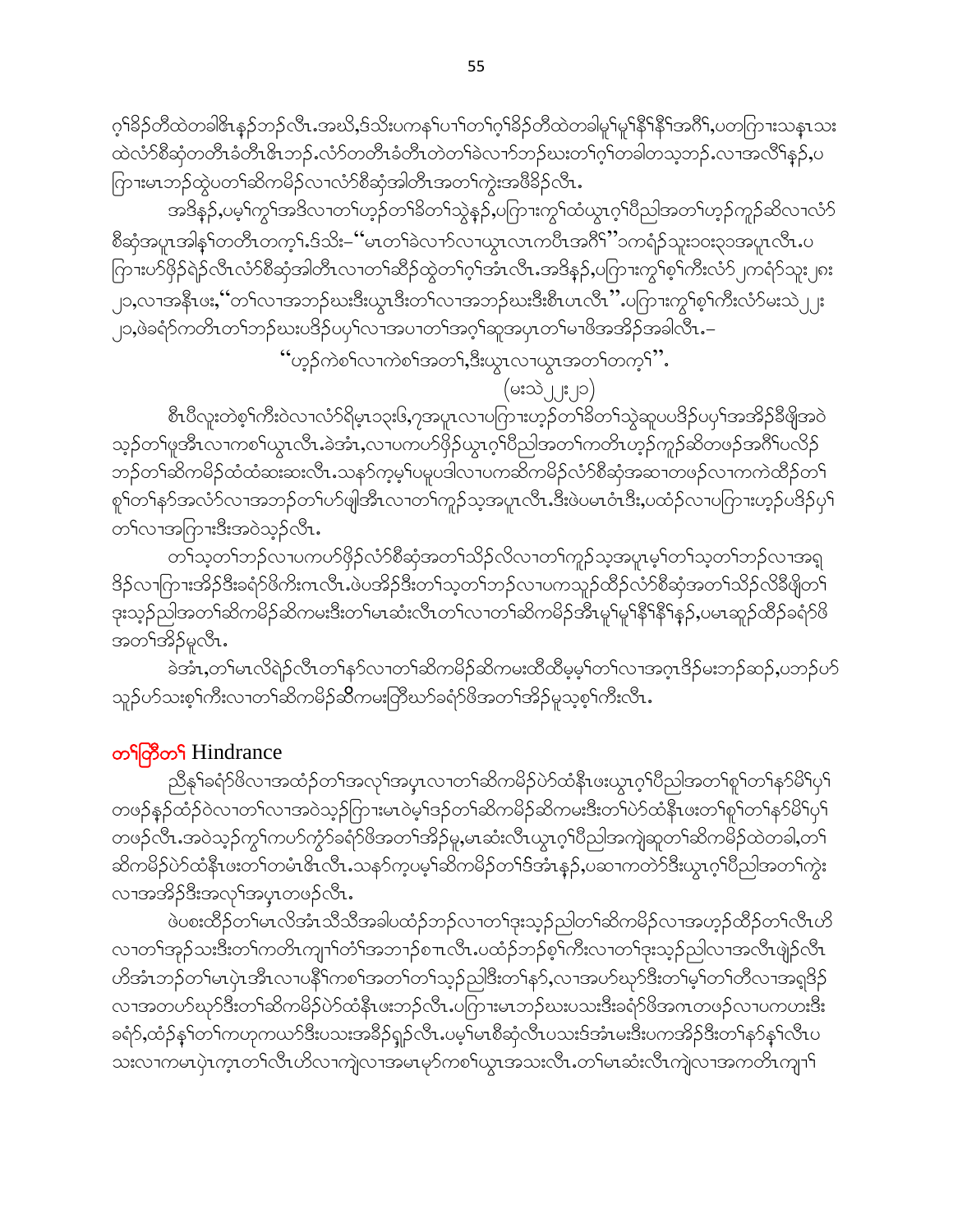ဂ့ၢ်ခိဉ်တီထဲတခါဇိၤန့ဉ်ဘဉ်လီၤ.အဃိ,ဒ်သိးပကန႑်ပၢ႑်တ႑်ဂ့ၢ်ခိဉ်တီထဲတခါမုၢ်မုၢ်နီၢ်နီၢ်အဂီၢ်,ပတကြၢးသန္ၤသးထဲလံာ်စီဆှံတတီၤခံတီၤဇိၤဘဉ်.လံာ်တတီၤခံတီၤတဲတ႑်ခဲလၢာ်ဘဉ်ဃးတ႑်ဂ့ၢ်တခါတသ့ဘဉ်.လၢအလိၢ်န့ဉ်,ပကြၢးမၤဘဉ်ထွဲပတ႑်ဆိကမိဉ်လၢလံာ်စီဆှံအါတီၤအတ႑်ကွဲးအဖီခိဉ်လီၤ.

အဒိန့ဉ်,ပမ့ၢ်ကွ႑်အဒိလၢတ႑်ဟ့ဉ်တ႑်ခီတ႑်သွဲန့ဉ်,ပကြၢးကွ႑်ထံယွၤဂ့ၢ်ပီညါအတ႑်ဟ့ဉ်ကူဉ်ဆိလၢလံာ်စီဆှံအပူၤအါန႑်တတီၤတက့ၢ်.ဒ်သိး–"မၤတ႑်ခဲလၢာ်လၢယွၤလၤကပီၤအဂီၢ်"၁ကရံဉ်သူး၁၀း၃၁အပူၤလီၤ.ပကြၢးပာ်ဖှိဉ်ရဲဉ်လီၤလံာ်စီဆှံအါတီၤလၢတ႑်ဆီဉ်ထွဲတ႑်ဂ့ၢ်အံၤလီၤ.အဒိန့ဉ်,ပကြၢးကွ႑်စ့ၢ်ကီးလံာ်၂ကရံဉ်သူး၂၈း၂၁,လၢအနီၤဖး,"တ႑်လၢအဘဉ်ဃးဒီးယွၤဒီးတ႑်လၢအဘဉ်ဃးဒီးစီၤပၤလီၤ".ပကြၢးကွ႑်စ့ၢ်ကီးလံာ်မးသဲ၂၂း၂၁,ဖဲခရံာ်ကတိၤတ႑်ဘဉ်ဃးပဒိဉ်ပပှ႑်လၢအပၢတ႑်အဂ့ၢ်ဆူအပူၤတ႑်မၢဖိအအိဉ်အခါလီၤ.–

"ဟ့ဉ်ကဲစ႑်လၢကဲစ႑်အတ႑်,ဒီးယွၤလၢယွၤအတ႑်တက့ၢ်".

(မးသဲ၂၂း၂၁)

စီၤပီလူးတဲစ့ၢ်ကီးဝဲလၢလံာ်ရိမ့ၤ၁၃း၆,၇အပူၤလၢပကြၢးဟ့ဉ်တ႑်ခီတ႑်သွဲဆူပပဒိဉ်ပပှ႑်အအိဉ်ခီဖျိအဝဲသ့ဉ်တ႑်ဖူအီၤလၢကစ႑်ယွၤလီၤ.ခဲအံၤ,လၢပကပာ်ဖှိဉ်ယွၤဂ့ၢ်ပီညါအတ႑်ကတိၤဟ့ဉ်ကူဉ်ဆိတဖဉ်အဂီၢ်ပလိဉ်ဘဉ်တ႑်ဆိကမိဉ်ထံထံဆးဆးလီၤ.သနာ်က့မ့ၢ်ပမူပဒါလၢပကဆိကမိဉ်လံာ်စီဆှံအဆၢတဖဉ်လၢကကဲထီဉ်တ႑်စူ႑်တ႑်နာ်အလံာ်လၢအဘဉ်တ႑်ပာ်ဖျါအီၤလၢတ႑်ကူဉ်သ့အပူၤလီၤ.ဒီးဖဲပမၤဝံၤဒီး,ပထံဉ်လၢပကြၢးဟ့ဉ်ပဒိဉ်ပှ႑်တ႑်လၢအကြၢးဒီးအဝဲသ့ဉ်လီၤ.

တ႑်သ့တ႑်ဘဉ်လၢပကပာ်ဖှိဉ်လံာ်စီဆှံအတ႑်သိဉ်လိလၢတ႑်ကူဉ်သ့အပူၤမ့ၢ်တ႑်သ့တ႑်ဘဉ်လၢအရှ့ဒိဉ်လၢကြၢးအိဉ်ဒီးခရံာ်ဖိကီးဂၤလီၤ.ဖဲပအိဉ်ဒီးတ႑်သ့တ႑်ဘဉ်လၢပကသူဉ်ထီဉ်လံာ်စီဆှံအတ႑်သိဉ်လိခီဖျိတ႑်ဒုးသ့ဉ်ညါအတ႑်ဆိကမိဉ်ဆိကမးဒီးတ႑်မၤဆဲးလီၤတ႑်လၢတ႑်ဆိကမိဉ်အီၤမုၢ်မုၢ်နီၢ်နီၢ်န့ဉ်,ပမၤဆူဉ်ထီဉ်ခရံာ်ဖိအတ႑်အိဉ်မူလီၤ.

ခဲအံၤ,တ႑်မၤလိရဲဉ်လီၤတ႑်နာ်လၢတ႑်ဆိကမိဉ်ဆိကမးထိထိမ့ၢ်တ႑်လၢအဂ့ၤဒိဉ်မးဘဉ်ဆဉ်,ပဘဉ်ပာ်သူဉ်ပာ်သးစ့ၢ်ကီးလၢတ႑်ဆိကမိဉ်ဆိကမးတြိဃာ်ခရံာ်ဖိအတ႑်အိဉ်မူသ့စ့ၢ်ကီးလီၤ.

## တ႑်တြိတ႑် Hindrance

ညီနု႑်ခရံာ်ဖိလၢအထံဉ်တ႑်အလု႑်အပှ႑ၤလၢတ႑်ဆိကမိဉ်ပဲာ်ထံနီၤဖးယွၤဂ့ၢ်ပီညါအတ႑်စူ႑်တ႑်နာ်မိၢ်ပှ႑်တဖဉ်န့ဉ်ထံဉ်ဝဲလၢတ႑်လၢအဝဲသ့ဉ်ကြၢးမၤဝဲမ့ၢ်ဒဉ်တ႑်ဆိကမိဉ်ဆိကမးဒီးတ႑်ပဲာ်ထံနီၤဖးတ႑်စူ႑်တ႑်နာ်မိၢ်ပှ႑်တဖဉ်လီၤ.အဝဲသ့ဉ်ကွ႑်ကပာ်ကွဲာ်ခရံာ်ဖိအတ႑်အိဉ်မူ,မၤဆံးလီၤယွၤဂ့ၢ်ပီညါအကျဲဆူတ႑်ဆိကမိဉ်ထဲတခါ,တ႑်ဆိကမိဉ်ပဲာ်ထံနီၤဖးတ႑်တမံၤဇိၤလီၤ.သနာ်က့ပမ့ၢ်ဆိကမိဉ်တ႑်ဒ်အံၤန့ဉ်,ပဆၢကတဲာ်ဒီးယွၤဂ့ၢ်ပီညါအတ႑်ကွဲးလၢအအိဉ်ဒီးအလု႑်အပှ႑ၤတဖဉ်လီၤ.

ဖဲပစးထိဉ်တ႑်မၤလိအံၤသီသီအခါပထံဉ်ဘဉ်လၢတ႑်ဒုးသ့ဉ်ညါတ႑်ဆိကမိဉ်လၢအဟ့ဉ်ထိဉ်တ႑်လီၤဟိလၢတ႑်အှဉ်သးဒီးတ႑်ကတိၤကျၢ႑်တံ႑်အဘၢဉ်စπလီၤ.ပထံဉ်ဘဉ်စ့ၢ်ကီးလၢတ႑်ဒုးသ့ဉ်ညါလၢအလီၤဖှိဉ်လီၤဟိအံၤဘဉ်တ႑်မၤပှဲၤအီၤလၢပနီ႑်ကစ႑်အတ႑်တ႑်သ့ဉ်ညါဒီးတ႑်နာ်,လၢအပာ်ဃုာ်ဒီးတ႑်မ့ၢ်တ႑်တီလၢအရှ့ဒိဉ်လၢအတပာ်ဃုာ်ဒီးတ႑်ဆိကမိဉ်ပဲာ်ထံနီၤဖးဘဉ်လီၤ.ပကြၢးမၤဘဉ်ဃးပသးဒီးခရံာ်ဖိအဂၤတဖဉ်လၢပကဟးဒီးခရံာ်,ထံဉ်နှ႑်တ႑်ကဟုကယာ်ဒီးပသးအခိဉ်ရှဉ်လီၤ.ပမ့ၢ်မၤစီဆှံလီၤပသးဒ်အံၤမးဒီးပကအိဉ်ဒီးတ႑်နာ်နှ႑်လီၤပသးလၢကမၤပှဲၤက့ၤတ႑်လီၤဟိလၢကျဲလၢအမၤမုာ်ကစ႑်ယွၤအသးလီၤ.တ႑်မၤဆံးလီၤကျဲလၢအကတိၤကျၢ႑်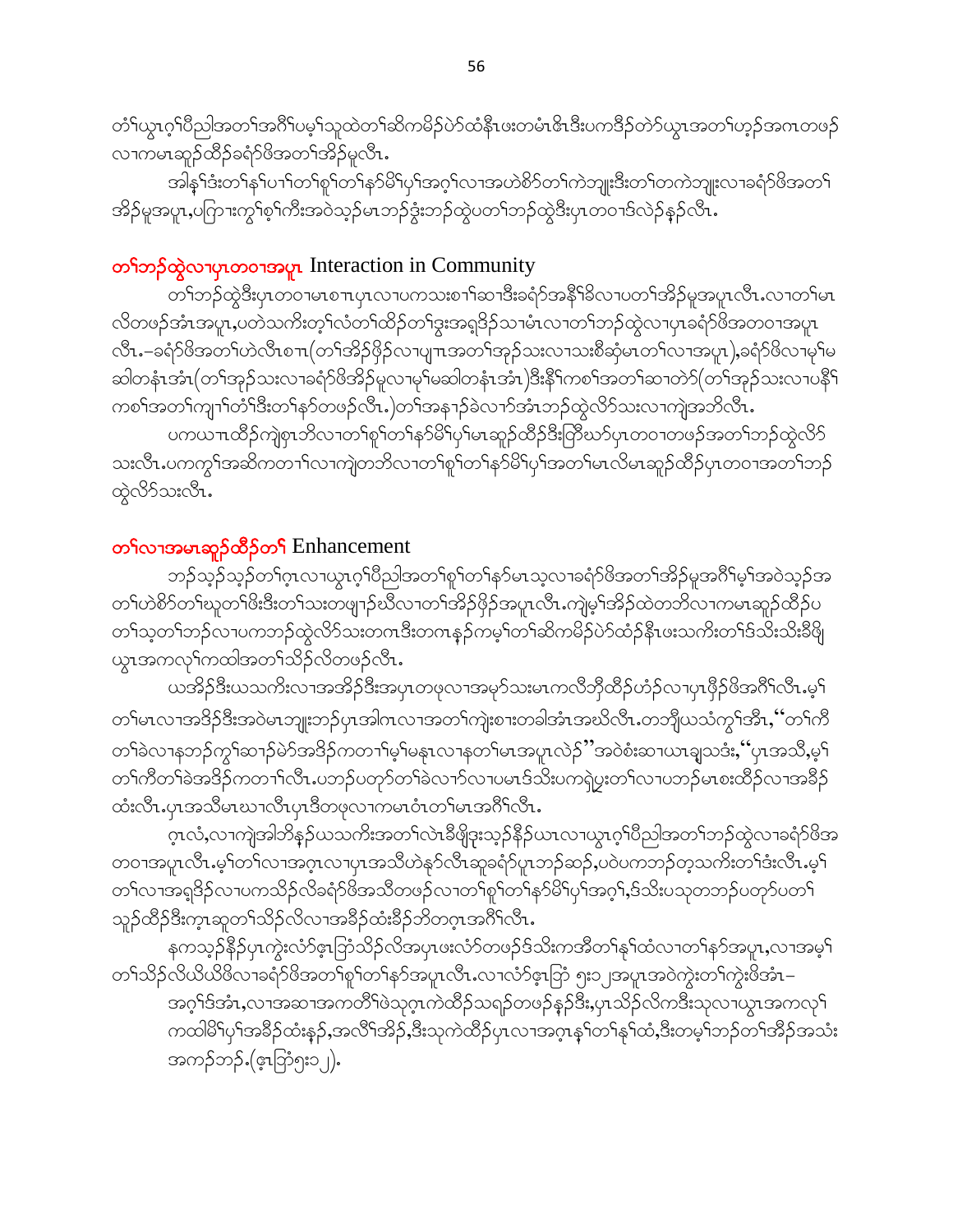တၢ်ယွၤဂ့ၢ်ပီညါအတၢ်အဂီၢ်ပမ့ၢ်သူထဲတၢ်ဆိကမိဉ်ပဲာ်ထံနီၤဖးတမံၤဇိၤဒီးပကဒိဉ်တဲာ်ယွၤအတၢ်ဟ့ဉ်အဂၤတဖဉ်လၢကမၤဆူဉ်ထီဉ်ခရံာ်ဖိအတၢ်အိဉ်မူလီၤ.

အါန့ၢ်ဒံးတၢ်နၢ်ပၢၢ်တၢ်စူၢ်တၢ်နာ်မိၢ်ပှၢ်အဂ့ၢ်လၢအဟဲစိာ်တၢ်ကဲဘျုးဒီးတၢ်တကဲဘျုးလၢခရံာ်ဖိအတၢ်အိဉ်မူအပူၤ,ပကြၢးကွၢ်စ့ၢ်ကီးအဝဲသ့ဉ်မၤဘဉ်ဒ္ဒးဘဉ်ထွဲပတၢ်ဘဉ်ထွဲဒီးပှၤတဝၢဒ်လဲဉ်န့ဉ်လီၤ.

## တၢ်ဘဉ်ထွဲလၢပှၤတဝၢအပူၤ Interaction in Community

တၢ်ဘဉ်ထွဲဒီးပှၤတဝၢမၤစπပှၤလၢပကသးစၢၢ်ဆၢဒီးခရံာ်အနီၢ်ခိလၢပတၢ်အိဉ်မူအပူၤလီၤ.လၢတၢ်မၤလိတဖဉ်အံၤအပူၤ,ပတဲသကိးတ့ၢ်လံတၢ်ထိဉ်တၢ်ဒွးအရှဒိဉ်သၢမံၤလၢတၢ်ဘဉ်ထွဲလၢပှၤခရံာ်ဖိအတဝၢအပူၤလီၤ.–ခရံာ်ဖိအတၢ်ဟဲလီၤစπ(တၢ်အိဉ်ဖှိဉ်လၢပျπအတၢ်အုဉ်သးလၢသးစီဆုံမၤတၢ်လၢအပူၤ),ခရံာ်ဖိလၢမုၢ်မဆါတနံၤအံၤ(တၢ်အုဉ်သးလၢခရံာ်ဖိအိဉ်မူလၢမုၢ်မဆါတနံၤအံၤ)ဒီးနီၢ်ကစၢ်အတၢ်ဆၢတဲာ်(တၢ်အုဉ်သးလၢပနီၢ်ကစၢ်အတၢ်ကျπၢ်တံၢ်ဒီးတၢ်နာ်တဖဉ်လီၤ.)တၢ်အနπဉ်ခဲလၢာ်အံၤဘဉ်ထွဲလိာ်သးလၢကျဲအဘိလီၤ.

ပကယπထိဉ်ကျဲဖှπဘိလၢတၢ်စူၢ်တၢ်နာ်မိၢ်ပှၢ်မၤဆူဉ်ထိဉ်ဒီးတြိၤဃာ်ပှၤတဝၢတဖဉ်အတၢ်ဘဉ်ထွဲလိာ်သးလီၤ.ပကကွၢ်အဆိကတπၢ်လၢကျဲတဘိလၢတၢ်စူၢ်တၢ်နာ်မိၢ်ပှၢ်အတၢ်မၤလိမၤဆူဉ်ထိဉ်ပှၤတဝၢအတၢ်ဘဉ်ထွဲလိာ်သးလီၤ.

## တၢ်လၢအမၤဆူဉ်ထိဉ်တၢ် Enhancement

ဘဉ်သ့ဉ်သ့ဉ်တၢ်ဂ့ၤလၢယွၤဂ့ၢ်ပီညါအတၢ်စူၢ်တၢ်နာ်မၤသ့လၢခရံာ်ဖိအတၢ်အိဉ်မူအဂီၢ်မ့ၢ်အဝဲသ့ဉ်အတၢ်ဟဲစိာ်တၢ်ဃုတၢ်ဖိးဒီးတၢ်သးတဖျπဉ်ဃီလၢတၢ်အိဉ်ဖှိဉ်အပူၤလီၤ.ကျဲမ့ၢ်အိဉ်ထဲတဘိလၢကမၤဆူဉ်ထိဉ်ပတၢ်သ့တၢ်ဘဉ်လၢပကဘဉ်ထွဲလိာ်သးတဂၤဒီးတဂၤန့ဉ်ကမ့ၢ်တၢ်ဆိကမိဉ်ပဲာ်ထံဉ်နီၤဖးသကိးတၢ်ဒ်သိးသိးခီဖျိယွၤအကလုၢ်ကထါအတၢ်သိဉ်လိတဖဉ်လီၤ.

ယအိဉ်ဒီးယသကိးလၢအအိဉ်ဒီးအပှၤတဖုလၢအမှာ်သးမၤကလီဘှီထိဉ်ဟံဉ်လၢပှၤဖှိဉ်ဖိအဂီၢ်လီၤ.မ့ၢ်တၢ်မၤလၢအဒိဉ်ဒီးအဝဲမၤဘျုးဘဉ်ပှၤအါဂၤလၢအတၢ်ကျဲးစπးတခါအံၤအဃိလီၤ.တဘျီယသံကွၢ်အီၤ,“တၢ်ကီတၢ်ခဲလၢနဘဉ်ကွၢ်ဆπဉ်မဲာ်အဒိဉ်ကတၢၢ်မ့ၢ်မနုၤလၢနတၢ်မၤအပူၤလဲဉ်”အဝဲစံးဆၢယπချုသဒံး,“ပှၤအသီ,မ့ၢ်တၢ်ကီတၢ်ခဲအဒိဉ်ကတၢၢ်လီၤ.ပဘဉ်ပတုာ်တၢ်ခဲလၢာ်လၢပမၤဒ်သိးပကရဲပွးတၢ်လၢပဘဉ်မၤစးထိဉ်လၢအခီဉ်ထံးလီၤ.ပှၤအသီမၤဃπလီၤပှၤဒီတဖုလၢကမၤဝံၤတၢ်မၤအဂီၢ်လီၤ.

ဂ့ၤလံ,လၢကျဲအါဘိန့ဉ်ယသကိးအတၢ်လဲၤခီဖျိဒုးသ့ဉ်နီဉ်ယπလၢယွၤဂ့ၢ်ပီညါအတၢ်ဘဉ်ထွဲလၢခရံာ်ဖိအတဝၢအပူၤလီၤ.မ့ၢ်တၢ်လၢအဂ့ၤလၢပှၤအသီဟဲနုာ်လီၤဆူခရံာ်ပူၤဘဉ်ဆဉ်,ပဝဲပကဘဉ်တ့သကိးတၢ်ဒံးလီၤ.မ့ၢ်တၢ်လၢအရှဒိဉ်လၢပကသိဉ်လိခရံာ်ဖိအသီတဖဉ်လၢတၢ်စူၢ်တၢ်နာ်မိၢ်ပှၢ်အဂ့ၢ်,ဒ်သိးပသုတဘဉ်ပတုာ်ပတၢ်သုဉ်ထိဉ်ဒီးက့ၤဆူတၢ်သိဉ်လိလၢအခီဉ်ထံးခီဉ်ဘိတက့ၤအဂီၢ်လီၤ.

နကသ့ဉ်နီဉ်ပှၤကွဲးလံာ်ဖ့ၤဘြံသိဉ်လိအပှၤဖးလံာ်တဖဉ်ဒ်သိးကအိတၢ်နၢ်ထံလၢတၢ်နာ်အပူၤ,လၢအမ့ၢ်တၢ်သိဉ်လိယိယိဖိလၢခရံာ်ဖိအတၢ်စူၢ်တၢ်နာ်အပူၤလီၤ.လၢလံာ်ဖ့ၤဘြံ ၅း၁၂အပူၤအဝဲကွဲးတၢ်ကွဲးဖိအံၤ–

> အဂ့ၢ်ဒ်အံၤ,လၢအဆၢအကတိၢ်ဖဲသ့ဂ့ၤကဲထိဉ်သရဉ်တဖဉ်နဉ်ဒီး,ပှၤသိဉ်လိကဒီးသုလၢယွၤအကလုၢ်ကထါမိၢ်ပှၢ်အခီဉ်ထံးနဉ်,အလိၢ်အိဉ်,ဒီးသုကဲထိဉ်ပှၤလၢအဂ့ၤန့ၢ်တၢ်နၢ်ထံ,ဒီးတမ့ၢ်ဘဉ်တၢ်အီဉ်အသံးအကဉ်ဘဉ်.(ဖ့ၤဘြံ၅း၁၂).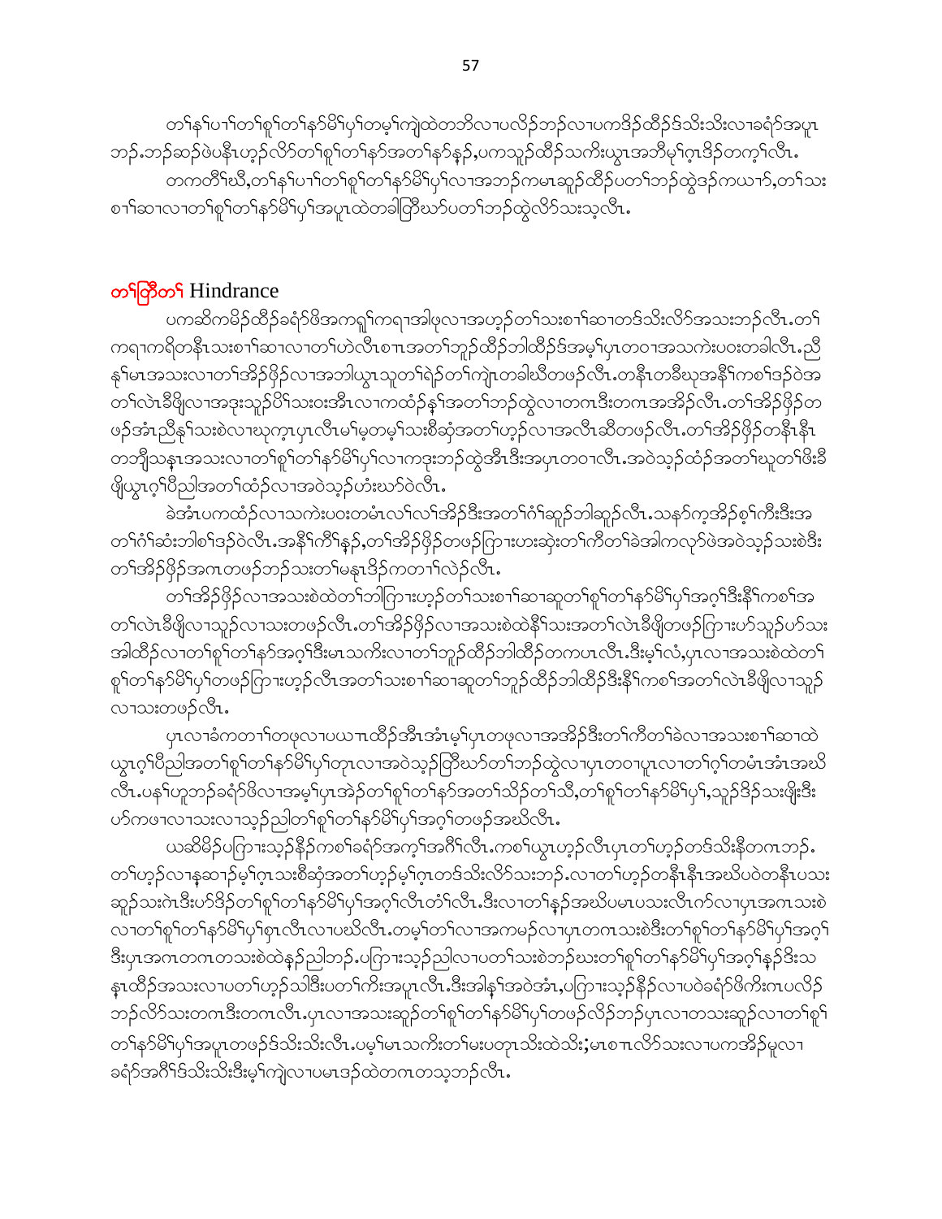တၢ်နၢ်ပၢၢ်တၢ်စူၢ်တၢ်နာ်မိၢ်ပှၢ်တမ့ၢ်ကျဲထဲတဘိလၢပလိၣ်ဘၣ်လၢပကဒိၣ်ထီၣ်ဒ်သိးသိးလၢခရံာ်အပူၤ ဘၣ်.ဘၣ်ဆၣ်ဖဲပနီၤဟ့ၣ်လိာ်တၢ်စူၢ်တၢ်နာ်အတၢ်နာ်နှၣ်,ပကသူၣ်ထီၣ်သကိးယွၤအဘီမုၢ်ဂ့ၤဒိၣ်တက့ၢ်လီၤ.

တကတိၢ်ဃီ,တၢ်နၢ်ပၢၢ်တၢ်စူၢ်တၢ်နာ်မိၢ်ပှၢ်လၢအဘၣ်ကမၤဆူၣ်ထီၣ်ပတၢ်ဘၣ်ထွဲဒၣ်ကယၢာ်,တၢ်သး စၢၢ်ဆၢလၢတၢ်စူၢ်တၢ်နာ်မိၢ်ပှၢ်အပူၤထဲတခါဣီဃာ်ပတၢ်ဘၣ်ထွဲလိာ်သးသ့လီၤ.

## တၢ်တြီတၢ် Hindrance

ပကဆိကမိၣ်ထီၣ်ခရံာ်ဖိအကရူၢ်ကရၢအါဖုလၢအဟ့ၣ်တၢ်သးစၢၢ်ဆၢတဒ်သိးလိာ်အသးဘၣ်လီၤ.တၢ် ကရၢကရိတနီၤသးစၢၢ်ဆၢလၢတၢ်ဟဲလီၤစၢၤအတၢ်ဘူၣ်ထီၣ်ဘါထီၣ်ဒ်အမ့ၢ်ပှၤတဝၢအသကဲးပဝးတခါလီၤ.ညီ နုၢ်မၤအသးလၢတၢ်အိၣ်ဖိုၣ်လၢအဘါယွၤသုတၢ်ရဲၣ်တၢ်ကျဲၤတခါဃီတဖၣ်လီၤ.တနီၤတခီဃုအနီၢ်ကစၢ်ဒၣ်ဝဲအ တၢ်လဲၤခီဖျိလၢအဒုးသူၣ်ပိၢ်သးဝးအီၤလၢကထံၣ်နၢ်အတၢ်ဘၣ်ထွဲလၢတဂၤဒီးတဂၤအအိၣ်လီၤ.တၢ်အိၣ်ဖိုၣ်တ ဖၣ်အံၤညီနုၢ်သးစဲလၢဃုကူၤပှၤလီၤမၢ်မ့တမ့ၢ်သးစိဆုံအတၢ်ဟ့ၣ်လၢအလီၤဆီတဖၣ်လီၤ.တၢ်အိၣ်ဖိုၣ်တနီၤနီၤ တဘျီသနၤအသးလၢတၢ်စူၢ်တၢ်နာ်မိၢ်ပှၢ်လၢကဒုးဘၣ်ထွဲအီၤဒီးအပှၤတဝၢလီၤ.အဝဲသ့ၣ်ထံၣ်အတၢ်ဃုတၢ်ဖိးခီ ဖျိယွၤဂ့ၢ်ပီညါအတၢ်ထံၣ်လၢအဝဲသ့ၣ်ဟံးဃာ်ဝဲလီၤ.

ခဲအံၤပကထံၣ်လၢသကဲးပဝးတမံၤလၢ်လၢ်အိၣ်ဒီးအတၢ်ဂံၢ်ဆူၣ်ဘါဆူၣ်လီၤ.သနာ်ကူအိၣ်စ့ၢ်ကီးဒီးအ တၢ်ဂံၢ်ဆံးဘါစၢ်ဒၣ်ဝဲလီၤ.အနီၢ်ကီၢ်နှၣ်,တၢ်အိၣ်ဖိုၣ်တဖၣ်ကြၢးဟးဆုံးတၢ်ကီတၢ်ခဲအါကလုာ်ဖဲအဝဲသ့ၣ်သးစဲဒီး တၢ်အိၣ်ဖိုၣ်အဂၤတဖၣ်ဘၣ်သးတၢ်မနုၤဒိၣ်ကတၢၢ်လဲၣ်လီၤ.

တၢ်အိၣ်ဖိုၣ်လၢအသးစဲထဲတၢ်ဘါကြၢးဟ့ၣ်တၢ်သးစၢၢ်ဆၢဆူတၢ်စူၢ်တၢ်နာ်မိၢ်ပှၢ်အဂ့ၢ်ဒီးနီၢ်ကစၢ်အ တၢ်လဲၤခီဖျိလၢသူၣ်လၢသးတဖၣ်လီၤ.တၢ်အိၣ်ဖိုၣ်လၢအသးစဲထဲနီၢ်သးအတၢ်လဲၤခီဖျိတဖၣ်ကြၢးဟ်သူၣ်ဟ်သး အါထီၣ်လၢတၢ်စူၢ်တၢ်နာ်အဂ့ၢ်ဒီးမၤသကိးလၢတၢ်ဘူၣ်ထီၣ်ဘါထီၣ်တကပၤလီၤ.ဒီးမ့ၢ်လံ,ပှၤလၢအသးစဲထဲတၢ် စူၢ်တၢ်နာ်မိၢ်ပှၢ်တဖၣ်ကြၢးဟ့ၣ်လီၤအတၢ်သးစၢၢ်ဆၢဆူတၢ်ဘူၣ်ထီၣ်ဘါထီၣ်ဒီးနီၢ်ကစၢ်အတၢ်လဲၤခီဖျိလၢသူၣ် လၢသးတဖၣ်လီၤ.

ပှၤလၢခံကတၢၢ်တဖုလၢပဃၢၤထီၣ်အီၤအံၤမ့ၢ်ပှၤတဖုလၢအအိၣ်ဒီးတၢ်ကီတၢ်ခဲလၢအသးစၢၢ်ဆၢထဲ ယွၤဂ့ၢ်ပီညါအတၢ်စူၢ်တၢ်နာ်မိၢ်ပှၢ်တူၤလၢအဝဲသ့ၣ်ဘြီဃာ်တၢ်ဘၣ်ထွဲလၢပှၤတဝၢပူၤလၢတၢ်ဂ့ၢ်တမံၤအံၤအဃိ လီၤ.ပနၢ်ဟူဘၣ်ခရံာ်ဖိလၢအမ့ၢ်ပှၤအဲၣ်တၢ်စူၢ်တၢ်နာ်အတၢ်သိၣ်တၢ်သိ,တၢ်စူၢ်တၢ်နာ်မိၢ်ပှၢ်,သူၣ်ဒိၣ်သးဖျိးဒီး ဟ်ကဖၢလၢသးလၢသ့ၣ်ညါတၢ်စူၢ်တၢ်နာ်မိၢ်ပှၢ်အဂ့ၢ်တဖၣ်အဃိလီၤ.

ယဆိမိၣ်ပကြၢးသ့ၣ်နိၣ်ကစၢ်ခရံာ်အကၠ့ၢ်အဂီၢ်လီၤ.ကစၢ်ယွၤဟ့ၣ်လီၤပှၤတၢ်ဟ့ၣ်တဒ်သိးနီတဂၤဘၣ်. တၢ်ဟ့ၣ်လၢနဆၢၣ်မ့ၢ်ဂ့ၤသးစိဆုံအတၢ်ဟ့ၣ်မ့ၢ်ဂ့ၤတဒ်သိးလိာ်သးဘၣ်.လၢတၢ်ဟ့ၣ်တနီၤနီၤအဃိပဝဲတနီၤပသး ဆူၣ်သးကဲၤဒီးဟ်ဒိၣ်တၢ်စူၢ်တၢ်နာ်မိၢ်ပှၢ်အဂ့ၢ်လီၤတံၢ်လီၤ.ဒီးလၢတၢ်နှၣ်အဃိပမၤပသးလီၤက်လၢပှၤအဂၤသးစဲ လၢတၢ်စူၢ်တၢ်နာ်မိၢ်ပှၢ်စ့ၤလီၤလၢပဃိလီၤ.တမ့ၢ်တၢ်လၢအကမၣ်လၢပှၤတဂၤသးစဲဒီးတၢ်စူၢ်တၢ်နာ်မိၢ်ပှၢ်အဂ့ၢ် ဒီးပှၤအဂၤတဂၤတသးစဲထဲနှၣ်ညါဘၣ်.ပကြၢးသ့ၣ်ညါလၢပတၢ်သးစဲဘၣ်ဃးတၢ်စူၢ်တၢ်နာ်မိၢ်ပှၢ်အဂ့ၢ်နှၣ်ဒီးသ နၤထီၣ်အသးလၢပတၢ်ဟ့ၣ်သါဒီးပတၢ်ကီးအပူၤလီၤ.ဒီးအါန့ၢ်အဝဲအံၤ,ပကြၢးသ့ၣ်နိၣ်လၢပဝဲခရံာ်ဖိကိးဂၤပလိၣ် ဘၣ်လိာ်သးတဂၤဒီးတဂၤလီၤ.ပှၤလၢအသးဆူၣ်တၢ်စူၢ်တၢ်နာ်မိၢ်ပှၢ်တဖၣ်လိၣ်ဘၣ်ပှၤလၢတသးဆူၣ်လၢတၢ်စူၢ် တၢ်နာ်မိၢ်ပှၢ်အပူၤတဖၣ်ဒ်သိးသိးလီၤ.ပမ့ၢ်မၤသကိးတၢ်မးပတုၤသးထဲသိး;မၤစၢၤလိာ်သးလၢပကအိၣ်မူလၢ ခရံာ်အဂီၢ်ဒ်သိးသိးဒီးမ့ၢ်ကျဲလၢပမၤဒၣ်ထဲတဂၤတသ့ဘၣ်လီၤ.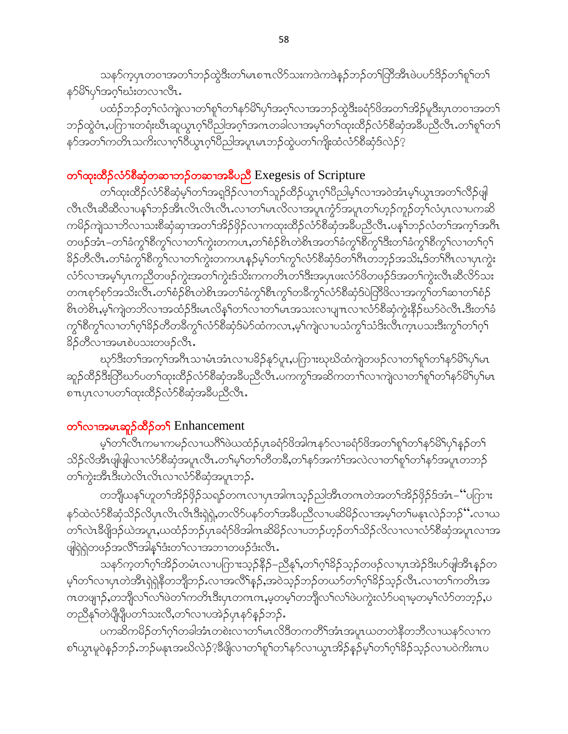သနာ်က့ပှၤတဝၢအတၢ်ဘဉ်ထွဲဒီးတၢ်မၤစၢၤလိာ်သးကဒဲကဒဲနဉ်ဘဉ်တၢ်ပြၢ်အီၤဖဲပဟ်ဒိဉ်တၢ်စူၢ်တၢ်နာ်မိၢ်ပှ်အဂ့ၢ်ဃံးတလၢလီၤ.

ပထံဉ်ဘဉ်တ့ၢ်လံကျဲလၢတၢ်စူၢ်တၢ်နာ်မိၢ်ပှ်အဂ့ၢ်လၢအဘဉ်ထွဲဒီးခရံာ်ဖိအတၢ်အိဉ်မူဒီးပှၤတဝၢအတၢ်ဘဉ်ထွဲဝံၤ,ပကြၢးတရံးဃီၤဆူယွၤဂ့ၢ်ပီညါအဂ့ၢ်အဂၤတခါလၢအမ့ၢ်တၢ်ထုးထီဉ်လံာ်စီဆုံအခီပညီလီၤ.တၢ်စူၢ်တၢ်နာ်အတၢ်ကတိၤသကိးလၢဂ့ၢ်ဝီယွၤဂ့ၢ်ပီညါအပူၤမၤဘဉ်ထွဲပတၢ်ကျိးထံလံာ်စီဆုံဒ်လဲဉ်?

## တၢ်ထုးထီဉ်လံာ်စီဆုံတဆၢဘဉ်တဆၢအခီပညီ Exegesis of Scripture

တၢ်ထုးထီဉ်လံာ်စီဆုံမ့ၢ်တၢ်အရှဒိဉ်လၢတၢ်သူဉ်ထိဉ်ယွၤဂ့ၢ်ပီညါမ့ၢ်လၢအဝဲအံၤမ့ၢ်ယွၤအတၢ်လီဉ်ဖျါလီၤလီၤဆီဆီလၢပနၢ်ဘဉ်အီၤလီၤလီၤလီၤ.လၢတၢ်မၤလိလၢအပူၤကွံာ်အပူၤတၢ်ဟ့ဉ်ကူဉ်တ့ၢ်လံပှၤလၢပကဆိကမိဉ်ကျဲသၢဘိလၢသးစီဆုံဆုၢအတၢ်အိဉ်ဖှိဉ်လၢကထုးထီဉ်လံာ်စီဆုံအခီပညီလီၤ.ပနၢ်ဘဉ်လံတၢ်အကၠၢ်အဂၤတဖဉ်အံၤ–တၢ်ခံကွၢ်စိကွၢ်လၢတၢ်ကွဲးတကပၤ,တၢ်စံဉ်စိၤတဲစိၤအတၢ်ခံကွၢ်စိကွၢ်ဒီးတၢ်ခံကွၢ်စိကွၢ်လၢတၢ်ဂ့ၢ်ခိဉ်တီလီၤ.တၢ်ခံကွၢ်စိကွၢ်လၢတၢ်ကွဲးတကပၤနဉ်မ့ၢ်တၢ်ကွၢ်လံာ်စီဆုံဒ်တၢ်ဂီၤတဘ့ဉ်အသိး,ဒ်တၢ်ဂီၤလၢပှၤကွဲးလံာ်လၢအမ့ၢ်ပှၤကညီတဖဉ်ကွဲးအတၢ်ကွဲးဒ်သိးကကတိၤတၢ်ဒီးအပှၤဖးလံာ်ဖိတဖဉ်ဒ်အတၢ်ကွဲးလီၤဆီလိာ်သးတဂၤစုာ်စုာ်အသိးလီၤ.တၢ်စံဉ်စိၤတဲစိၤအတၢ်ခံကွၢ်စိၤကွၢ်တခီကွၢ်လံာ်စီဆုံဒ်ပဲပြၢ်ဖိလၢအကွၢ်တၢ်ဆၢတၢ်စံဉ်စိၤတဲစိၤ,မ့ၢ်ကျဲတဘိလၢအထံဉ်ဒီးမၤလိနၢ်တၢ်လၢတၢ်မၤအသးလၢပျၢၤလၢလံာ်စီဆုံကွဲးနီဉ်ဃာ်ဝဲလီၤ.ဒီးတၢ်ခံကွၢ်စိကွၢ်လၢတၢ်ဂ့ၢ်ခိဉ်တီတခီကွၢ်လံာ်စီဆုံဒ်မဲာ်ထံကလၤ,မ့ၢ်ကျဲလၢပသံကွၢ်သံဒိးလီၤက့ၤပသးဒီးကွၢ်တၢ်ဂ့ၢ်ခိဉ်တီလၢအမၤစဲပသးတဖဉ်လီၤ.

ဃုာ်ဒီးတၢ်အကၠၢ်အဂၤသၢမံၤအံၤလၢပခိဉ်နှာ်ပူၤ,ပကြၢးဃုဃိထံကျဲတဖဉ်လၢတၢ်စူၢ်တၢ်နာ်မိၢ်ပှ်မၤဆူဉ်ထီဉ်ဒီးပြိာ်ဃာ်ပတၢ်ထုးထီဉ်လံာ်စီဆုံအခီပညီလီၤ.ပကကွၢ်အဆိကတၢၢ်လၢကျဲလၢတၢ်စူၢ်တၢ်နာ်မိၢ်ပှ်မၤစၢၤပှၤလၢပတၢ်ထုးထီဉ်လံာ်စီဆုံအခီပညီလီၤ.

## တၢ်လၢအမၤဆူဉ်ထီဉ်တၢ် Enhancement

မ့ၢ်တၢ်လီၤကမၢကမဉ်လၢဃဂီၢ်ဖဲယထံဉ်ပှၤခရံာ်ဖိအါဂၤနာ်လၢခရံာ်ဖိအတၢ်စူၢ်တၢ်နာ်မိၢ်ပှ်နဉ်တၢ်သိဉ်လိအီၤဖျါဖျါလၢလံာ်စီဆုံအပူၤလီၤ.တၢ်မ့ၢ်တၢ်တီတခီ,တၢ်နာ်အကံၢ်အလဲလၢတၢ်စူၢ်တၢ်နာ်အပူၤတဘဉ်တၢ်ကွဲးအီၤဒီးဟဲလီၤလီၤလၢလံာ်စီဆုံအပူၤဘဉ်.

တဘျီယနၢ်ဟူတၢ်အိဉ်ဖှိဉ်သရဉ်တဂၤလၢပှၤအါဂၤသ့ဉ်ညါအီၤတဂၤတဲအတၢ်အိဉ်ဖှိဉ်ဒ်အံၤ–"ပကြၢးနာ်ထဲလံာ်စီဆုံသိဉ်လိပှၤလီၤလီၤဒီးရဲရဲ,တလိာ်ပနာ်တၢ်အခီပညီလၢပဆိမိဉ်လၢအမ့ၢ်တၢ်မနုၤလဲဉ်ဘဉ်".လၢယတၢ်လဲၤခီဖျိဒဉ်ယဲအပူၤ,ယထံဉ်ဘဉ်ပှၤခရံာ်ဖိအါဂၤဆိမိဉ်လၢပဘဉ်ဟ့ဉ်တၢ်သိဉ်လိလၢလၢလံာ်စီဆုံအပူၤလၢအဖျါရဲရဲတဖဉ်အလိၢ်အါန့ၢ်ဒံးတၢ်လၢအဘၢတဖဉ်ဒံးလီၤ.

သနာ်က့တၢ်ဂ့ၢ်အိဉ်တမံၤလၢပကြၢးသ့ဉ်နီဉ်–ညီနှၢ်,တၢ်ဂ့ၢ်ခိဉ်သ့ဉ်တဖဉ်လၢပှၤအဲဉ်ဒိးဟ်ဖျါအီၤနဉ်တမ့ၢ်တၢ်လၢပှၤတဲအီၤရဲရဲနီတဘျီဘဉ်.လၢအလိၢ်နဉ်,အဝဲသ့ဉ်ဘဉ်တဃာ်တၢ်ဂ့ၢ်ခိဉ်သ့ဉ်လီၤ.လၢတၢ်ကတိၤအဂၤတဖျၢဉ်,တဘျီလၢ်လၢ်ဖဲတၢ်ကတိၤဒီးပှၤတဂၤဂၤ,မ့တမ့ၢ်တဘျီလၢ်လၢ်ဖဲပကွဲးလံာ်ပရၢမ့တမ့ၢ်လံာ်တဘ့ဉ်,ပတညီနှၢ်တဲပျီပျီပတၢ်သးလီ,တၢ်လၢပအဲဉ်ပှၤနာ်နဉ်ဘဉ်.

ပကဆိကမိဉ်တၢ်ဂ့ၢ်တခါအံၤတစဲးလၢတၢ်မၤလိဒီတကတိၢ်အံၤအပူၤ.ယတတဲနီတဘီလၢယနာ်လၢကစၢ်ယွၤမူဝဲနဉ်ဘဉ်.ဘဉ်မနုၤအဃိလဲဉ်?ခီဖျိလၢတၢ်စူၢ်တၢ်နာ်လၢယွၤအိဉ်နဉ်မ့ၢ်တၢ်ဂ့ၢ်ခိဉ်သ့ဉ်လၢပဝဲကိးဂၤပ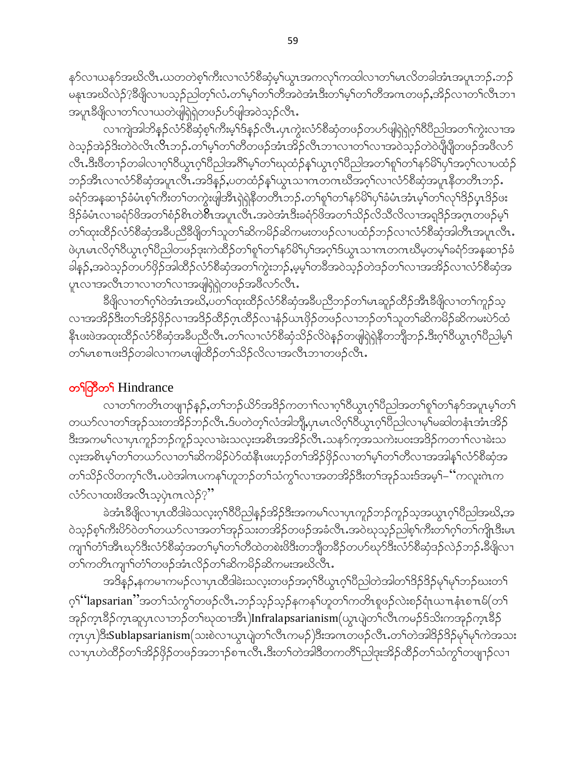နာ်လၢယနာ်အဃိလီၤ.ယတတဲစ့ၢ်ကီၤလၢလံာ်စီဆှံမ့ၢ်ယွၤအကလု၊်ကထါလၢတၢ်မၤလိတခါအံၤအပူၤဘဉ်.ဘဉ်မနုၤအဃိလဲဉ်?ဒီဖျိလၢပသ့ဉ်ညါတ့ၢ်လံ.တၢ်မ့ၢ်တၢ်တီအဝဲအံၤဒီးတၢ်မ့ၢ်တၢ်တီအဂၤတဖဉ်,အိဉ်လၢတၢ်လီၤဘၢအပူၤဒီဖျိလၢတၢ်လၢယတဲဖျါရဲ၊ရဲတဖဉ်ဟ်ဖျါအဝဲသ့ဉ်လီၤ.

လၢကျဲအါဘိနဉ်လံာ်စီဆှံစ့ၢ်ကီးမ့ၢ်ဒ်နဉ်လီၤ.ပှၤကွဲးလံာ်စီဆှံတဖဉ်တဟ်ဖျါရဲ၊ရဲဂ့ၢ်ဝီပီညါအတၢ်ကွဲးလၢအဝဲသ့ဉ်အဲဉ်ဒိးတဲဝဲလီၤလီၤဘဉ်.တၢ်မ့ၢ်တၢ်တီတဖဉ်အံၤအိဉ်လီၤဘၢလၢတၢ်လၢအဝဲသ့ဉ်တဲဝဲပိၢ်ပိၢ်တဖဉ်အဖီလာ်လီၤ.ဒီးဖီတၢဉ်တခါလၢဂ့ၢ်ဝီယွၤဂ့ၢ်ပီညါအဂီၢ်မ့ၢ်တၢ်ဃုထံဉ်နှၢ်ယွၤဂ့ၢ်ပီညါအတၢ်စူၢ်တၢ်နာ်မိၢ်ပှၢ်အဂ့ၢ်လၢပထံဉ်ဘဉ်အီၤလၢလံာ်စီဆှံအပူၤလီၤ.အဒိနဉ်,ပတထံဉ်နှၢ်ယွၤသၢဂၤတဂၤဃီအဂ့ၢ်လၢလံာ်စီဆှံအပူၤနီတတီၤဘဉ်.ခရံာ်အနၤဆၢဉ်ခံမံၤစ့ၢ်ကီးတၢ်တကွဲးဖျါအီၤရဲ၊ရဲနီတတီၤဘဉ်.တၢ်စူၢ်တၢ်နာ်မိၢ်ပှၢ်ခံမံၤအံၤမ့ၢ်တၢ်လုၢ်ဒိဉ်ပှၤဒိဉ်ဖးဒိဉ်ခံမံၤလၢခရံာ်ဖိအတၢ်စံဉ်စိၤတဲစိၤအပူၤလီၤ.အဝဲအံၤဒီးခရံာ်ဖိအတၢ်သိဉ်လိသီလိလၢအရှဒိဉ်အဂ္ၤတဖဉ်မ့ၢ်တၢ်ထုးထိဉ်လံာ်စီဆှံအခီပညီဒီဖျိတၢ်သူတၢ်ဆိကမိဉ်ဆိကမးတဖဉ်လၢပထံဉ်ဘဉ်လၢလံာ်စီဆှံအါတီၤအပူၤလီၤ.ဖဲပှၤမၤလိဂ့ၢ်ဝီယွၤဂ့ၢ်ပီညါတဖဉ်ဒုးကဲထိဉ်တၢ်စူၢ်တၢ်နာ်မိၢ်ပှၢ်အဂ့ၢ်ဒ်ယွၤသၢဂၤတဂၤဃီမ့တမ့ၢ်ခရံာ်အနၤဆၢဉ်ခံခါနဉ်,အဝဲသ့ဉ်တဟ်ဖှိဉ်အါထိဉ်လံာ်စီဆှံအတၢ်ကွဲးဘဉ်,မ့မ့ၢ်တခီအဝဲသ့ဉ်တဲဒဉ်တၢ်လၢအအိဉ်လၢလံာ်စီဆှံအပူၤလၢအလီၤဘၢလၢတၢ်လၢအဖျါရဲ၊ရဲတဖဉ်အဖီလာ်လီၤ.

ဒီဖျိလၢတၢ်ဂ့ၢ်ဝဲအံၤအဃိ,ပတၢ်ထုးထိဉ်လံာ်စီဆှံအခီပညီဘဉ်တၢ်မၤဆူဉ်ထိဉ်အီၤဒီဖျိလၢတၢ်ကူဉ်သ့လၢအအိဉ်ဒီးတၢ်အိဉ်ဖှိဉ်လၢအဒိဉ်ထိဉ်ဂ့ၤထိဉ်လၢနံဉ်ယၤဖှိဉ်တဖဉ်လၢဘဉ်တၢ်သူတၢ်ဆိကမိဉ်ဆိကမးပဲာ်ထံနီၤဖးဖဲအထုးထိဉ်လံာ်စီဆှံအခီပညီလီၤ.တၢ်လၢလံာ်စီဆှံသိဉ်လိဝဲနဉ်တဖျါရဲ၊ရဲနီတဘျီဘဉ်.ဒီးဂ့ၢ်ဝီယွၤဂ့ၢ်ပီညါမ့ၢ်တၢ်မၤစၢၤဖးဒိဉ်တခါလၢကမၤဖျါထိဉ်တၢ်သိဉ်လိလၢအလီၤဘၢတဖဉ်လီၤ.

## တၢ်ဒိတၢ် Hindrance

လၢတၢ်ကတိၤတဖျၢဉ်နဉ်,တၢ်ဘဉ်ယိာ်အဒိဉ်ကတၢၢ်လၢဂ့ၢ်ဝီယွၤဂ့ၢ်ပီညါအတၢ်စူၢ်တၢ်နာ်အပူၤမ့ၢ်တၢ်တယာ်လၢတၢ်အှဉ်သးတအိဉ်ဘဉ်လီၤ.ဒ်ပတဲတ့ၢ်လံအါဘျီ,ပှၤမၤလိဂ့ၢ်ဝီယွၤဂ့ၢ်ပီညါလၢမ့ၢ်မဆါတနံၤအံၤအိဉ်ဒီးအကမၢ်လၢပှၤကူဉ်ဘဉ်ကူဉ်သ့လၢခဲးသလုးအစိၤအဒိဉ်လီၤ.သနာ်က့အသကဲးပဝးအဒိဉ်ကတၢၢ်လၢခဲးသလုးအစိၤမ့ၢ်တၢ်တယာ်လၢတၢ်ဆိကမိဉ်ပဲာ်ထံနီၤဖးဟ့ဉ်တၢ်အိဉ်ဖှိဉ်လၢတၢ်မ့ၢ်တၢ်တီလၢအအါန့ၢ်လံာ်စီဆှံအတၢ်သိဉ်လိတက့ၢ်လီၤ.ပဝဲအါဂၤပကနၢ်ဟူဘဉ်တၢ်သံကွၢ်လၢအတအိဉ်ဒီးတၢ်အှဉ်သးဒ်အမ့ၢ်–"ကလုးဂဲၤကလံာ်လၢထးဖိအလီၤသ့ပှဲၤဂၤလဲဉ်?"

ခဲအံၤဒီဖျိလၢပှၤထီဒါခဲသလုးဂ့ၢ်ဝီပီညါနဉ်အိဉ်ဒီးအကမၢ်လၢပှၤကူဉ်ဘဉ်ကူဉ်သ့အယွၤဂ့ၢ်ပီညါအဃိ,အဝဲသ့ဉ်စ့ၢ်ကီးပိာ်ဝဲတၢ်တယာ်လၢအတၢ်အှဉ်သးတအိဉ်တဖဉ်အခံလီၤ.အဝဲဃုသ့ဉ်ညါစ့ၢ်ကီးတၢ်ဂ့ၢ်တၢ်ကျိၤဒီးမၤကျၢၢ်တံၢ်အီၤဃုာ်ဒီးလံာ်စီဆှံအတၢ်မ့ၢ်တၢ်တီထဲတစဲးဖိဒီးတဘျီတခီဉ်တဟ်ဃုာ်ဒီးလံာ်စီဆှံဒဉ်လဲဉ်ဘဉ်.ဒီဖျိလၢတၢ်ကတိၤကျၢၢ်တံၢ်တဖဉ်အံၤလိဉ်တၢ်ဆိကမိဉ်ဆိကမးအဃိလီၤ.

အဒိနဉ်,နကမၢကမဉ်လၢပှၤထီဒါခဲသလုးတဖဉ်အဂ့ၢ်ဝီယွၤဂ့ၢ်ပီညါတဲအါတၢ်ဒိဉ်ဒိဉ်မုၢ်မုၢ်ဘဉ်ဃးတၢ်ဂ့ၢ်"lapsarian"အတၢ်သံကွၢ်တဖဉ်လီၤ.ဘဉ်သ့ဉ်သ့ဉ်နကနၢ်ဟူတၢ်ကတိၤစူဖဉ်လဲးစဉ်ရံၤယၢၤနံၤစၢၤမ်(တၢ်အှဉ်က္ၤခီဉ်က္ၤဆူပှၤလၢဘဉ်တၢ်ဃုထၢအီၤ)Infralapsarianism(ယွၤပျဲတၢ်လီၤကမဉ်ဒ်သိးကအှဉ်က္ၤခီဉ်က္ၤပှၤ)ဒီးSublapsarianism(သးစဲလၢယွၤပျဲတၢ်လီၤကမဉ်)ဒီးအဂၤတဖဉ်လီၤ.တၢ်တဲအါဒိဉ်ဒိဉ်မုၢ်မုၢ်ကဲအသးလၢပှၤဟဲထိဉ်တၢ်အိဉ်ဖှိဉ်တဖဉ်အဘၢဉ်စၢၤလီၤ.ဒီးတၢ်တဲအါဒီတကတီၢ်ညါဒုးအိဉ်ထိဉ်တၢ်သံကွၢ်တဖျၢဉ်လၢ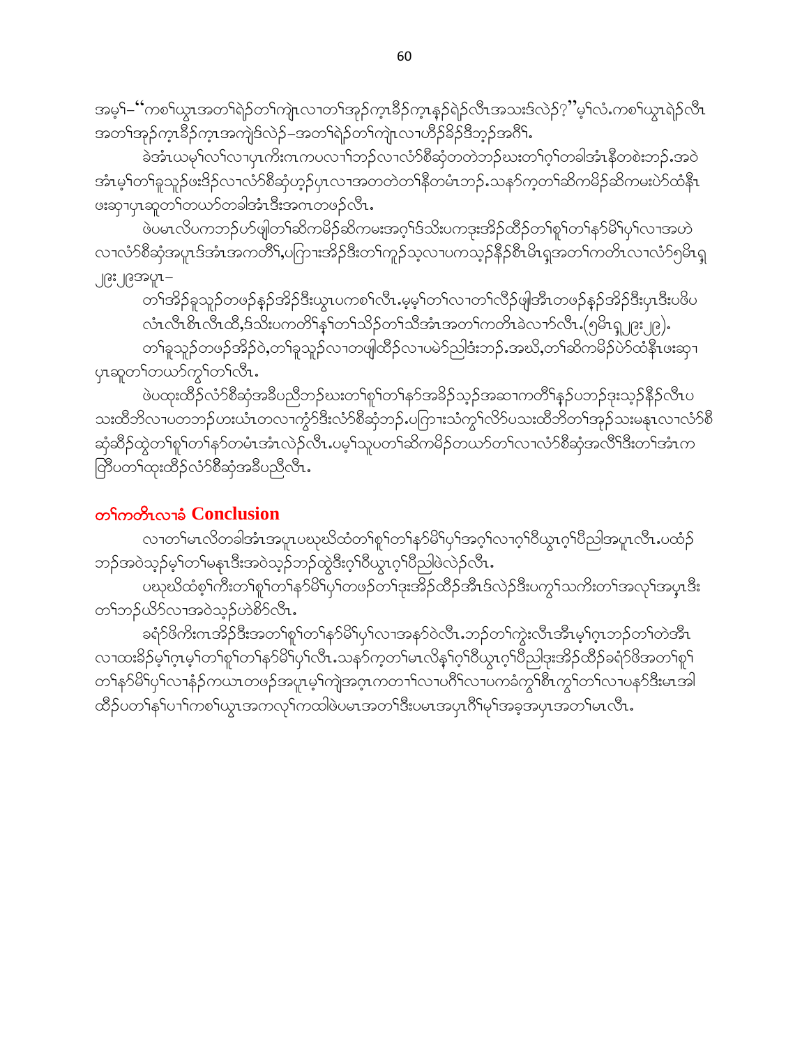အမ့ၢ်–''ကစၢ်ယွၤအတၢ်ရဲ၃်တၢ်ကျဲၤလၢတၢ်အု၃်က့ၤခိ၃်ကၠၤန့၃်ရဲ၃်လီၤအသးဒ်လဲ၃်?''မ့ၢ်လံ.ကစၢ်ယွၤရဲ၃်လီၤ အတၢ်အု၃်ကၠၤခိ၃်ကၠၤအကျဲဒ်လဲ၃်–အတၢ်ရဲ၃်တၢ်ကျဲၤလၢဟီ၃်ခိ၃်ဒိဘၠ၃်အဂီၢ်.

ခဲအံၤယမုၢ်လၢ်လၢပှၤကီးကၤကပလၢၢ်ဘ၃်လၢလံာ်စီဆုံတတဲဘ၃်ဃးတၢ်ဂ့ၢ်တခါအံၤနီတစဲးဘ၃်.အဝဲ အံၤမ့ၢ်တၢ်ခူသူ၃်ဖးဒိ၃်လၢလံာ်စီဆုံဟ့၃်ပှၤလၢအတတဲတၢ်နီတမံၤဘ၃်.သနာ်က့တၢ်ဆိကမိ၃်ဆိကမးပဲာ်ထံနီၤ ဖးဆှၢပှၤဆူတၢ်တယာ်တခါအံၤဒီးအဂၤတဖ၃်လီၤ.

ဖဲပမၤလိပကဘ၃်ဟ်ဖျါတၢ်ဆိကမိ၃်ဆိကမးအဂ့ၢ်ဒ်သိးပကဒုးအိ၃်ထိ၃်တၢ်စူၢ်တၢ်နာ်မိၢ်ပှၢ်လၢအဟဲ လၢလံာ်စီဆုံအပူၤဒ်အံၤအကတိၢ်,ပကြၢးအိ၃်ဒီးတၢ်ကူ၃်သ့လၢပကသ့၃်နီ၃်စီၤမိၤရှအတၢ်ကတိၤလၢလံာ်ၵမိၤရှ ၂၉း၂၉အပူၤ–

တၢ်အိ၃်ခူသူ၃်တဖ၃်နှ၃်အိ၃်ဒီးယွၤပကစၢ်လီၤ.မ့မ့ၢ်တၢ်လၢတၢ်လိ၃်ဖျါအီၤတဖ၃်နှ၃်အိ၃်ဒီးပှၤဒီးပဖိပ လံၤလီၤစိၤလီၤထီ,ဒ်သိးပကတိၢ်နှၢ်တၢ်သိ၃်တၢ်သီအံၤအတၢ်ကတိၤခဲလၢာ်လီၤ.(ၵမိၤရှ၂၉း၂၉).

တၢ်ခူသူ၃်တဖ၃်အိ၃်ဝဲ,တၢ်ခူသူ၃်လၢတဖျါထိ၃်လၢပမဲာ်ညါဒံးဘ၃်.အဃိ,တၢ်ဆိကမိ၃်ပဲာ်ထံနီၤဖးဆှၢ ပှၤဆူတၢ်တယာ်ကွၢ်တၢ်လီၤ.

ဖဲပထုးထိ၃်လံာ်စီဆုံအခီပညီဘ၃်ဃးတၢ်စူၢ်တၢ်နာ်အခိ၃်သ့၃်အဆၢကတိၢ်နှ၃်ပဘ၃်ဒုးသ့၃်နီ၃်လီၤပ သးထိဘိလၢပတဘ၃်ဟးယံၤတလၢကွံာ်ဒီးလံာ်စီဆုံဘ၃်.ပကြၢးသံကွၢ်လိာ်ပသးထိဘိတၢ်အု၃်သးမနုၤလၢလံာ်စီ ဆုံဆီ၃်ထွဲတၢ်စူၢ်တၢ်နာ်တမံၤအံၤလဲ၃်လီၤ.ပမ့ၢ်သူပတၢ်ဆိကမိ၃်တယာ်တၢ်လၢလံာ်စီဆုံအလီၢ်ဒီးတၢ်အံၤက ဖြိပတၢ်ထုးထိ၃်လံာ်စီဆုံအခီပညီလီၤ.

## တၢ်ကတိၤလၢခံ Conclusion

လၢတၢ်မၤလိတခါအံၤအပူၤပဃုဃိထံတၢ်စူၢ်တၢ်နာ်မိၢ်ပှၢ်အဂ့ၢ်လၢဂ့ၢ်ဝီယွၤဂ့ၢ်ပီညါအပူၤလီၤ.ပထံ၃် ဘ၃်အဝဲသ့၃်မ့ၢ်တၢ်မနုၤဒီးအဝဲသ့၃်ဘ၃်ထွဲဒီးဂ့ၢ်ဝီယွၤဂ့ၢ်ပီညါဖဲလဲ၃်လီၤ.

ပဃုဃိထံစ့ၢ်ကီးတၢ်စူၢ်တၢ်နာ်မိၢ်ပှၢ်တဖ၃်တၢ်ဒုးအိ၃်ထိ၃်အီၤဒ်လဲ၃်ဒီးပကွၢ်သကိးတၢ်အလှၢ်အပှၤဒီး တၢ်ဘ၃်ယိာ်လၢအဝဲသ့၃်ဟဲစိာ်လီၤ.

ခရံာ်ဖိကိးကၤအိ၃်ဒီးအတၢ်စူၢ်တၢ်နာ်မိၢ်ပှၢ်လၢအနာ်ဝဲလီၤ.ဘ၃်တၢ်ကွဲးလီၤအီၤမ့ၢ်ဂ့ၤဘ၃်တၢ်တဲအီၤ လၢထးခိ၃်မ့ၢ်ဂ့ၤမ့ၢ်တၢ်စူၢ်တၢ်နာ်မိၢ်ပှၢ်လီၤ.သနာ်က့တၢ်မၤလိန့ၢ်ဂ့ၢ်ဝီယွၤဂ့ၢ်ပီညါဒုးအိ၃်ထိ၃်ခရံာ်ဖိအတၢ်စူၢ် တၢ်နာ်မိၢ်ပှၢ်လၢနံ၃်ကယၤတဖ၃်အပူၤမ့ၢ်ကျဲအဂ့ၤကတၢၢ်လၢပဂီၢ်လၢပကခံကွၢ်စီၤကွၢ်တၢ်လၢပနာ်ဒီးမၤအါ ထိ၃်ပတၢ်နၢ်ပၢၢ်ကစၢ်ယွၤအကလုၢ်ကထါဖဲပမၤအတၢ်ဒီးပမၤအပှၤဂီၢ်မုၢ်အခ့အပှၤအတၢ်မၤလီၤ.